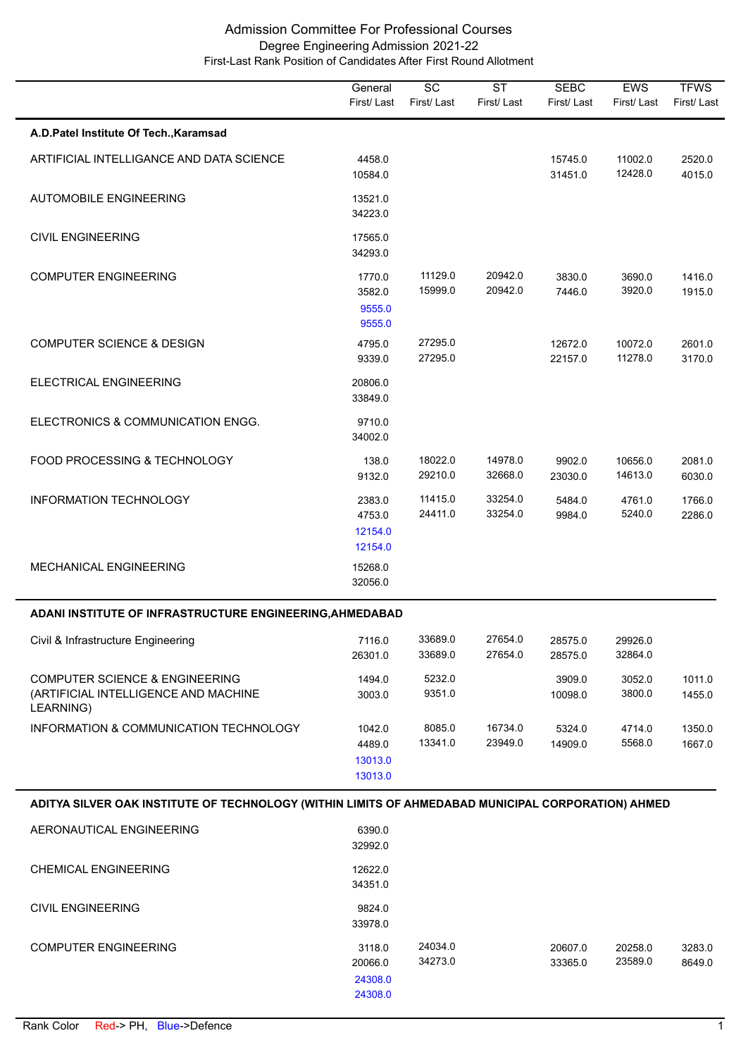# Admission Committee For Professional Courses

## Degree Engineering Admission 2021-22

### First-Last Rank Position of Candidates After First Round Allotment

| | General First/ Last | SC First/ Last | ST First/ Last | SEBC First/ Last | EWS First/ Last | TFWS First/ Last |
|---|---|---|---|---|---|---|
| **A.D.Patel Institute Of Tech.,Karamsad** | | | | | | |
| ARTIFICIAL INTELLIGANCE AND DATA SCIENCE | 4458.0<br>10584.0 | | | 15745.0<br>31451.0 | 11002.0<br>12428.0 | 2520.0<br>4015.0 |
| AUTOMOBILE ENGINEERING | 13521.0<br>34223.0 | | | | | |
| CIVIL ENGINEERING | 17565.0<br>34293.0 | | | | | |
| COMPUTER ENGINEERING | 1770.0<br>3582.0<br>9555.0<br>9555.0 | 11129.0<br>15999.0 | 20942.0<br>20942.0 | 3830.0<br>7446.0 | 3690.0<br>3920.0 | 1416.0<br>1915.0 |
| COMPUTER SCIENCE & DESIGN | 4795.0<br>9339.0 | 27295.0<br>27295.0 | | 12672.0<br>22157.0 | 10072.0<br>11278.0 | 2601.0<br>3170.0 |
| ELECTRICAL ENGINEERING | 20806.0<br>33849.0 | | | | | |
| ELECTRONICS & COMMUNICATION ENGG. | 9710.0<br>34002.0 | | | | | |
| FOOD PROCESSING & TECHNOLOGY | 138.0<br>9132.0 | 18022.0<br>29210.0 | 14978.0<br>32668.0 | 9902.0<br>23030.0 | 10656.0<br>14613.0 | 2081.0<br>6030.0 |
| INFORMATION TECHNOLOGY | 2383.0<br>4753.0<br>12154.0<br>12154.0 | 11415.0<br>24411.0 | 33254.0<br>33254.0 | 5484.0<br>9984.0 | 4761.0<br>5240.0 | 1766.0<br>2286.0 |
| MECHANICAL ENGINEERING | 15268.0<br>32056.0 | | | | | |
| **ADANI INSTITUTE OF INFRASTRUCTURE ENGINEERING,AHMEDABAD** | | | | | | |
| Civil & Infrastructure Engineering | 7116.0<br>26301.0 | 33689.0<br>33689.0 | 27654.0<br>27654.0 | 28575.0<br>28575.0 | 29926.0<br>32864.0 | |
| COMPUTER SCIENCE & ENGINEERING (ARTIFICIAL INTELLIGENCE AND MACHINE LEARNING) | 1494.0<br>3003.0 | 5232.0<br>9351.0 | | 3909.0<br>10098.0 | 3052.0<br>3800.0 | 1011.0<br>1455.0 |
| INFORMATION & COMMUNICATION TECHNOLOGY | 1042.0<br>4489.0<br>13013.0<br>13013.0 | 8085.0<br>13341.0 | 16734.0<br>23949.0 | 5324.0<br>14909.0 | 4714.0<br>5568.0 | 1350.0<br>1667.0 |
| **ADITYA SILVER OAK INSTITUTE OF TECHNOLOGY (WITHIN LIMITS OF AHMEDABAD MUNICIPAL CORPORATION) AHMED** | | | | | | |
| AERONAUTICAL ENGINEERING | 6390.0<br>32992.0 | | | | | |
| CHEMICAL ENGINEERING | 12622.0<br>34351.0 | | | | | |
| CIVIL ENGINEERING | 9824.0<br>33978.0 | | | | | |
| COMPUTER ENGINEERING | 3118.0<br>20066.0<br>24308.0<br>24308.0 | 24034.0<br>34273.0 | | 20607.0<br>33365.0 | 20258.0<br>23589.0 | 3283.0<br>8649.0 |

Rank Color Red-> PH, Blue->Defence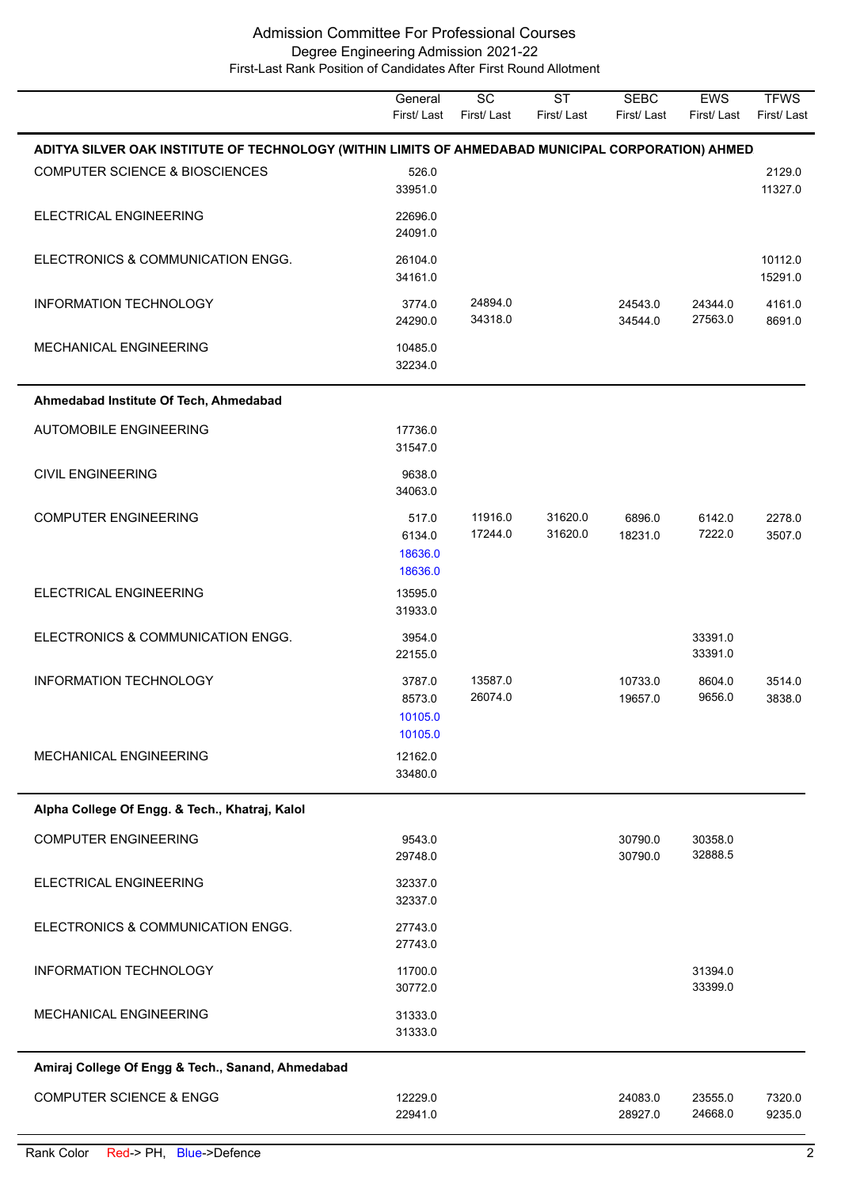Admission Committee For Professional Courses
Degree Engineering Admission 2021-22
First-Last Rank Position of Candidates After First Round Allotment

| | General First/ Last | SC First/ Last | ST First/ Last | SEBC First/ Last | EWS First/ Last | TFWS First/ Last |
|---|---|---|---|---|---|---|
| **ADITYA SILVER OAK INSTITUTE OF TECHNOLOGY (WITHIN LIMITS OF AHMEDABAD MUNICIPAL CORPORATION) AHMED** | | | | | | |
| COMPUTER SCIENCE & BIOSCIENCES | 526.0 33951.0 | | | | | 2129.0 11327.0 |
| ELECTRICAL ENGINEERING | 22696.0 24091.0 | | | | | |
| ELECTRONICS & COMMUNICATION ENGG. | 26104.0 34161.0 | | | | | 10112.0 15291.0 |
| INFORMATION TECHNOLOGY | 3774.0 24290.0 | 24894.0 34318.0 | | 24543.0 34544.0 | 24344.0 27563.0 | 4161.0 8691.0 |
| MECHANICAL ENGINEERING | 10485.0 32234.0 | | | | | |
| **Ahmedabad Institute Of Tech, Ahmedabad** | | | | | | |
| AUTOMOBILE ENGINEERING | 17736.0 31547.0 | | | | | |
| CIVIL ENGINEERING | 9638.0 34063.0 | | | | | |
| COMPUTER ENGINEERING | 517.0 6134.0 18636.0 18636.0 | 11916.0 17244.0 | 31620.0 31620.0 | 6896.0 18231.0 | 6142.0 7222.0 | 2278.0 3507.0 |
| ELECTRICAL ENGINEERING | 13595.0 31933.0 | | | | | |
| ELECTRONICS & COMMUNICATION ENGG. | 3954.0 22155.0 | | | | 33391.0 33391.0 | |
| INFORMATION TECHNOLOGY | 3787.0 8573.0 10105.0 10105.0 | 13587.0 26074.0 | | 10733.0 19657.0 | 8604.0 9656.0 | 3514.0 3838.0 |
| MECHANICAL ENGINEERING | 12162.0 33480.0 | | | | | |
| **Alpha College Of Engg. & Tech., Khatraj, Kalol** | | | | | | |
| COMPUTER ENGINEERING | 9543.0 29748.0 | | | 30790.0 30790.0 | 30358.0 32888.5 | |
| ELECTRICAL ENGINEERING | 32337.0 32337.0 | | | | | |
| ELECTRONICS & COMMUNICATION ENGG. | 27743.0 27743.0 | | | | | |
| INFORMATION TECHNOLOGY | 11700.0 30772.0 | | | | 31394.0 33399.0 | |
| MECHANICAL ENGINEERING | 31333.0 31333.0 | | | | | |
| **Amiraj College Of Engg & Tech., Sanand, Ahmedabad** | | | | | | |
| COMPUTER SCIENCE & ENGG | 12229.0 22941.0 | | | 24083.0 28927.0 | 23555.0 24668.0 | 7320.0 9235.0 |

Rank Color Red-> PH, Blue->Defence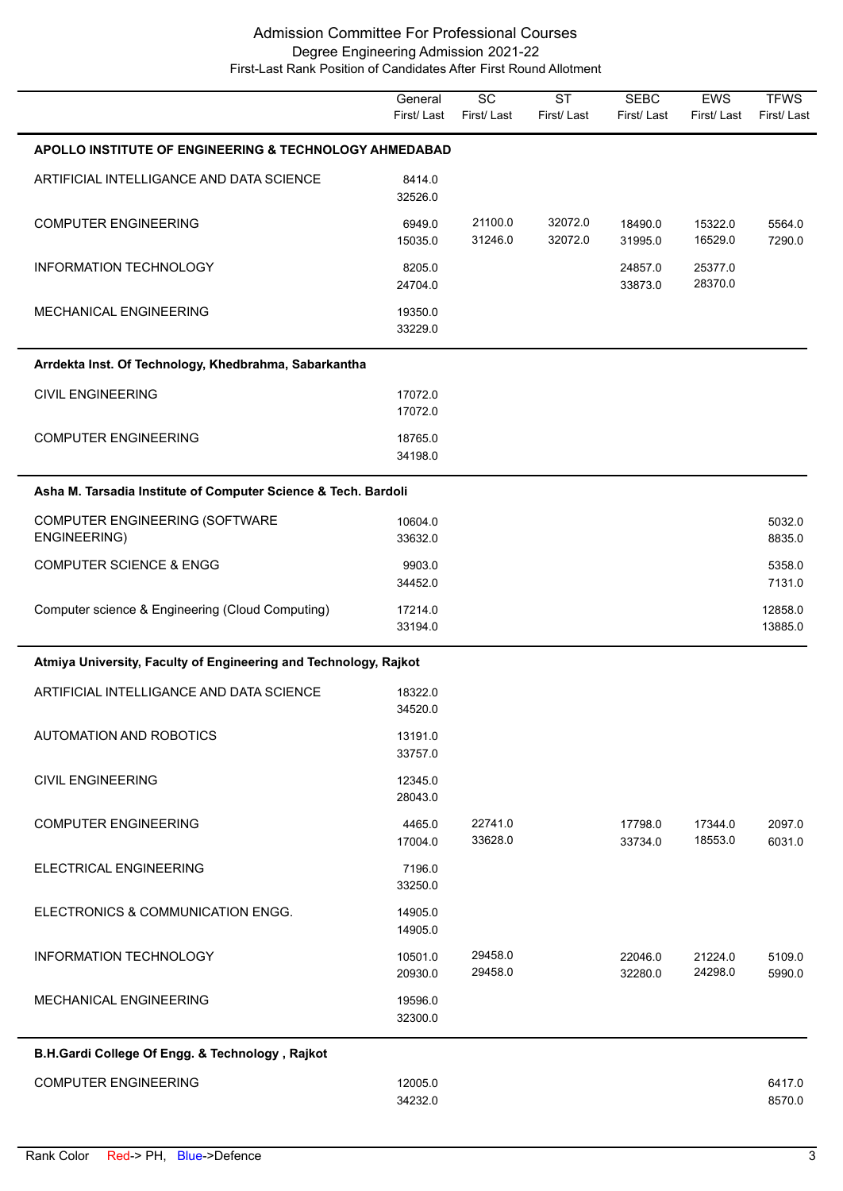# Admission Committee For Professional Courses
## Degree Engineering Admission 2021-22
### First-Last Rank Position of Candidates After First Round Allotment

| | General First/ Last | SC First/ Last | ST First/ Last | SEBC First/ Last | EWS First/ Last | TFWS First/ Last |
|---|---|---|---|---|---|---|
| **APOLLO INSTITUTE OF ENGINEERING & TECHNOLOGY AHMEDABAD** | | | | | | |
| ARTIFICIAL INTELLIGANCE AND DATA SCIENCE | 8414.0<br>32526.0 | | | | | |
| COMPUTER ENGINEERING | 6949.0<br>15035.0 | 21100.0<br>31246.0 | 32072.0<br>32072.0 | 18490.0<br>31995.0 | 15322.0<br>16529.0 | 5564.0<br>7290.0 |
| INFORMATION TECHNOLOGY | 8205.0<br>24704.0 | | | 24857.0<br>33873.0 | 25377.0<br>28370.0 | |
| MECHANICAL ENGINEERING | 19350.0<br>33229.0 | | | | | |
| **Arrdekta Inst. Of Technology, Khedbrahma, Sabarkantha** | | | | | | |
| CIVIL ENGINEERING | 17072.0<br>17072.0 | | | | | |
| COMPUTER ENGINEERING | 18765.0<br>34198.0 | | | | | |
| **Asha M. Tarsadia Institute of Computer Science & Tech. Bardoli** | | | | | | |
| COMPUTER ENGINEERING (SOFTWARE ENGINEERING) | 10604.0<br>33632.0 | | | | | 5032.0<br>8835.0 |
| COMPUTER SCIENCE & ENGG | 9903.0<br>34452.0 | | | | | 5358.0<br>7131.0 |
| Computer science & Engineering (Cloud Computing) | 17214.0<br>33194.0 | | | | | 12858.0<br>13885.0 |
| **Atmiya University, Faculty of Engineering and Technology, Rajkot** | | | | | | |
| ARTIFICIAL INTELLIGANCE AND DATA SCIENCE | 18322.0<br>34520.0 | | | | | |
| AUTOMATION AND ROBOTICS | 13191.0<br>33757.0 | | | | | |
| CIVIL ENGINEERING | 12345.0<br>28043.0 | | | | | |
| COMPUTER ENGINEERING | 4465.0<br>17004.0 | 22741.0<br>33628.0 | | 17798.0<br>33734.0 | 17344.0<br>18553.0 | 2097.0<br>6031.0 |
| ELECTRICAL ENGINEERING | 7196.0<br>33250.0 | | | | | |
| ELECTRONICS & COMMUNICATION ENGG. | 14905.0<br>14905.0 | | | | | |
| INFORMATION TECHNOLOGY | 10501.0<br>20930.0 | 29458.0<br>29458.0 | | 22046.0<br>32280.0 | 21224.0<br>24298.0 | 5109.0<br>5990.0 |
| MECHANICAL ENGINEERING | 19596.0<br>32300.0 | | | | | |
| **B.H.Gardi College Of Engg. & Technology , Rajkot** | | | | | | |
| COMPUTER ENGINEERING | 12005.0<br>34232.0 | | | | | 6417.0<br>8570.0 |

Rank Color Red-> PH, Blue->Defence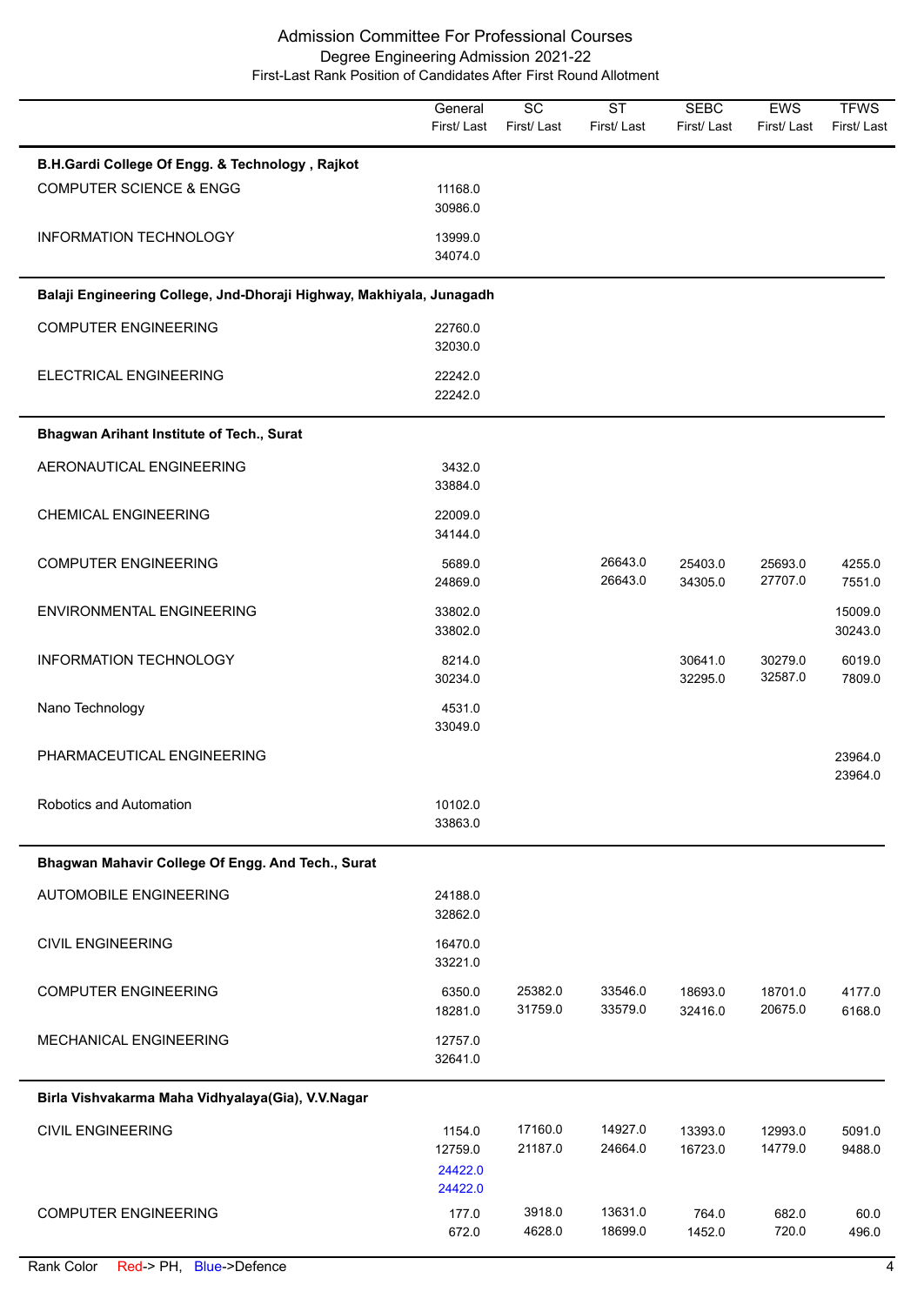# Admission Committee For Professional Courses
## Degree Engineering Admission 2021-22
### First-Last Rank Position of Candidates After First Round Allotment

| | General First/ Last | SC First/ Last | ST First/ Last | SEBC First/ Last | EWS First/ Last | TFWS First/ Last |
|---|---|---|---|---|---|---|
| **B.H.Gardi College Of Engg. & Technology , Rajkot** | | | | | | |
| COMPUTER SCIENCE & ENGG | 11168.0<br>30986.0 | | | | | |
| INFORMATION TECHNOLOGY | 13999.0<br>34074.0 | | | | | |
| **Balaji Engineering College, Jnd-Dhoraji Highway, Makhiyala, Junagadh** | | | | | | |
| COMPUTER ENGINEERING | 22760.0<br>32030.0 | | | | | |
| ELECTRICAL ENGINEERING | 22242.0<br>22242.0 | | | | | |
| **Bhagwan Arihant Institute of Tech., Surat** | | | | | | |
| AERONAUTICAL ENGINEERING | 3432.0<br>33884.0 | | | | | |
| CHEMICAL ENGINEERING | 22009.0<br>34144.0 | | | | | |
| COMPUTER ENGINEERING | 5689.0<br>24869.0 | | 26643.0<br>26643.0 | 25403.0<br>34305.0 | 25693.0<br>27707.0 | 4255.0<br>7551.0 |
| ENVIRONMENTAL ENGINEERING | 33802.0<br>33802.0 | | | | | 15009.0<br>30243.0 |
| INFORMATION TECHNOLOGY | 8214.0<br>30234.0 | | | 30641.0<br>32295.0 | 30279.0<br>32587.0 | 6019.0<br>7809.0 |
| Nano Technology | 4531.0<br>33049.0 | | | | | |
| PHARMACEUTICAL ENGINEERING | | | | | | 23964.0<br>23964.0 |
| Robotics and Automation | 10102.0<br>33863.0 | | | | | |
| **Bhagwan Mahavir College Of Engg. And Tech., Surat** | | | | | | |
| AUTOMOBILE ENGINEERING | 24188.0<br>32862.0 | | | | | |
| CIVIL ENGINEERING | 16470.0<br>33221.0 | | | | | |
| COMPUTER ENGINEERING | 6350.0<br>18281.0 | 25382.0<br>31759.0 | 33546.0<br>33579.0 | 18693.0<br>32416.0 | 18701.0<br>20675.0 | 4177.0<br>6168.0 |
| MECHANICAL ENGINEERING | 12757.0<br>32641.0 | | | | | |
| **Birla Vishvakarma Maha Vidhyalaya(Gia), V.V.Nagar** | | | | | | |
| CIVIL ENGINEERING | 1154.0<br>12759.0<br>24422.0 (Defence)<br>24422.0 (Defence) | 17160.0<br>21187.0 | 14927.0<br>24664.0 | 13393.0<br>16723.0 | 12993.0<br>14779.0 | 5091.0<br>9488.0 |
| COMPUTER ENGINEERING | 177.0<br>672.0 | 3918.0<br>4628.0 | 13631.0<br>18699.0 | 764.0<br>1452.0 | 682.0<br>720.0 | 60.0<br>496.0 |

Rank Color Red-> PH, Blue->Defence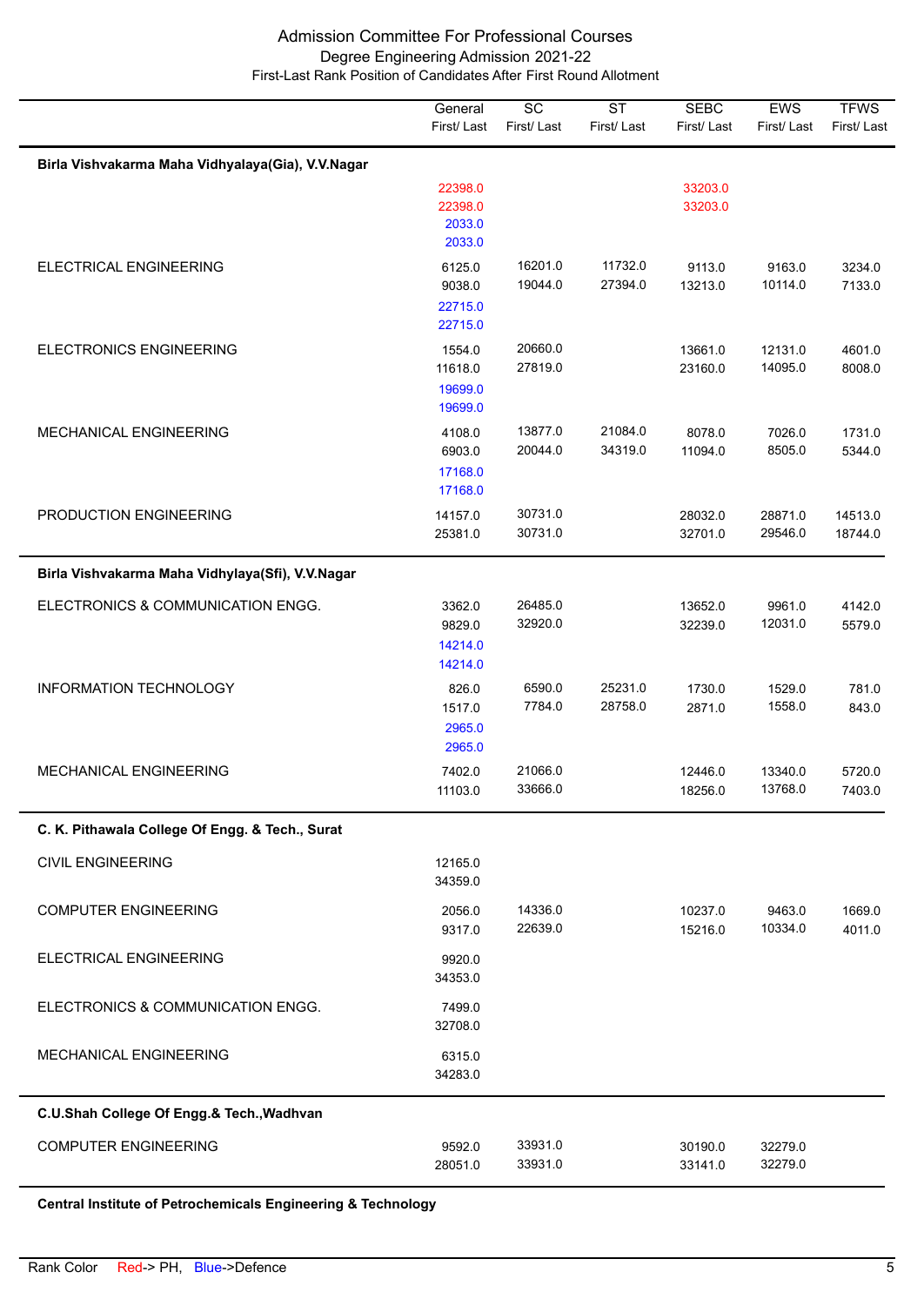Admission Committee For Professional Courses
Degree Engineering Admission 2021-22
First-Last Rank Position of Candidates After First Round Allotment

| | General First/ Last | SC First/ Last | ST First/ Last | SEBC First/ Last | EWS First/ Last | TFWS First/ Last |
|---|---|---|---|---|---|---|
| **Birla Vishvakarma Maha Vidhyalaya(Gia), V.V.Nagar** | | | | | | |
| | 22398.0 22398.0 2033.0 2033.0 | | | 33203.0 33203.0 | | |
| ELECTRICAL ENGINEERING | 6125.0 9038.0 22715.0 22715.0 | 16201.0 19044.0 | 11732.0 27394.0 | 9113.0 13213.0 | 9163.0 10114.0 | 3234.0 7133.0 |
| ELECTRONICS ENGINEERING | 1554.0 11618.0 19699.0 19699.0 | 20660.0 27819.0 | | 13661.0 23160.0 | 12131.0 14095.0 | 4601.0 8008.0 |
| MECHANICAL ENGINEERING | 4108.0 6903.0 17168.0 17168.0 | 13877.0 20044.0 | 21084.0 34319.0 | 8078.0 11094.0 | 7026.0 8505.0 | 1731.0 5344.0 |
| PRODUCTION ENGINEERING | 14157.0 25381.0 | 30731.0 30731.0 | | 28032.0 32701.0 | 28871.0 29546.0 | 14513.0 18744.0 |
| **Birla Vishvakarma Maha Vidhylaya(Sfi), V.V.Nagar** | | | | | | |
| ELECTRONICS & COMMUNICATION ENGG. | 3362.0 9829.0 14214.0 14214.0 | 26485.0 32920.0 | | 13652.0 32239.0 | 9961.0 12031.0 | 4142.0 5579.0 |
| INFORMATION TECHNOLOGY | 826.0 1517.0 2965.0 2965.0 | 6590.0 7784.0 | 25231.0 28758.0 | 1730.0 2871.0 | 1529.0 1558.0 | 781.0 843.0 |
| MECHANICAL ENGINEERING | 7402.0 11103.0 | 21066.0 33666.0 | | 12446.0 18256.0 | 13340.0 13768.0 | 5720.0 7403.0 |
| **C. K. Pithawala College Of Engg. & Tech., Surat** | | | | | | |
| CIVIL ENGINEERING | 12165.0 34359.0 | | | | | |
| COMPUTER ENGINEERING | 2056.0 9317.0 | 14336.0 22639.0 | | 10237.0 15216.0 | 9463.0 10334.0 | 1669.0 4011.0 |
| ELECTRICAL ENGINEERING | 9920.0 34353.0 | | | | | |
| ELECTRONICS & COMMUNICATION ENGG. | 7499.0 32708.0 | | | | | |
| MECHANICAL ENGINEERING | 6315.0 34283.0 | | | | | |
| **C.U.Shah College Of Engg.& Tech.,Wadhvan** | | | | | | |
| COMPUTER ENGINEERING | 9592.0 28051.0 | 33931.0 33931.0 | | 30190.0 33141.0 | 32279.0 32279.0 | |
| **Central Institute of Petrochemicals Engineering & Technology** | | | | | | |

Rank Color Red-> PH, Blue->Defence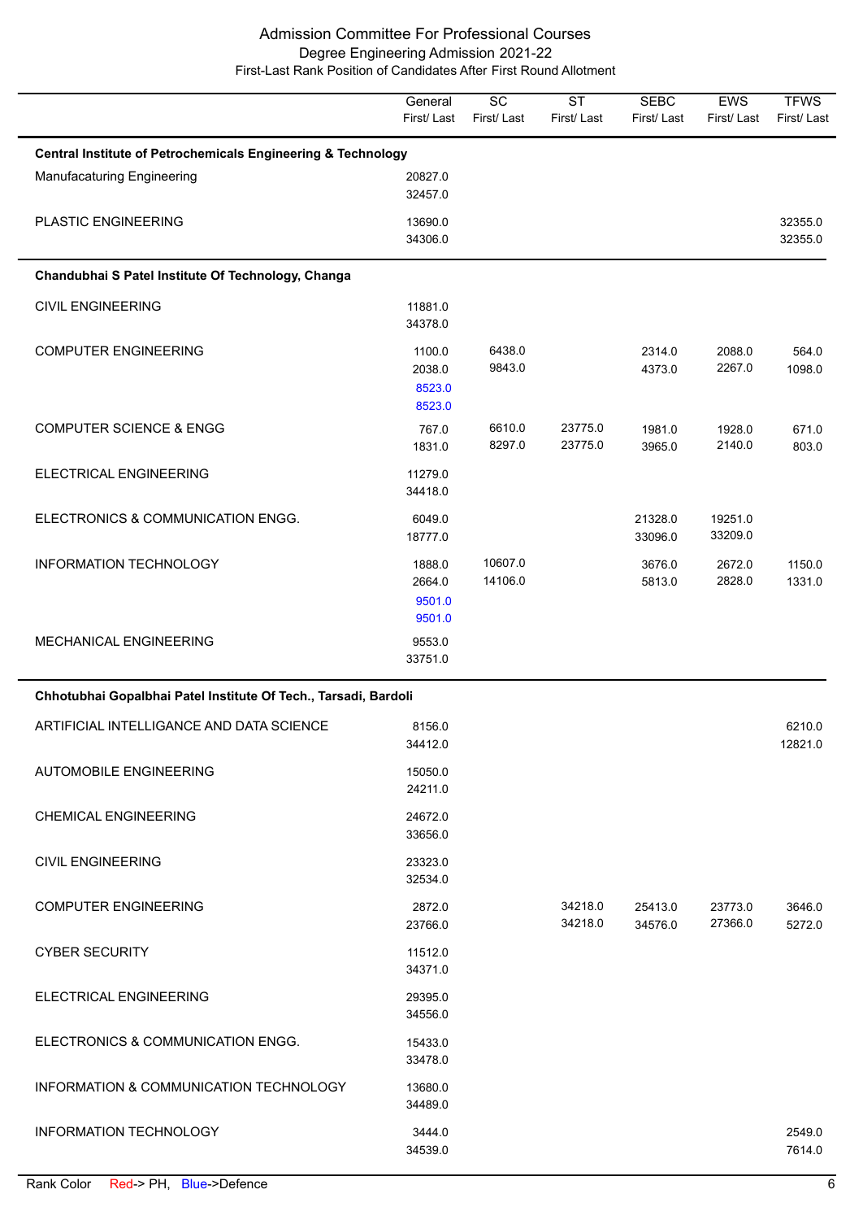# Admission Committee For Professional Courses

## Degree Engineering Admission 2021-22

### First-Last Rank Position of Candidates After First Round Allotment

| | General First/ Last | SC First/ Last | ST First/ Last | SEBC First/ Last | EWS First/ Last | TFWS First/ Last |
|---|---|---|---|---|---|---|
| **Central Institute of Petrochemicals Engineering & Technology** | | | | | | |
| Manufacaturing Engineering | 20827.0<br>32457.0 | | | | | |
| PLASTIC ENGINEERING | 13690.0<br>34306.0 | | | | | 32355.0<br>32355.0 |
| **Chandubhai S Patel Institute Of Technology, Changa** | | | | | | |
| CIVIL ENGINEERING | 11881.0<br>34378.0 | | | | | |
| COMPUTER ENGINEERING | 1100.0<br>2038.0<br>8523.0<br>8523.0 | 6438.0<br>9843.0 | | 2314.0<br>4373.0 | 2088.0<br>2267.0 | 564.0<br>1098.0 |
| COMPUTER SCIENCE & ENGG | 767.0<br>1831.0 | 6610.0<br>8297.0 | 23775.0<br>23775.0 | 1981.0<br>3965.0 | 1928.0<br>2140.0 | 671.0<br>803.0 |
| ELECTRICAL ENGINEERING | 11279.0<br>34418.0 | | | | | |
| ELECTRONICS & COMMUNICATION ENGG. | 6049.0<br>18777.0 | | | 21328.0<br>33096.0 | 19251.0<br>33209.0 | |
| INFORMATION TECHNOLOGY | 1888.0<br>2664.0<br>9501.0<br>9501.0 | 10607.0<br>14106.0 | | 3676.0<br>5813.0 | 2672.0<br>2828.0 | 1150.0<br>1331.0 |
| MECHANICAL ENGINEERING | 9553.0<br>33751.0 | | | | | |
| **Chhotubhai Gopalbhai Patel Institute Of Tech., Tarsadi, Bardoli** | | | | | | |
| ARTIFICIAL INTELLIGANCE AND DATA SCIENCE | 8156.0<br>34412.0 | | | | | 6210.0<br>12821.0 |
| AUTOMOBILE ENGINEERING | 15050.0<br>24211.0 | | | | | |
| CHEMICAL ENGINEERING | 24672.0<br>33656.0 | | | | | |
| CIVIL ENGINEERING | 23323.0<br>32534.0 | | | | | |
| COMPUTER ENGINEERING | 2872.0<br>23766.0 | | 34218.0<br>34218.0 | 25413.0<br>34576.0 | 23773.0<br>27366.0 | 3646.0<br>5272.0 |
| CYBER SECURITY | 11512.0<br>34371.0 | | | | | |
| ELECTRICAL ENGINEERING | 29395.0<br>34556.0 | | | | | |
| ELECTRONICS & COMMUNICATION ENGG. | 15433.0<br>33478.0 | | | | | |
| INFORMATION & COMMUNICATION TECHNOLOGY | 13680.0<br>34489.0 | | | | | |
| INFORMATION TECHNOLOGY | 3444.0<br>34539.0 | | | | | 2549.0<br>7614.0 |

Rank Color Red-> PH, Blue->Defence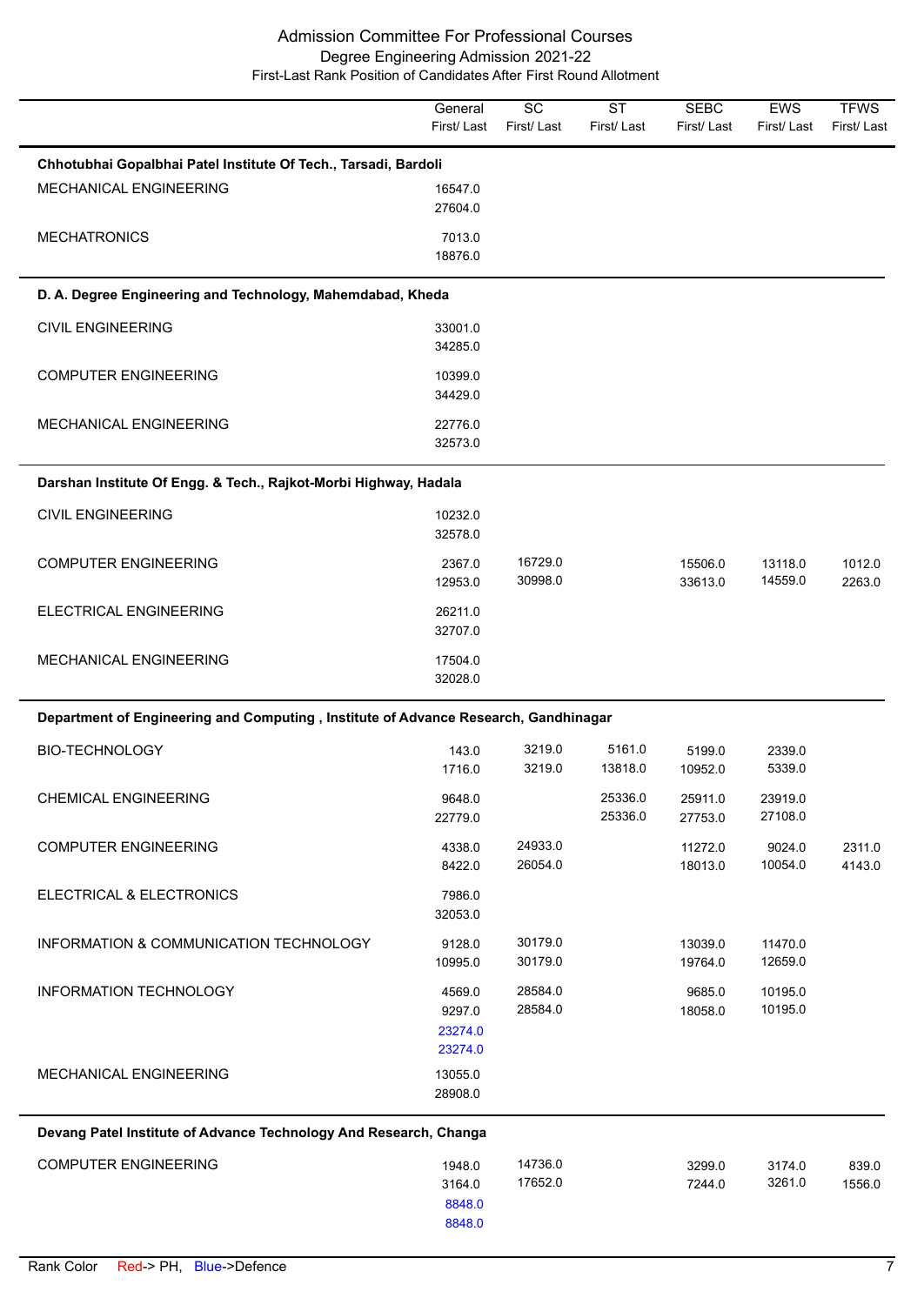# Admission Committee For Professional Courses

## Degree Engineering Admission 2021-22

### First-Last Rank Position of Candidates After First Round Allotment

| | General First/ Last | SC First/ Last | ST First/ Last | SEBC First/ Last | EWS First/ Last | TFWS First/ Last |
|---|---|---|---|---|---|---|
| **Chhotubhai Gopalbhai Patel Institute Of Tech., Tarsadi, Bardoli** | | | | | | |
| MECHANICAL ENGINEERING | 16547.0<br>27604.0 | | | | | |
| MECHATRONICS | 7013.0<br>18876.0 | | | | | |
| **D. A. Degree Engineering and Technology, Mahemdabad, Kheda** | | | | | | |
| CIVIL ENGINEERING | 33001.0<br>34285.0 | | | | | |
| COMPUTER ENGINEERING | 10399.0<br>34429.0 | | | | | |
| MECHANICAL ENGINEERING | 22776.0<br>32573.0 | | | | | |
| **Darshan Institute Of Engg. & Tech., Rajkot-Morbi Highway, Hadala** | | | | | | |
| CIVIL ENGINEERING | 10232.0<br>32578.0 | | | | | |
| COMPUTER ENGINEERING | 2367.0<br>12953.0 | 16729.0<br>30998.0 | | 15506.0<br>33613.0 | 13118.0<br>14559.0 | 1012.0<br>2263.0 |
| ELECTRICAL ENGINEERING | 26211.0<br>32707.0 | | | | | |
| MECHANICAL ENGINEERING | 17504.0<br>32028.0 | | | | | |
| **Department of Engineering and Computing , Institute of Advance Research, Gandhinagar** | | | | | | |
| BIO-TECHNOLOGY | 143.0<br>1716.0 | 3219.0<br>3219.0 | 5161.0<br>13818.0 | 5199.0<br>10952.0 | 2339.0<br>5339.0 | |
| CHEMICAL ENGINEERING | 9648.0<br>22779.0 | | 25336.0<br>25336.0 | 25911.0<br>27753.0 | 23919.0<br>27108.0 | |
| COMPUTER ENGINEERING | 4338.0<br>8422.0 | 24933.0<br>26054.0 | | 11272.0<br>18013.0 | 9024.0<br>10054.0 | 2311.0<br>4143.0 |
| ELECTRICAL & ELECTRONICS | 7986.0<br>32053.0 | | | | | |
| INFORMATION & COMMUNICATION TECHNOLOGY | 9128.0<br>10995.0 | 30179.0<br>30179.0 | | 13039.0<br>19764.0 | 11470.0<br>12659.0 | |
| INFORMATION TECHNOLOGY | 4569.0<br>9297.0<br>23274.0 (Defence)<br>23274.0 (Defence) | 28584.0<br>28584.0 | | 9685.0<br>18058.0 | 10195.0<br>10195.0 | |
| MECHANICAL ENGINEERING | 13055.0<br>28908.0 | | | | | |
| **Devang Patel Institute of Advance Technology And Research, Changa** | | | | | | |
| COMPUTER ENGINEERING | 1948.0<br>3164.0<br>8848.0 (Defence)<br>8848.0 (Defence) | 14736.0<br>17652.0 | | 3299.0<br>7244.0 | 3174.0<br>3261.0 | 839.0<br>1556.0 |

Rank Color Red-> PH, Blue->Defence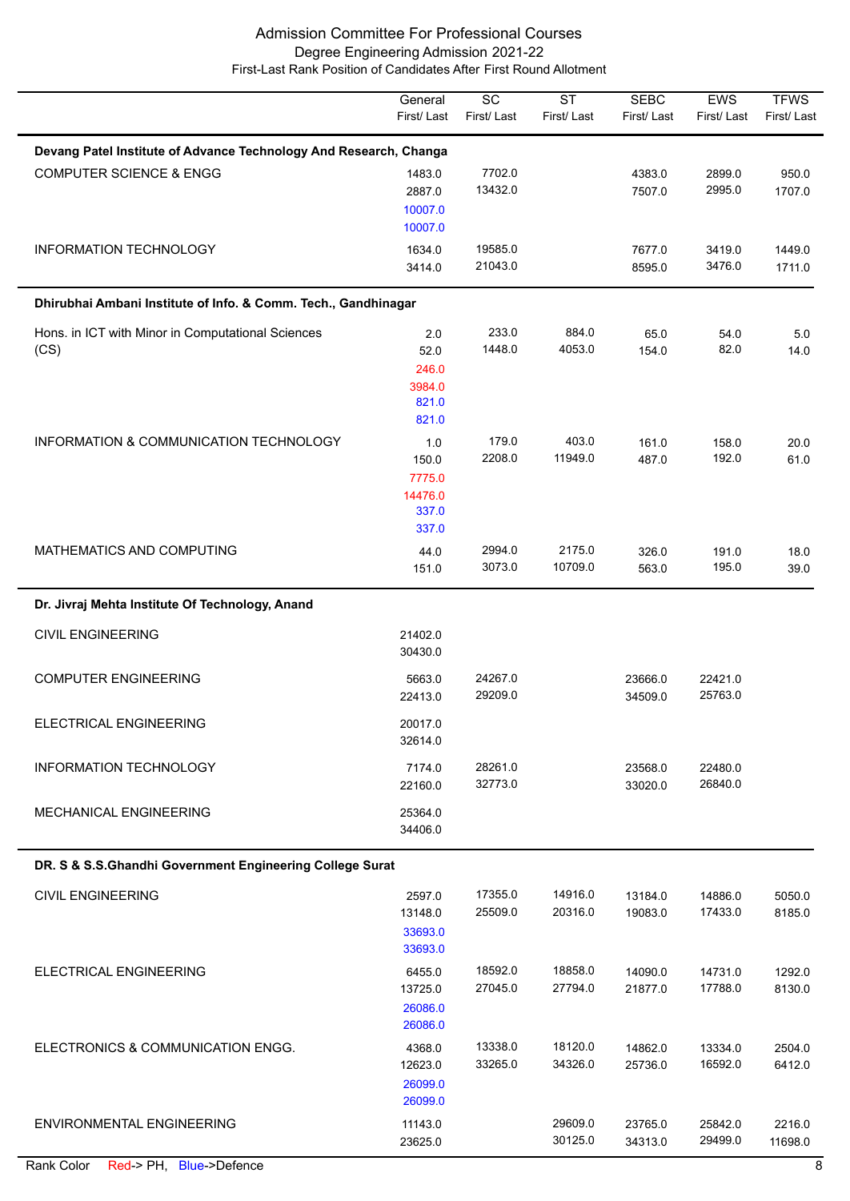# Admission Committee For Professional Courses

## Degree Engineering Admission 2021-22

### First-Last Rank Position of Candidates After First Round Allotment

| | General First/ Last | SC First/ Last | ST First/ Last | SEBC First/ Last | EWS First/ Last | TFWS First/ Last |
|---|---|---|---|---|---|---|
| **Devang Patel Institute of Advance Technology And Research, Changa** | | | | | | |
| COMPUTER SCIENCE & ENGG | 1483.0<br>2887.0<br>10007.0<br>10007.0 | 7702.0<br>13432.0 | | 4383.0<br>7507.0 | 2899.0<br>2995.0 | 950.0<br>1707.0 |
| INFORMATION TECHNOLOGY | 1634.0<br>3414.0 | 19585.0<br>21043.0 | | 7677.0<br>8595.0 | 3419.0<br>3476.0 | 1449.0<br>1711.0 |
| **Dhirubhai Ambani Institute of Info. & Comm. Tech., Gandhinagar** | | | | | | |
| Hons. in ICT with Minor in Computational Sciences (CS) | 2.0<br>52.0<br>246.0<br>3984.0<br>821.0<br>821.0 | 233.0<br>1448.0 | 884.0<br>4053.0 | 65.0<br>154.0 | 54.0<br>82.0 | 5.0<br>14.0 |
| INFORMATION & COMMUNICATION TECHNOLOGY | 1.0<br>150.0<br>7775.0<br>14476.0<br>337.0<br>337.0 | 179.0<br>2208.0 | 403.0<br>11949.0 | 161.0<br>487.0 | 158.0<br>192.0 | 20.0<br>61.0 |
| MATHEMATICS AND COMPUTING | 44.0<br>151.0 | 2994.0<br>3073.0 | 2175.0<br>10709.0 | 326.0<br>563.0 | 191.0<br>195.0 | 18.0<br>39.0 |
| **Dr. Jivraj Mehta Institute Of Technology, Anand** | | | | | | |
| CIVIL ENGINEERING | 21402.0<br>30430.0 | | | | | |
| COMPUTER ENGINEERING | 5663.0<br>22413.0 | 24267.0<br>29209.0 | | 23666.0<br>34509.0 | 22421.0<br>25763.0 | |
| ELECTRICAL ENGINEERING | 20017.0<br>32614.0 | | | | | |
| INFORMATION TECHNOLOGY | 7174.0<br>22160.0 | 28261.0<br>32773.0 | | 23568.0<br>33020.0 | 22480.0<br>26840.0 | |
| MECHANICAL ENGINEERING | 25364.0<br>34406.0 | | | | | |
| **DR. S & S.S.Ghandhi Government Engineering College Surat** | | | | | | |
| CIVIL ENGINEERING | 2597.0<br>13148.0<br>33693.0<br>33693.0 | 17355.0<br>25509.0 | 14916.0<br>20316.0 | 13184.0<br>19083.0 | 14886.0<br>17433.0 | 5050.0<br>8185.0 |
| ELECTRICAL ENGINEERING | 6455.0<br>13725.0<br>26086.0<br>26086.0 | 18592.0<br>27045.0 | 18858.0<br>27794.0 | 14090.0<br>21877.0 | 14731.0<br>17788.0 | 1292.0<br>8130.0 |
| ELECTRONICS & COMMUNICATION ENGG. | 4368.0<br>12623.0<br>26099.0<br>26099.0 | 13338.0<br>33265.0 | 18120.0<br>34326.0 | 14862.0<br>25736.0 | 13334.0<br>16592.0 | 2504.0<br>6412.0 |
| ENVIRONMENTAL ENGINEERING | 11143.0<br>23625.0 | | 29609.0<br>30125.0 | 23765.0<br>34313.0 | 25842.0<br>29499.0 | 2216.0<br>11698.0 |

Rank Color Red-> PH, Blue->Defence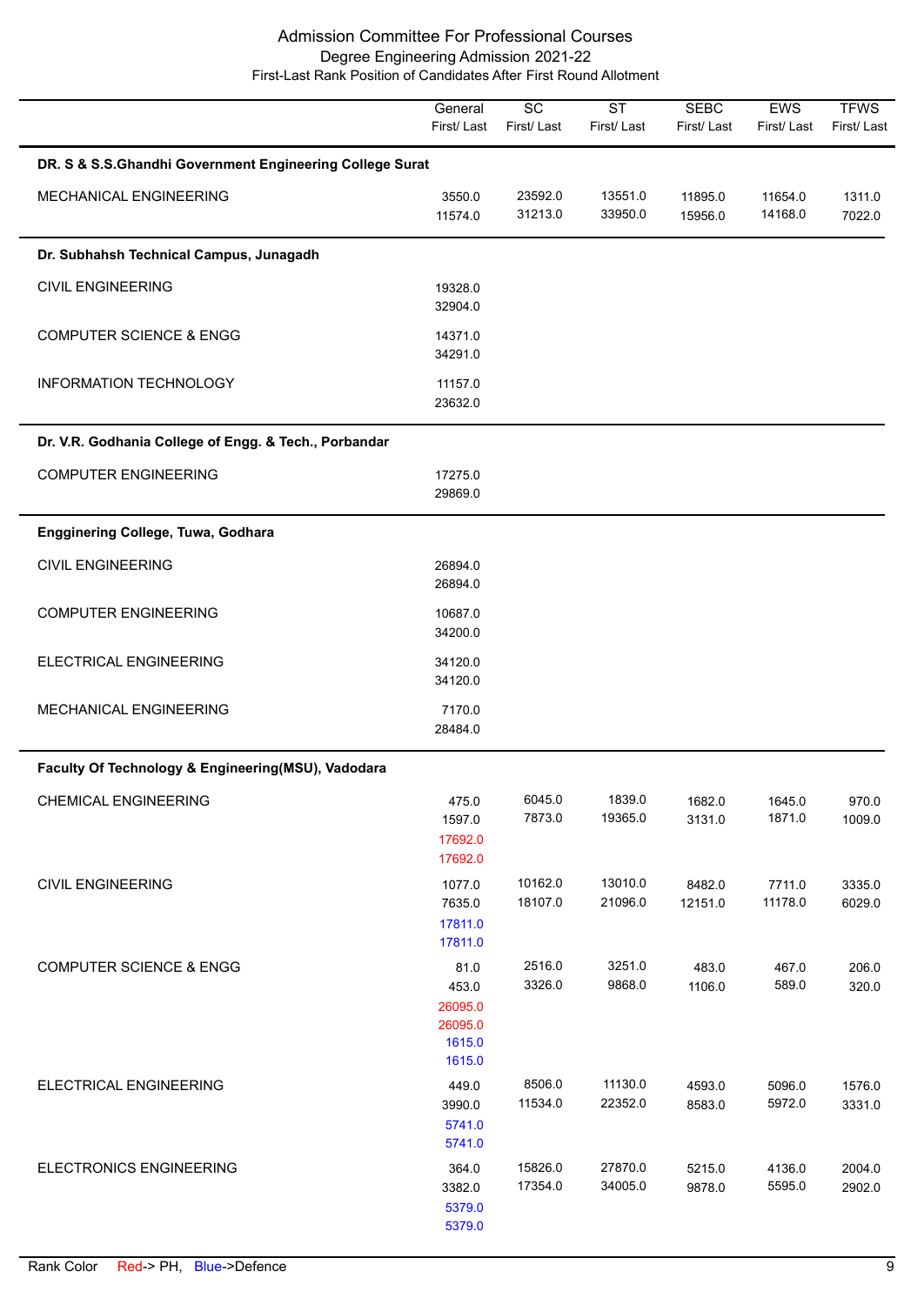Admission Committee For Professional Courses

Degree Engineering Admission 2021-22

First-Last Rank Position of Candidates After First Round Allotment

| | General First/ Last | SC First/ Last | ST First/ Last | SEBC First/ Last | EWS First/ Last | TFWS First/ Last |
|---|---|---|---|---|---|---|
| **DR. S & S.S.Ghandhi Government Engineering College Surat** | | | | | | |
| MECHANICAL ENGINEERING | 3550.0<br>11574.0 | 23592.0<br>31213.0 | 13551.0<br>33950.0 | 11895.0<br>15956.0 | 11654.0<br>14168.0 | 1311.0<br>7022.0 |
| **Dr. Subhahsh Technical Campus, Junagadh** | | | | | | |
| CIVIL ENGINEERING | 19328.0<br>32904.0 | | | | | |
| COMPUTER SCIENCE & ENGG | 14371.0<br>34291.0 | | | | | |
| INFORMATION TECHNOLOGY | 11157.0<br>23632.0 | | | | | |
| **Dr. V.R. Godhania College of Engg. & Tech., Porbandar** | | | | | | |
| COMPUTER ENGINEERING | 17275.0<br>29869.0 | | | | | |
| **Engginering College, Tuwa, Godhara** | | | | | | |
| CIVIL ENGINEERING | 26894.0<br>26894.0 | | | | | |
| COMPUTER ENGINEERING | 10687.0<br>34200.0 | | | | | |
| ELECTRICAL ENGINEERING | 34120.0<br>34120.0 | | | | | |
| MECHANICAL ENGINEERING | 7170.0<br>28484.0 | | | | | |
| **Faculty Of Technology & Engineering(MSU), Vadodara** | | | | | | |
| CHEMICAL ENGINEERING | 475.0<br>1597.0<br>17692.0 (PH)<br>17692.0 (PH) | 6045.0<br>7873.0 | 1839.0<br>19365.0 | 1682.0<br>3131.0 | 1645.0<br>1871.0 | 970.0<br>1009.0 |
| CIVIL ENGINEERING | 1077.0<br>7635.0<br>17811.0 (Defence)<br>17811.0 (Defence) | 10162.0<br>18107.0 | 13010.0<br>21096.0 | 8482.0<br>12151.0 | 7711.0<br>11178.0 | 3335.0<br>6029.0 |
| COMPUTER SCIENCE & ENGG | 81.0<br>453.0<br>26095.0 (PH)<br>26095.0 (PH)<br>1615.0 (Defence)<br>1615.0 (Defence) | 2516.0<br>3326.0 | 3251.0<br>9868.0 | 483.0<br>1106.0 | 467.0<br>589.0 | 206.0<br>320.0 |
| ELECTRICAL ENGINEERING | 449.0<br>3990.0<br>5741.0 (Defence)<br>5741.0 (Defence) | 8506.0<br>11534.0 | 11130.0<br>22352.0 | 4593.0<br>8583.0 | 5096.0<br>5972.0 | 1576.0<br>3331.0 |
| ELECTRONICS ENGINEERING | 364.0<br>3382.0<br>5379.0 (Defence)<br>5379.0 (Defence) | 15826.0<br>17354.0 | 27870.0<br>34005.0 | 5215.0<br>9878.0 | 4136.0<br>5595.0 | 2004.0<br>2902.0 |

Rank Color Red-> PH, Blue->Defence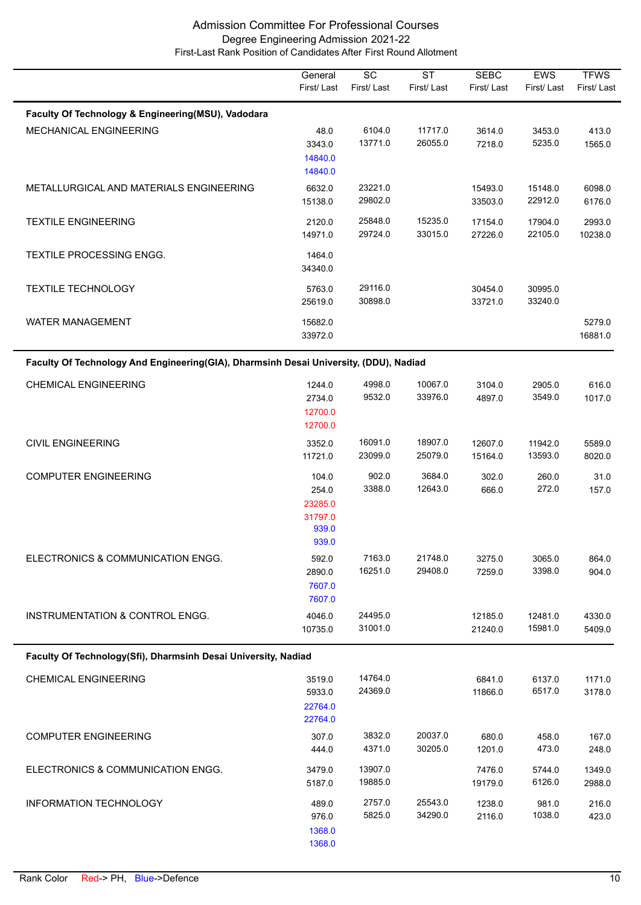Admission Committee For Professional Courses
Degree Engineering Admission 2021-22
First-Last Rank Position of Candidates After First Round Allotment

| | General First/ Last | SC First/ Last | ST First/ Last | SEBC First/ Last | EWS First/ Last | TFWS First/ Last |
|---|---|---|---|---|---|---|
| **Faculty Of Technology & Engineering(MSU), Vadodara** | | | | | | |
| MECHANICAL ENGINEERING | 48.0<br>3343.0<br>14840.0<br>14840.0 | 6104.0<br>13771.0 | 11717.0<br>26055.0 | 3614.0<br>7218.0 | 3453.0<br>5235.0 | 413.0<br>1565.0 |
| METALLURGICAL AND MATERIALS ENGINEERING | 6632.0<br>15138.0 | 23221.0<br>29802.0 | | 15493.0<br>33503.0 | 15148.0<br>22912.0 | 6098.0<br>6176.0 |
| TEXTILE ENGINEERING | 2120.0<br>14971.0 | 25848.0<br>29724.0 | 15235.0<br>33015.0 | 17154.0<br>27226.0 | 17904.0<br>22105.0 | 2993.0<br>10238.0 |
| TEXTILE PROCESSING ENGG. | 1464.0<br>34340.0 | | | | | |
| TEXTILE TECHNOLOGY | 5763.0<br>25619.0 | 29116.0<br>30898.0 | | 30454.0<br>33721.0 | 30995.0<br>33240.0 | |
| WATER MANAGEMENT | 15682.0<br>33972.0 | | | | | 5279.0<br>16881.0 |
| **Faculty Of Technology And Engineering(GIA), Dharmsinh Desai University, (DDU), Nadiad** | | | | | | |
| CHEMICAL ENGINEERING | 1244.0<br>2734.0<br>12700.0<br>12700.0 | 4998.0<br>9532.0 | 10067.0<br>33976.0 | 3104.0<br>4897.0 | 2905.0<br>3549.0 | 616.0<br>1017.0 |
| CIVIL ENGINEERING | 3352.0<br>11721.0 | 16091.0<br>23099.0 | 18907.0<br>25079.0 | 12607.0<br>15164.0 | 11942.0<br>13593.0 | 5589.0<br>8020.0 |
| COMPUTER ENGINEERING | 104.0<br>254.0<br>23285.0<br>31797.0<br>939.0<br>939.0 | 902.0<br>3388.0 | 3684.0<br>12643.0 | 302.0<br>666.0 | 260.0<br>272.0 | 31.0<br>157.0 |
| ELECTRONICS & COMMUNICATION ENGG. | 592.0<br>2890.0<br>7607.0<br>7607.0 | 7163.0<br>16251.0 | 21748.0<br>29408.0 | 3275.0<br>7259.0 | 3065.0<br>3398.0 | 864.0<br>904.0 |
| INSTRUMENTATION & CONTROL ENGG. | 4046.0<br>10735.0 | 24495.0<br>31001.0 | | 12185.0<br>21240.0 | 12481.0<br>15981.0 | 4330.0<br>5409.0 |
| **Faculty Of Technology(Sfi), Dharmsinh Desai University, Nadiad** | | | | | | |
| CHEMICAL ENGINEERING | 3519.0<br>5933.0<br>22764.0<br>22764.0 | 14764.0<br>24369.0 | | 6841.0<br>11866.0 | 6137.0<br>6517.0 | 1171.0<br>3178.0 |
| COMPUTER ENGINEERING | 307.0<br>444.0 | 3832.0<br>4371.0 | 20037.0<br>30205.0 | 680.0<br>1201.0 | 458.0<br>473.0 | 167.0<br>248.0 |
| ELECTRONICS & COMMUNICATION ENGG. | 3479.0<br>5187.0 | 13907.0<br>19885.0 | | 7476.0<br>19179.0 | 5744.0<br>6126.0 | 1349.0<br>2988.0 |
| INFORMATION TECHNOLOGY | 489.0<br>976.0<br>1368.0<br>1368.0 | 2757.0<br>5825.0 | 25543.0<br>34290.0 | 1238.0<br>2116.0 | 981.0<br>1038.0 | 216.0<br>423.0 |

Rank Color Red-> PH, Blue->Defence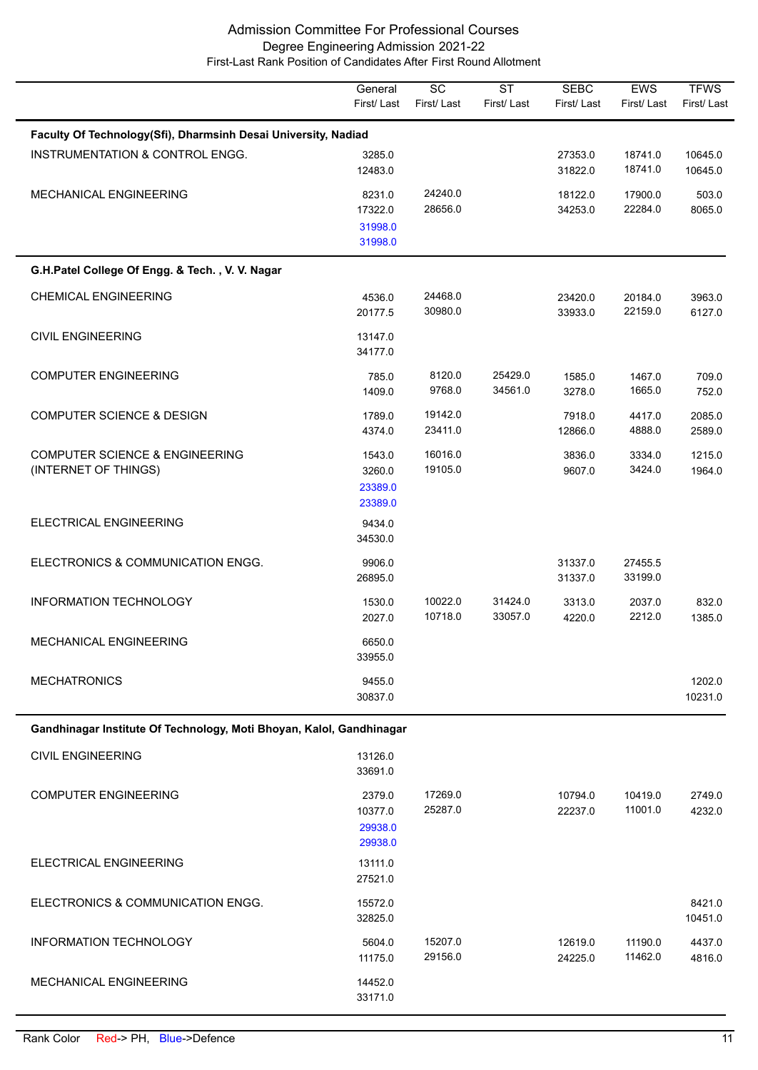# Admission Committee For Professional Courses

## Degree Engineering Admission 2021-22

### First-Last Rank Position of Candidates After First Round Allotment

| | General First/ Last | SC First/ Last | ST First/ Last | SEBC First/ Last | EWS First/ Last | TFWS First/ Last |
|---|---|---|---|---|---|---|
| **Faculty Of Technology(Sfi), Dharmsinh Desai University, Nadiad** | | | | | | |
| INSTRUMENTATION & CONTROL ENGG. | 3285.0<br>12483.0 | | | 27353.0<br>31822.0 | 18741.0<br>18741.0 | 10645.0<br>10645.0 |
| MECHANICAL ENGINEERING | 8231.0<br>17322.0<br>31998.0<br>31998.0 | 24240.0<br>28656.0 | | 18122.0<br>34253.0 | 17900.0<br>22284.0 | 503.0<br>8065.0 |
| **G.H.Patel College Of Engg. & Tech. , V. V. Nagar** | | | | | | |
| CHEMICAL ENGINEERING | 4536.0<br>20177.5 | 24468.0<br>30980.0 | | 23420.0<br>33933.0 | 20184.0<br>22159.0 | 3963.0<br>6127.0 |
| CIVIL ENGINEERING | 13147.0<br>34177.0 | | | | | |
| COMPUTER ENGINEERING | 785.0<br>1409.0 | 8120.0<br>9768.0 | 25429.0<br>34561.0 | 1585.0<br>3278.0 | 1467.0<br>1665.0 | 709.0<br>752.0 |
| COMPUTER SCIENCE & DESIGN | 1789.0<br>4374.0 | 19142.0<br>23411.0 | | 7918.0<br>12866.0 | 4417.0<br>4888.0 | 2085.0<br>2589.0 |
| COMPUTER SCIENCE & ENGINEERING (INTERNET OF THINGS) | 1543.0<br>3260.0<br>23389.0<br>23389.0 | 16016.0<br>19105.0 | | 3836.0<br>9607.0 | 3334.0<br>3424.0 | 1215.0<br>1964.0 |
| ELECTRICAL ENGINEERING | 9434.0<br>34530.0 | | | | | |
| ELECTRONICS & COMMUNICATION ENGG. | 9906.0<br>26895.0 | | | 31337.0<br>31337.0 | 27455.5<br>33199.0 | |
| INFORMATION TECHNOLOGY | 1530.0<br>2027.0 | 10022.0<br>10718.0 | 31424.0<br>33057.0 | 3313.0<br>4220.0 | 2037.0<br>2212.0 | 832.0<br>1385.0 |
| MECHANICAL ENGINEERING | 6650.0<br>33955.0 | | | | | |
| MECHATRONICS | 9455.0<br>30837.0 | | | | | 1202.0<br>10231.0 |
| **Gandhinagar Institute Of Technology, Moti Bhoyan, Kalol, Gandhinagar** | | | | | | |
| CIVIL ENGINEERING | 13126.0<br>33691.0 | | | | | |
| COMPUTER ENGINEERING | 2379.0<br>10377.0<br>29938.0<br>29938.0 | 17269.0<br>25287.0 | | 10794.0<br>22237.0 | 10419.0<br>11001.0 | 2749.0<br>4232.0 |
| ELECTRICAL ENGINEERING | 13111.0<br>27521.0 | | | | | |
| ELECTRONICS & COMMUNICATION ENGG. | 15572.0<br>32825.0 | | | | | 8421.0<br>10451.0 |
| INFORMATION TECHNOLOGY | 5604.0<br>11175.0 | 15207.0<br>29156.0 | | 12619.0<br>24225.0 | 11190.0<br>11462.0 | 4437.0<br>4816.0 |
| MECHANICAL ENGINEERING | 14452.0<br>33171.0 | | | | | |

Rank Color Red-> PH, Blue->Defence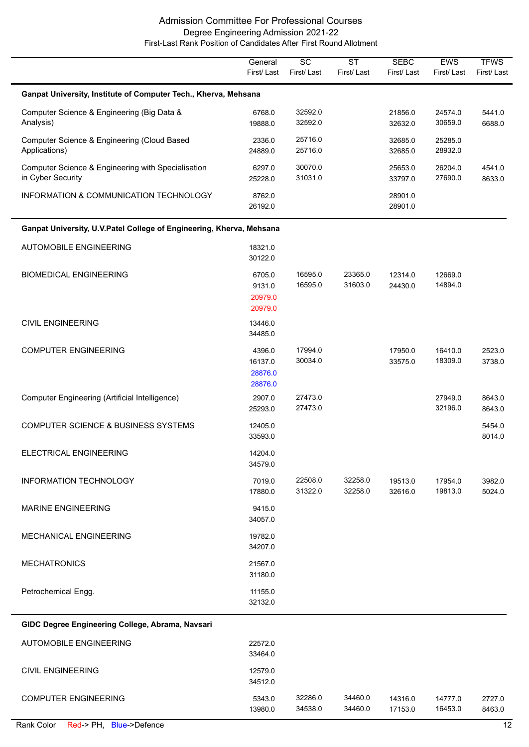# Admission Committee For Professional Courses

## Degree Engineering Admission 2021-22

### First-Last Rank Position of Candidates After First Round Allotment

| | General First/ Last | SC First/ Last | ST First/ Last | SEBC First/ Last | EWS First/ Last | TFWS First/ Last |
|---|---|---|---|---|---|---|
| **Ganpat University, Institute of Computer Tech., Kherva, Mehsana** | | | | | | |
| Computer Science & Engineering (Big Data & Analysis) | 6768.0 19888.0 | 32592.0 32592.0 | | 21856.0 32632.0 | 24574.0 30659.0 | 5441.0 6688.0 |
| Computer Science & Engineering (Cloud Based Applications) | 2336.0 24889.0 | 25716.0 25716.0 | | 32685.0 32685.0 | 25285.0 28932.0 | |
| Computer Science & Engineering with Specialisation in Cyber Security | 6297.0 25228.0 | 30070.0 31031.0 | | 25653.0 33797.0 | 26204.0 27690.0 | 4541.0 8633.0 |
| INFORMATION & COMMUNICATION TECHNOLOGY | 8762.0 26192.0 | | | 28901.0 28901.0 | | |
| **Ganpat University, U.V.Patel College of Engineering, Kherva, Mehsana** | | | | | | |
| AUTOMOBILE ENGINEERING | 18321.0 30122.0 | | | | | |
| BIOMEDICAL ENGINEERING | 6705.0 9131.0 20979.0 (PH) 20979.0 (PH) | 16595.0 16595.0 | 23365.0 31603.0 | 12314.0 24430.0 | 12669.0 14894.0 | |
| CIVIL ENGINEERING | 13446.0 34485.0 | | | | | |
| COMPUTER ENGINEERING | 4396.0 16137.0 28876.0 (Defence) 28876.0 (Defence) | 17994.0 30034.0 | | 17950.0 33575.0 | 16410.0 18309.0 | 2523.0 3738.0 |
| Computer Engineering (Artificial Intelligence) | 2907.0 25293.0 | 27473.0 27473.0 | | | 27949.0 32196.0 | 8643.0 8643.0 |
| COMPUTER SCIENCE & BUSINESS SYSTEMS | 12405.0 33593.0 | | | | | 5454.0 8014.0 |
| ELECTRICAL ENGINEERING | 14204.0 34579.0 | | | | | |
| INFORMATION TECHNOLOGY | 7019.0 17880.0 | 22508.0 31322.0 | 32258.0 32258.0 | 19513.0 32616.0 | 17954.0 19813.0 | 3982.0 5024.0 |
| MARINE ENGINEERING | 9415.0 34057.0 | | | | | |
| MECHANICAL ENGINEERING | 19782.0 34207.0 | | | | | |
| MECHATRONICS | 21567.0 31180.0 | | | | | |
| Petrochemical Engg. | 11155.0 32132.0 | | | | | |
| **GIDC Degree Engineering College, Abrama, Navsari** | | | | | | |
| AUTOMOBILE ENGINEERING | 22572.0 33464.0 | | | | | |
| CIVIL ENGINEERING | 12579.0 34512.0 | | | | | |
| COMPUTER ENGINEERING | 5343.0 13980.0 | 32286.0 34538.0 | 34460.0 34460.0 | 14316.0 17153.0 | 14777.0 16453.0 | 2727.0 8463.0 |

Rank Color Red-> PH, Blue->Defence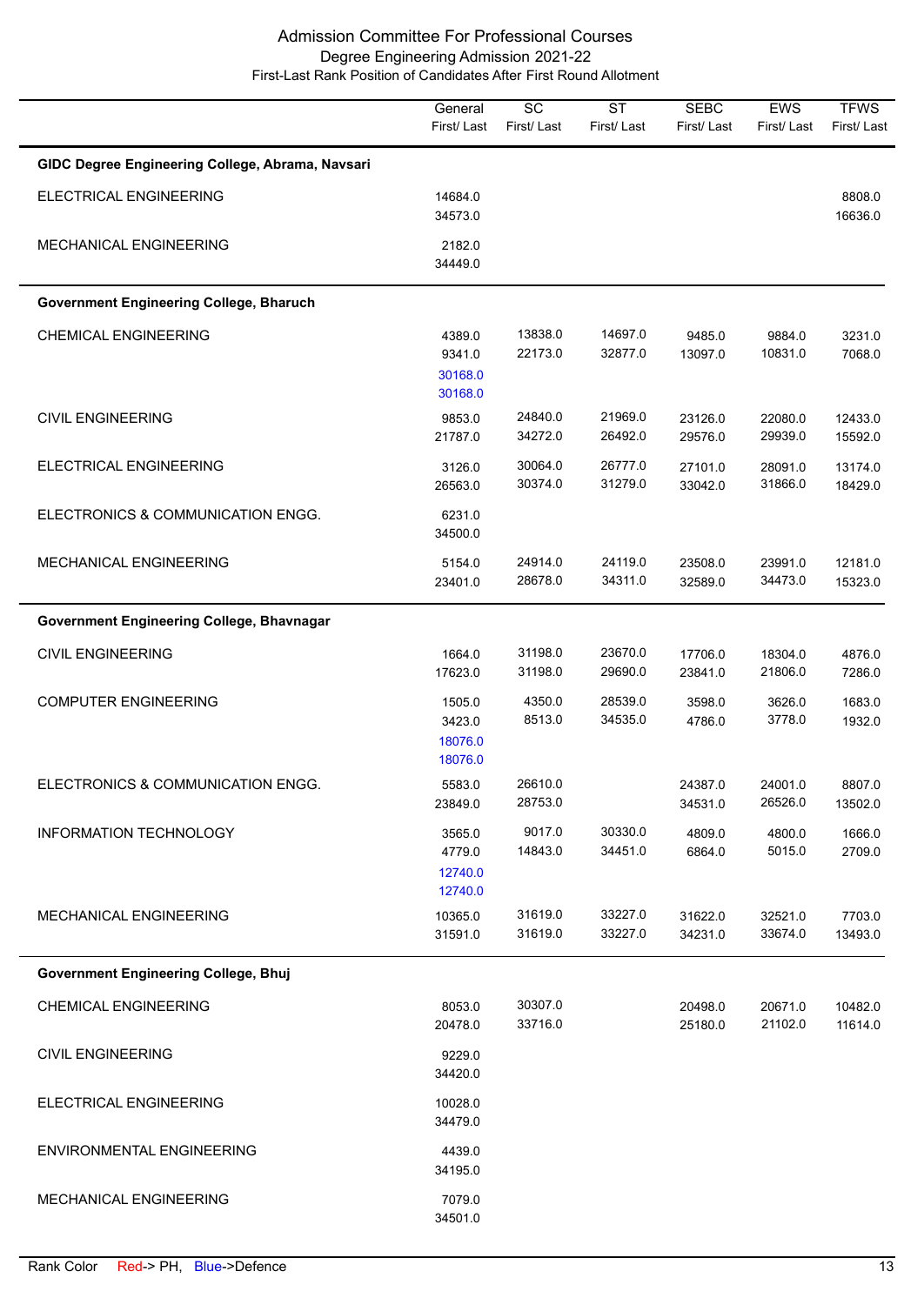# Admission Committee For Professional Courses
## Degree Engineering Admission 2021-22
### First-Last Rank Position of Candidates After First Round Allotment

| | General First/ Last | SC First/ Last | ST First/ Last | SEBC First/ Last | EWS First/ Last | TFWS First/ Last |
|---|---|---|---|---|---|---|
| **GIDC Degree Engineering College, Abrama, Navsari** | | | | | | |
| ELECTRICAL ENGINEERING | 14684.0<br>34573.0 | | | | | 8808.0<br>16636.0 |
| MECHANICAL ENGINEERING | 2182.0<br>34449.0 | | | | | |
| **Government Engineering College, Bharuch** | | | | | | |
| CHEMICAL ENGINEERING | 4389.0<br>9341.0<br>30168.0<br>30168.0 | 13838.0<br>22173.0 | 14697.0<br>32877.0 | 9485.0<br>13097.0 | 9884.0<br>10831.0 | 3231.0<br>7068.0 |
| CIVIL ENGINEERING | 9853.0<br>21787.0 | 24840.0<br>34272.0 | 21969.0<br>26492.0 | 23126.0<br>29576.0 | 22080.0<br>29939.0 | 12433.0<br>15592.0 |
| ELECTRICAL ENGINEERING | 3126.0<br>26563.0 | 30064.0<br>30374.0 | 26777.0<br>31279.0 | 27101.0<br>33042.0 | 28091.0<br>31866.0 | 13174.0<br>18429.0 |
| ELECTRONICS & COMMUNICATION ENGG. | 6231.0<br>34500.0 | | | | | |
| MECHANICAL ENGINEERING | 5154.0<br>23401.0 | 24914.0<br>28678.0 | 24119.0<br>34311.0 | 23508.0<br>32589.0 | 23991.0<br>34473.0 | 12181.0<br>15323.0 |
| **Government Engineering College, Bhavnagar** | | | | | | |
| CIVIL ENGINEERING | 1664.0<br>17623.0 | 31198.0<br>31198.0 | 23670.0<br>29690.0 | 17706.0<br>23841.0 | 18304.0<br>21806.0 | 4876.0<br>7286.0 |
| COMPUTER ENGINEERING | 1505.0<br>3423.0<br>18076.0<br>18076.0 | 4350.0<br>8513.0 | 28539.0<br>34535.0 | 3598.0<br>4786.0 | 3626.0<br>3778.0 | 1683.0<br>1932.0 |
| ELECTRONICS & COMMUNICATION ENGG. | 5583.0<br>23849.0 | 26610.0<br>28753.0 | | 24387.0<br>34531.0 | 24001.0<br>26526.0 | 8807.0<br>13502.0 |
| INFORMATION TECHNOLOGY | 3565.0<br>4779.0<br>12740.0<br>12740.0 | 9017.0<br>14843.0 | 30330.0<br>34451.0 | 4809.0<br>6864.0 | 4800.0<br>5015.0 | 1666.0<br>2709.0 |
| MECHANICAL ENGINEERING | 10365.0<br>31591.0 | 31619.0<br>31619.0 | 33227.0<br>33227.0 | 31622.0<br>34231.0 | 32521.0<br>33674.0 | 7703.0<br>13493.0 |
| **Government Engineering College, Bhuj** | | | | | | |
| CHEMICAL ENGINEERING | 8053.0<br>20478.0 | 30307.0<br>33716.0 | | 20498.0<br>25180.0 | 20671.0<br>21102.0 | 10482.0<br>11614.0 |
| CIVIL ENGINEERING | 9229.0<br>34420.0 | | | | | |
| ELECTRICAL ENGINEERING | 10028.0<br>34479.0 | | | | | |
| ENVIRONMENTAL ENGINEERING | 4439.0<br>34195.0 | | | | | |
| MECHANICAL ENGINEERING | 7079.0<br>34501.0 | | | | | |

Rank Color Red-> PH, Blue->Defence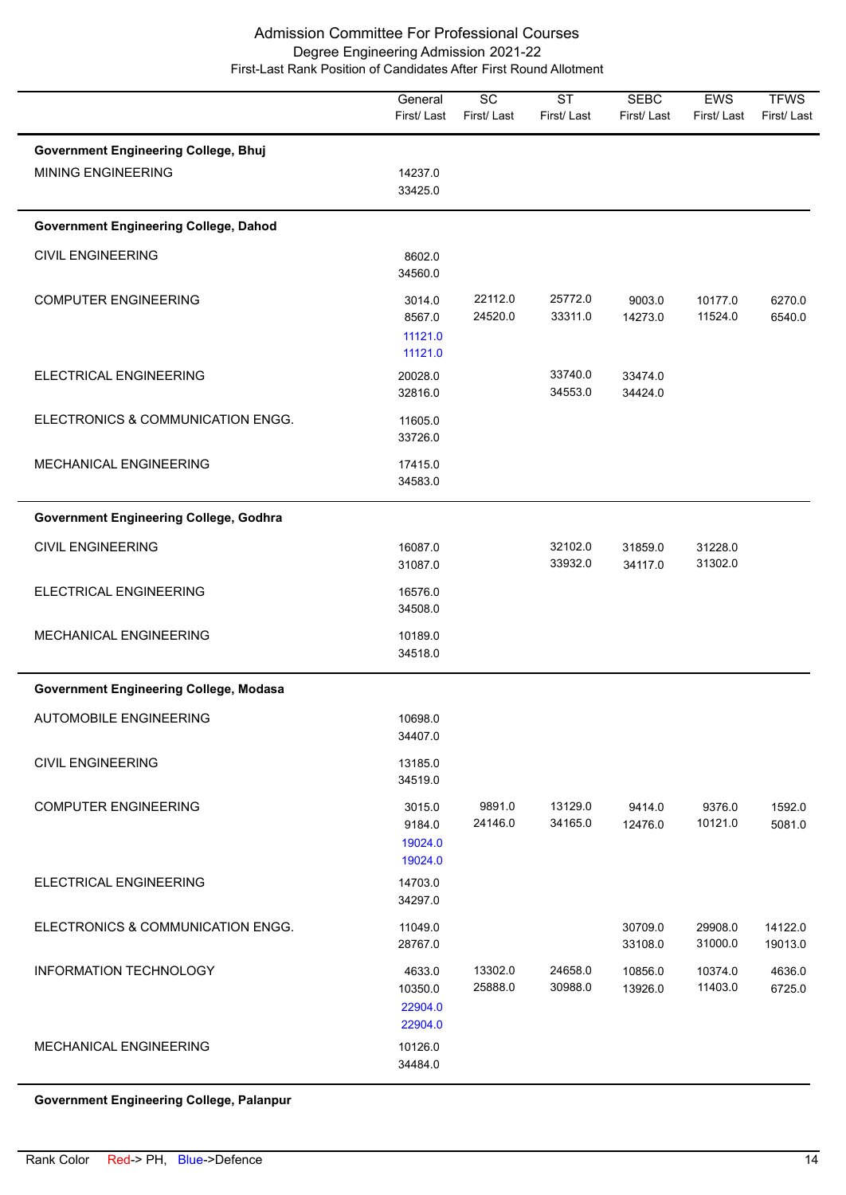# Admission Committee For Professional Courses

## Degree Engineering Admission 2021-22

### First-Last Rank Position of Candidates After First Round Allotment

| | General First/ Last | SC First/ Last | ST First/ Last | SEBC First/ Last | EWS First/ Last | TFWS First/ Last |
|---|---|---|---|---|---|---|
| **Government Engineering College, Bhuj** | | | | | | |
| MINING ENGINEERING | 14237.0<br>33425.0 | | | | | |
| **Government Engineering College, Dahod** | | | | | | |
| CIVIL ENGINEERING | 8602.0<br>34560.0 | | | | | |
| COMPUTER ENGINEERING | 3014.0<br>8567.0<br>11121.0<br>11121.0 | 22112.0<br>24520.0 | 25772.0<br>33311.0 | 9003.0<br>14273.0 | 10177.0<br>11524.0 | 6270.0<br>6540.0 |
| ELECTRICAL ENGINEERING | 20028.0<br>32816.0 | | 33740.0<br>34553.0 | 33474.0<br>34424.0 | | |
| ELECTRONICS & COMMUNICATION ENGG. | 11605.0<br>33726.0 | | | | | |
| MECHANICAL ENGINEERING | 17415.0<br>34583.0 | | | | | |
| **Government Engineering College, Godhra** | | | | | | |
| CIVIL ENGINEERING | 16087.0<br>31087.0 | | 32102.0<br>33932.0 | 31859.0<br>34117.0 | 31228.0<br>31302.0 | |
| ELECTRICAL ENGINEERING | 16576.0<br>34508.0 | | | | | |
| MECHANICAL ENGINEERING | 10189.0<br>34518.0 | | | | | |
| **Government Engineering College, Modasa** | | | | | | |
| AUTOMOBILE ENGINEERING | 10698.0<br>34407.0 | | | | | |
| CIVIL ENGINEERING | 13185.0<br>34519.0 | | | | | |
| COMPUTER ENGINEERING | 3015.0<br>9184.0<br>19024.0<br>19024.0 | 9891.0<br>24146.0 | 13129.0<br>34165.0 | 9414.0<br>12476.0 | 9376.0<br>10121.0 | 1592.0<br>5081.0 |
| ELECTRICAL ENGINEERING | 14703.0<br>34297.0 | | | | | |
| ELECTRONICS & COMMUNICATION ENGG. | 11049.0<br>28767.0 | | | 30709.0<br>33108.0 | 29908.0<br>31000.0 | 14122.0<br>19013.0 |
| INFORMATION TECHNOLOGY | 4633.0<br>10350.0<br>22904.0<br>22904.0 | 13302.0<br>25888.0 | 24658.0<br>30988.0 | 10856.0<br>13926.0 | 10374.0<br>11403.0 | 4636.0<br>6725.0 |
| MECHANICAL ENGINEERING | 10126.0<br>34484.0 | | | | | |
| **Government Engineering College, Palanpur** | | | | | | |

Rank Color Red-> PH, Blue->Defence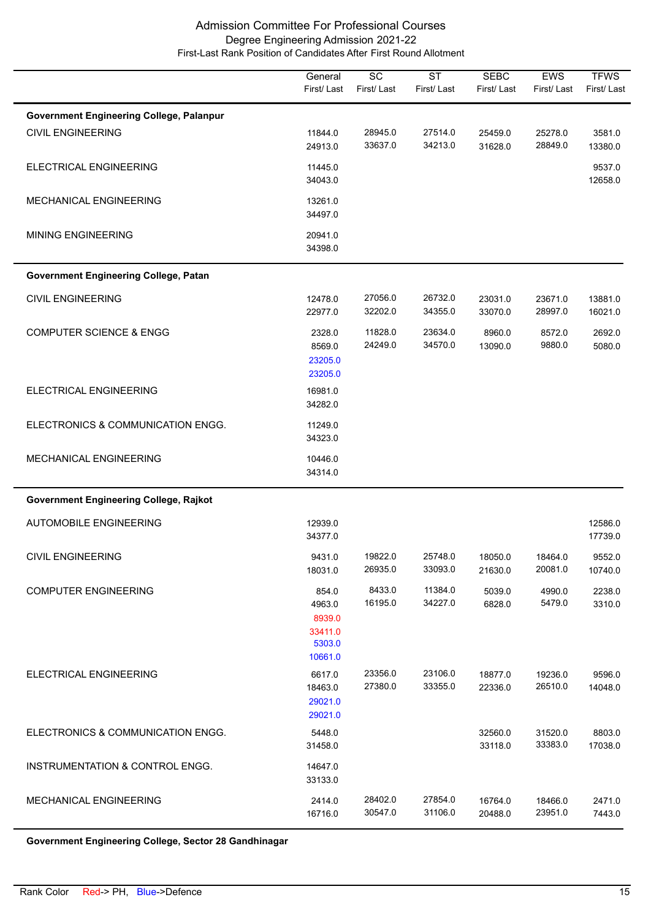# Admission Committee For Professional Courses

## Degree Engineering Admission 2021-22

### First-Last Rank Position of Candidates After First Round Allotment

| | General First/ Last | SC First/ Last | ST First/ Last | SEBC First/ Last | EWS First/ Last | TFWS First/ Last |
|---|---|---|---|---|---|---|
| **Government Engineering College, Palanpur** | | | | | | |
| CIVIL ENGINEERING | 11844.0 24913.0 | 28945.0 33637.0 | 27514.0 34213.0 | 25459.0 31628.0 | 25278.0 28849.0 | 3581.0 13380.0 |
| ELECTRICAL ENGINEERING | 11445.0 34043.0 | | | | | 9537.0 12658.0 |
| MECHANICAL ENGINEERING | 13261.0 34497.0 | | | | | |
| MINING ENGINEERING | 20941.0 34398.0 | | | | | |
| **Government Engineering College, Patan** | | | | | | |
| CIVIL ENGINEERING | 12478.0 22977.0 | 27056.0 32202.0 | 26732.0 34355.0 | 23031.0 33070.0 | 23671.0 28997.0 | 13881.0 16021.0 |
| COMPUTER SCIENCE & ENGG | 2328.0 8569.0 23205.0 (Defence) 23205.0 (Defence) | 11828.0 24249.0 | 23634.0 34570.0 | 8960.0 13090.0 | 8572.0 9880.0 | 2692.0 5080.0 |
| ELECTRICAL ENGINEERING | 16981.0 34282.0 | | | | | |
| ELECTRONICS & COMMUNICATION ENGG. | 11249.0 34323.0 | | | | | |
| MECHANICAL ENGINEERING | 10446.0 34314.0 | | | | | |
| **Government Engineering College, Rajkot** | | | | | | |
| AUTOMOBILE ENGINEERING | 12939.0 34377.0 | | | | | 12586.0 17739.0 |
| CIVIL ENGINEERING | 9431.0 18031.0 | 19822.0 26935.0 | 25748.0 33093.0 | 18050.0 21630.0 | 18464.0 20081.0 | 9552.0 10740.0 |
| COMPUTER ENGINEERING | 854.0 4963.0 8939.0 (PH) 33411.0 (PH) 5303.0 (Defence) 10661.0 (Defence) | 8433.0 16195.0 | 11384.0 34227.0 | 5039.0 6828.0 | 4990.0 5479.0 | 2238.0 3310.0 |
| ELECTRICAL ENGINEERING | 6617.0 18463.0 29021.0 (Defence) 29021.0 (Defence) | 23356.0 27380.0 | 23106.0 33355.0 | 18877.0 22336.0 | 19236.0 26510.0 | 9596.0 14048.0 |
| ELECTRONICS & COMMUNICATION ENGG. | 5448.0 31458.0 | | | 32560.0 33118.0 | 31520.0 33383.0 | 8803.0 17038.0 |
| INSTRUMENTATION & CONTROL ENGG. | 14647.0 33133.0 | | | | | |
| MECHANICAL ENGINEERING | 2414.0 16716.0 | 28402.0 30547.0 | 27854.0 31106.0 | 16764.0 20488.0 | 18466.0 23951.0 | 2471.0 7443.0 |
| **Government Engineering College, Sector 28 Gandhinagar** | | | | | | |

Rank Color Red-> PH, Blue->Defence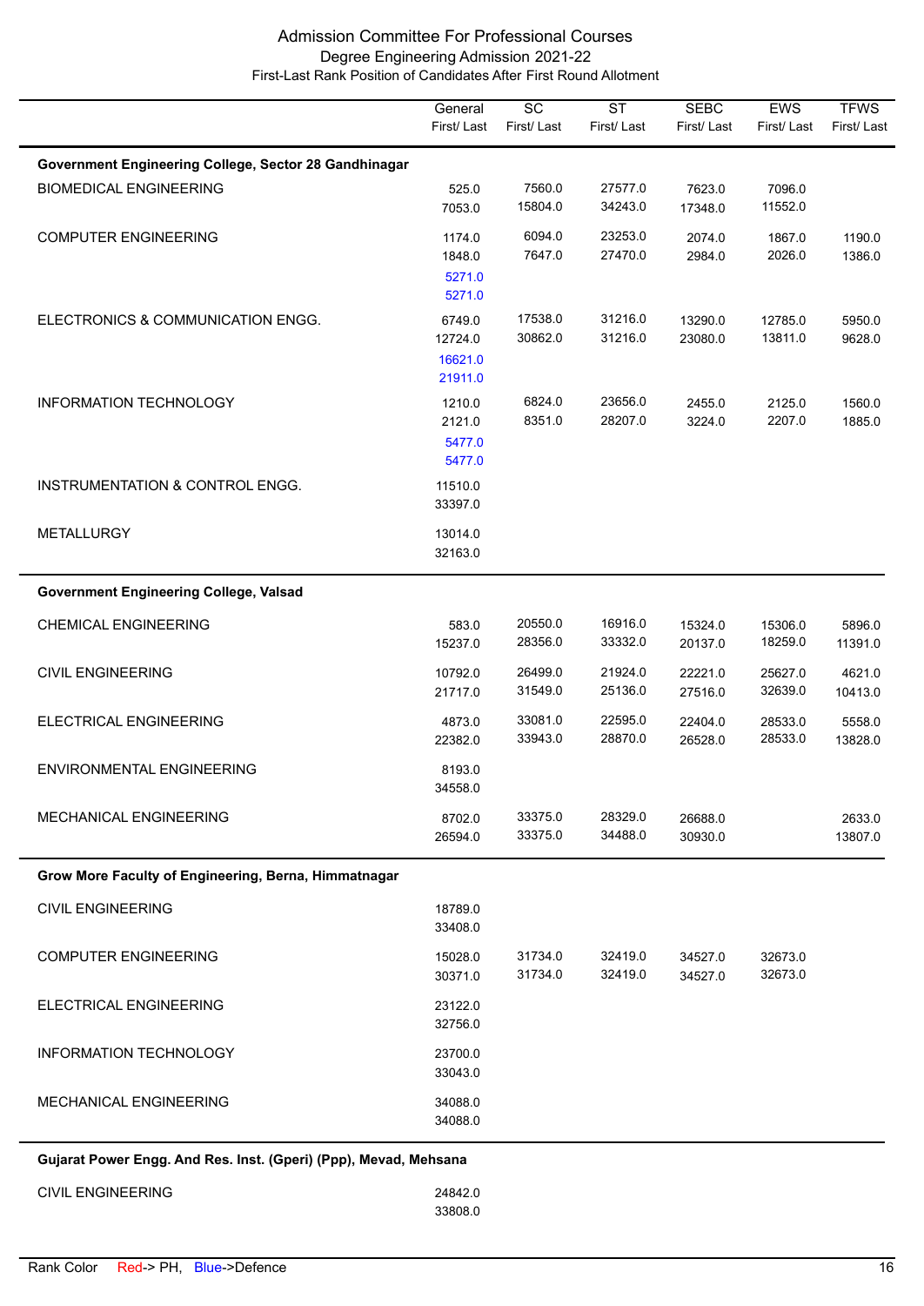# Admission Committee For Professional Courses

## Degree Engineering Admission 2021-22

### First-Last Rank Position of Candidates After First Round Allotment

| | General First/ Last | SC First/ Last | ST First/ Last | SEBC First/ Last | EWS First/ Last | TFWS First/ Last |
|---|---|---|---|---|---|---|
| **Government Engineering College, Sector 28 Gandhinagar** | | | | | | |
| BIOMEDICAL ENGINEERING | 525.0<br>7053.0 | 7560.0<br>15804.0 | 27577.0<br>34243.0 | 7623.0<br>17348.0 | 7096.0<br>11552.0 | |
| COMPUTER ENGINEERING | 1174.0<br>1848.0<br>5271.0<br>5271.0 | 6094.0<br>7647.0 | 23253.0<br>27470.0 | 2074.0<br>2984.0 | 1867.0<br>2026.0 | 1190.0<br>1386.0 |
| ELECTRONICS & COMMUNICATION ENGG. | 6749.0<br>12724.0<br>16621.0<br>21911.0 | 17538.0<br>30862.0 | 31216.0<br>31216.0 | 13290.0<br>23080.0 | 12785.0<br>13811.0 | 5950.0<br>9628.0 |
| INFORMATION TECHNOLOGY | 1210.0<br>2121.0<br>5477.0<br>5477.0 | 6824.0<br>8351.0 | 23656.0<br>28207.0 | 2455.0<br>3224.0 | 2125.0<br>2207.0 | 1560.0<br>1885.0 |
| INSTRUMENTATION & CONTROL ENGG. | 11510.0<br>33397.0 | | | | | |
| METALLURGY | 13014.0<br>32163.0 | | | | | |
| **Government Engineering College, Valsad** | | | | | | |
| CHEMICAL ENGINEERING | 583.0<br>15237.0 | 20550.0<br>28356.0 | 16916.0<br>33332.0 | 15324.0<br>20137.0 | 15306.0<br>18259.0 | 5896.0<br>11391.0 |
| CIVIL ENGINEERING | 10792.0<br>21717.0 | 26499.0<br>31549.0 | 21924.0<br>25136.0 | 22221.0<br>27516.0 | 25627.0<br>32639.0 | 4621.0<br>10413.0 |
| ELECTRICAL ENGINEERING | 4873.0<br>22382.0 | 33081.0<br>33943.0 | 22595.0<br>28870.0 | 22404.0<br>26528.0 | 28533.0<br>28533.0 | 5558.0<br>13828.0 |
| ENVIRONMENTAL ENGINEERING | 8193.0<br>34558.0 | | | | | |
| MECHANICAL ENGINEERING | 8702.0<br>26594.0 | 33375.0<br>33375.0 | 28329.0<br>34488.0 | 26688.0<br>30930.0 | | 2633.0<br>13807.0 |
| **Grow More Faculty of Engineering, Berna, Himmatnagar** | | | | | | |
| CIVIL ENGINEERING | 18789.0<br>33408.0 | | | | | |
| COMPUTER ENGINEERING | 15028.0<br>30371.0 | 31734.0<br>31734.0 | 32419.0<br>32419.0 | 34527.0<br>34527.0 | 32673.0<br>32673.0 | |
| ELECTRICAL ENGINEERING | 23122.0<br>32756.0 | | | | | |
| INFORMATION TECHNOLOGY | 23700.0<br>33043.0 | | | | | |
| MECHANICAL ENGINEERING | 34088.0<br>34088.0 | | | | | |
| **Gujarat Power Engg. And Res. Inst. (Gperi) (Ppp), Mevad, Mehsana** | | | | | | |
| CIVIL ENGINEERING | 24842.0<br>33808.0 | | | | | |

Rank Color Red-> PH, Blue->Defence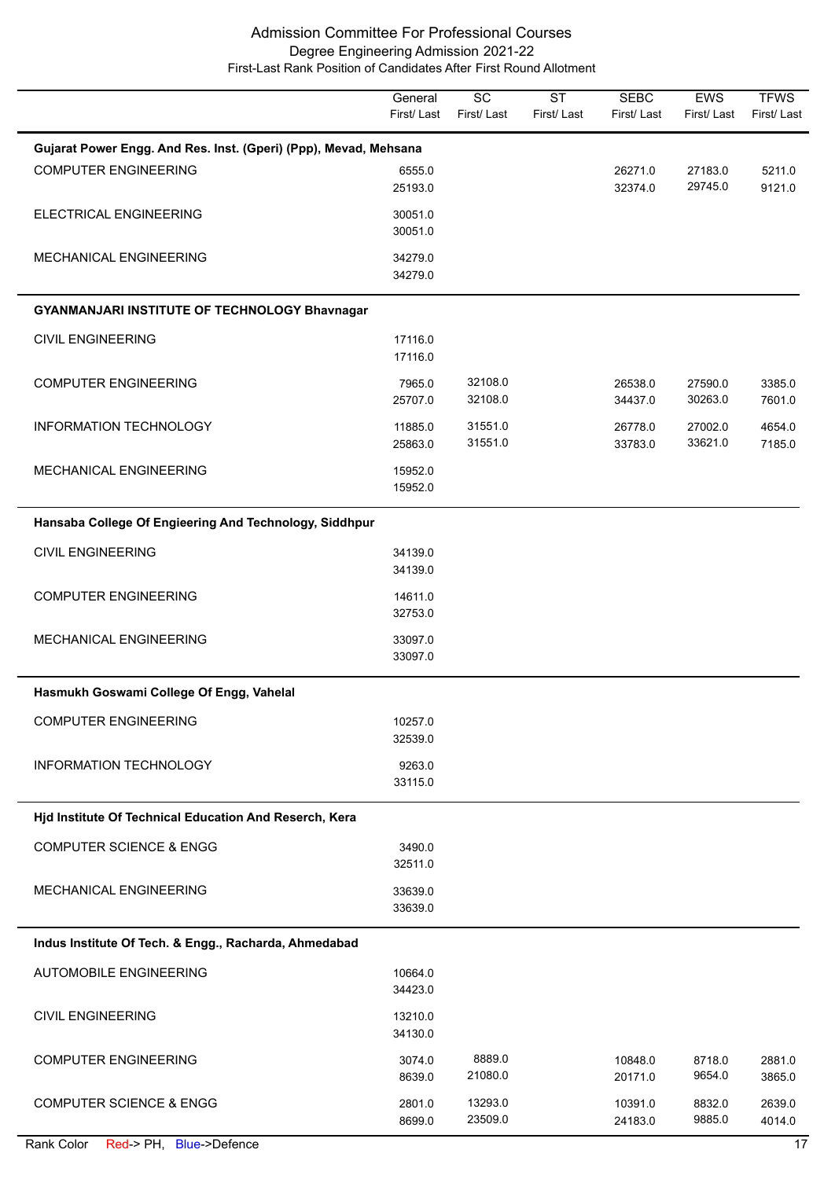Admission Committee For Professional Courses
Degree Engineering Admission 2021-22
First-Last Rank Position of Candidates After First Round Allotment

| | General First/ Last | SC First/ Last | ST First/ Last | SEBC First/ Last | EWS First/ Last | TFWS First/ Last |
|---|---|---|---|---|---|---|
| **Gujarat Power Engg. And Res. Inst. (Gperi) (Ppp), Mevad, Mehsana** | | | | | | |
| COMPUTER ENGINEERING | 6555.0<br>25193.0 | | | 26271.0<br>32374.0 | 27183.0<br>29745.0 | 5211.0<br>9121.0 |
| ELECTRICAL ENGINEERING | 30051.0<br>30051.0 | | | | | |
| MECHANICAL ENGINEERING | 34279.0<br>34279.0 | | | | | |
| **GYANMANJARI INSTITUTE OF TECHNOLOGY Bhavnagar** | | | | | | |
| CIVIL ENGINEERING | 17116.0<br>17116.0 | | | | | |
| COMPUTER ENGINEERING | 7965.0<br>25707.0 | 32108.0<br>32108.0 | | 26538.0<br>34437.0 | 27590.0<br>30263.0 | 3385.0<br>7601.0 |
| INFORMATION TECHNOLOGY | 11885.0<br>25863.0 | 31551.0<br>31551.0 | | 26778.0<br>33783.0 | 27002.0<br>33621.0 | 4654.0<br>7185.0 |
| MECHANICAL ENGINEERING | 15952.0<br>15952.0 | | | | | |
| **Hansaba College Of Engieering And Technology, Siddhpur** | | | | | | |
| CIVIL ENGINEERING | 34139.0<br>34139.0 | | | | | |
| COMPUTER ENGINEERING | 14611.0<br>32753.0 | | | | | |
| MECHANICAL ENGINEERING | 33097.0<br>33097.0 | | | | | |
| **Hasmukh Goswami College Of Engg, Vahelal** | | | | | | |
| COMPUTER ENGINEERING | 10257.0<br>32539.0 | | | | | |
| INFORMATION TECHNOLOGY | 9263.0<br>33115.0 | | | | | |
| **Hjd Institute Of Technical Education And Reserch, Kera** | | | | | | |
| COMPUTER SCIENCE & ENGG | 3490.0<br>32511.0 | | | | | |
| MECHANICAL ENGINEERING | 33639.0<br>33639.0 | | | | | |
| **Indus Institute Of Tech. & Engg., Racharda, Ahmedabad** | | | | | | |
| AUTOMOBILE ENGINEERING | 10664.0<br>34423.0 | | | | | |
| CIVIL ENGINEERING | 13210.0<br>34130.0 | | | | | |
| COMPUTER ENGINEERING | 3074.0<br>8639.0 | 8889.0<br>21080.0 | | 10848.0<br>20171.0 | 8718.0<br>9654.0 | 2881.0<br>3865.0 |
| COMPUTER SCIENCE & ENGG | 2801.0<br>8699.0 | 13293.0<br>23509.0 | | 10391.0<br>24183.0 | 8832.0<br>9885.0 | 2639.0<br>4014.0 |

Rank Color Red-> PH, Blue->Defence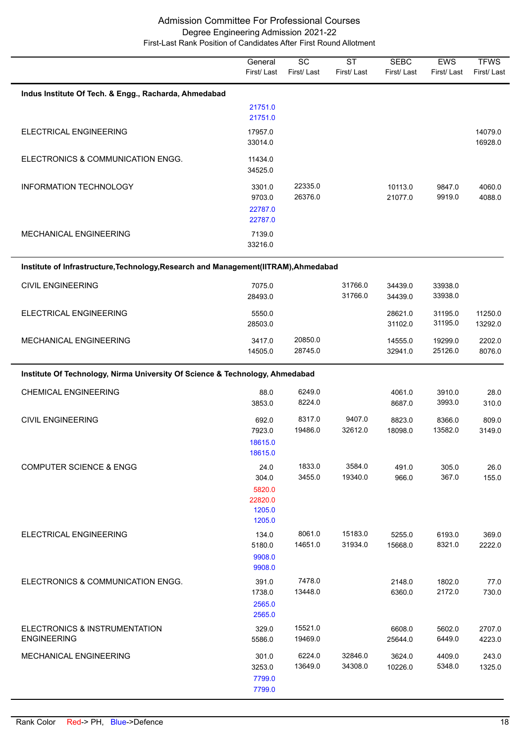# Admission Committee For Professional Courses

## Degree Engineering Admission 2021-22

### First-Last Rank Position of Candidates After First Round Allotment

| | General First/ Last | SC First/ Last | ST First/ Last | SEBC First/ Last | EWS First/ Last | TFWS First/ Last |
|---|---|---|---|---|---|---|
| **Indus Institute Of Tech. & Engg., Racharda, Ahmedabad** | | | | | | |
| | 21751.0<br>21751.0 | | | | | |
| ELECTRICAL ENGINEERING | 17957.0<br>33014.0 | | | | | 14079.0<br>16928.0 |
| ELECTRONICS & COMMUNICATION ENGG. | 11434.0<br>34525.0 | | | | | |
| INFORMATION TECHNOLOGY | 3301.0<br>9703.0<br>22787.0<br>22787.0 | 22335.0<br>26376.0 | | 10113.0<br>21077.0 | 9847.0<br>9919.0 | 4060.0<br>4088.0 |
| MECHANICAL ENGINEERING | 7139.0<br>33216.0 | | | | | |
| **Institute of Infrastructure,Technology,Research and Management(IITRAM),Ahmedabad** | | | | | | |
| CIVIL ENGINEERING | 7075.0<br>28493.0 | | 31766.0<br>31766.0 | 34439.0<br>34439.0 | 33938.0<br>33938.0 | |
| ELECTRICAL ENGINEERING | 5550.0<br>28503.0 | | | 28621.0<br>31102.0 | 31195.0<br>31195.0 | 11250.0<br>13292.0 |
| MECHANICAL ENGINEERING | 3417.0<br>14505.0 | 20850.0<br>28745.0 | | 14555.0<br>32941.0 | 19299.0<br>25126.0 | 2202.0<br>8076.0 |
| **Institute Of Technology, Nirma University Of Science & Technology, Ahmedabad** | | | | | | |
| CHEMICAL ENGINEERING | 88.0<br>3853.0 | 6249.0<br>8224.0 | | 4061.0<br>8687.0 | 3910.0<br>3993.0 | 28.0<br>310.0 |
| CIVIL ENGINEERING | 692.0<br>7923.0<br>18615.0<br>18615.0 | 8317.0<br>19486.0 | 9407.0<br>32612.0 | 8823.0<br>18098.0 | 8366.0<br>13582.0 | 809.0<br>3149.0 |
| COMPUTER SCIENCE & ENGG | 24.0<br>304.0<br>5820.0<br>22820.0<br>1205.0<br>1205.0 | 1833.0<br>3455.0 | 3584.0<br>19340.0 | 491.0<br>966.0 | 305.0<br>367.0 | 26.0<br>155.0 |
| ELECTRICAL ENGINEERING | 134.0<br>5180.0<br>9908.0<br>9908.0 | 8061.0<br>14651.0 | 15183.0<br>31934.0 | 5255.0<br>15668.0 | 6193.0<br>8321.0 | 369.0<br>2222.0 |
| ELECTRONICS & COMMUNICATION ENGG. | 391.0<br>1738.0<br>2565.0<br>2565.0 | 7478.0<br>13448.0 | | 2148.0<br>6360.0 | 1802.0<br>2172.0 | 77.0<br>730.0 |
| ELECTRONICS & INSTRUMENTATION ENGINEERING | 329.0<br>5586.0 | 15521.0<br>19469.0 | | 6608.0<br>25644.0 | 5602.0<br>6449.0 | 2707.0<br>4223.0 |
| MECHANICAL ENGINEERING | 301.0<br>3253.0<br>7799.0<br>7799.0 | 6224.0<br>13649.0 | 32846.0<br>34308.0 | 3624.0<br>10226.0 | 4409.0<br>5348.0 | 243.0<br>1325.0 |

Rank Color Red-> PH, Blue->Defence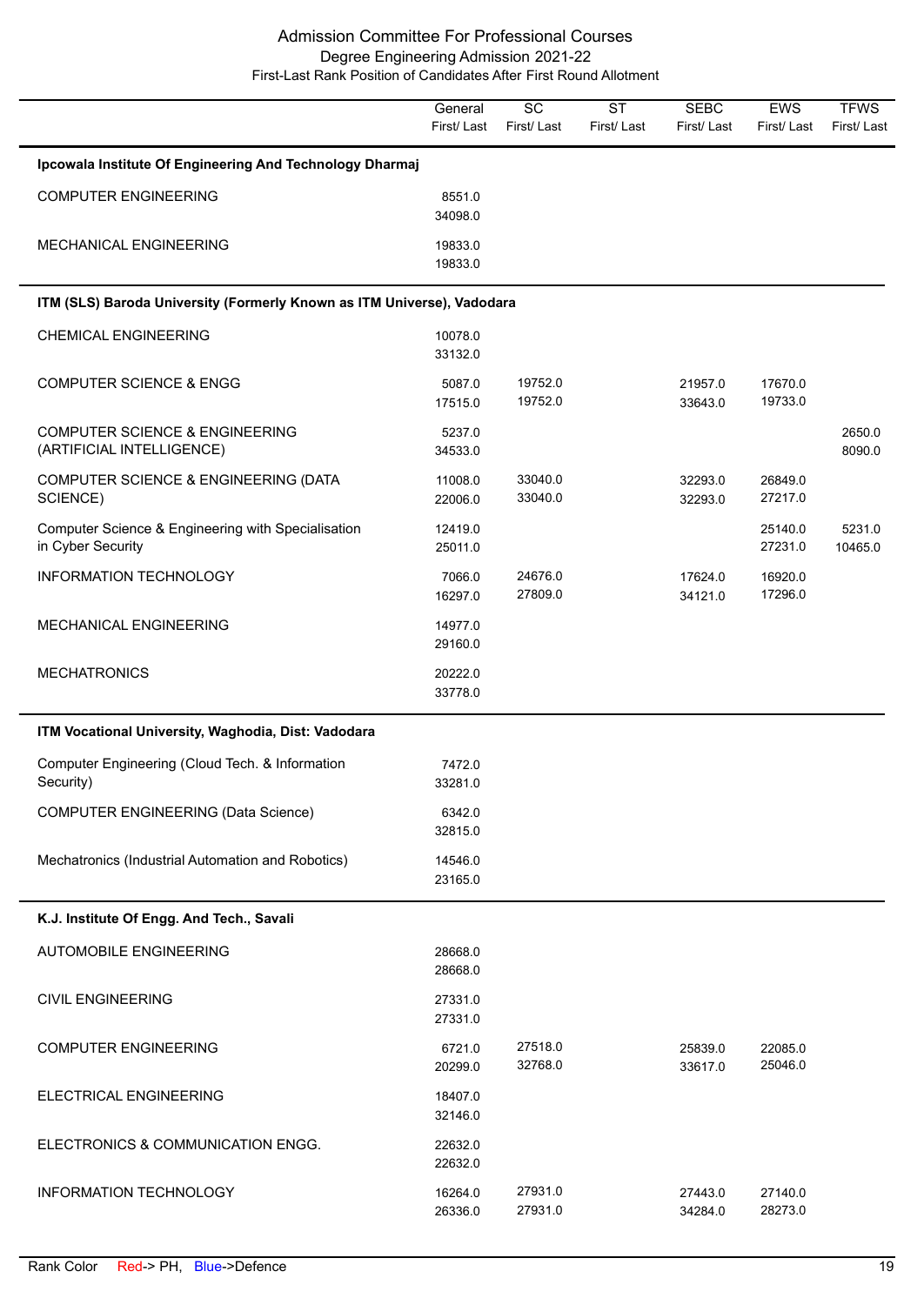# Admission Committee For Professional Courses

## Degree Engineering Admission 2021-22

### First-Last Rank Position of Candidates After First Round Allotment

| | General First/ Last | SC First/ Last | ST First/ Last | SEBC First/ Last | EWS First/ Last | TFWS First/ Last |
|---|---|---|---|---|---|---|
| **Ipcowala Institute Of Engineering And Technology Dharmaj** | | | | | | |
| COMPUTER ENGINEERING | 8551.0<br>34098.0 | | | | | |
| MECHANICAL ENGINEERING | 19833.0<br>19833.0 | | | | | |
| **ITM (SLS) Baroda University (Formerly Known as ITM Universe), Vadodara** | | | | | | |
| CHEMICAL ENGINEERING | 10078.0<br>33132.0 | | | | | |
| COMPUTER SCIENCE & ENGG | 5087.0<br>17515.0 | 19752.0<br>19752.0 | | 21957.0<br>33643.0 | 17670.0<br>19733.0 | |
| COMPUTER SCIENCE & ENGINEERING (ARTIFICIAL INTELLIGENCE) | 5237.0<br>34533.0 | | | | | 2650.0<br>8090.0 |
| COMPUTER SCIENCE & ENGINEERING (DATA SCIENCE) | 11008.0<br>22006.0 | 33040.0<br>33040.0 | | 32293.0<br>32293.0 | 26849.0<br>27217.0 | |
| Computer Science & Engineering with Specialisation in Cyber Security | 12419.0<br>25011.0 | | | | 25140.0<br>27231.0 | 5231.0<br>10465.0 |
| INFORMATION TECHNOLOGY | 7066.0<br>16297.0 | 24676.0<br>27809.0 | | 17624.0<br>34121.0 | 16920.0<br>17296.0 | |
| MECHANICAL ENGINEERING | 14977.0<br>29160.0 | | | | | |
| MECHATRONICS | 20222.0<br>33778.0 | | | | | |
| **ITM Vocational University, Waghodia, Dist: Vadodara** | | | | | | |
| Computer Engineering (Cloud Tech. & Information Security) | 7472.0<br>33281.0 | | | | | |
| COMPUTER ENGINEERING (Data Science) | 6342.0<br>32815.0 | | | | | |
| Mechatronics (Industrial Automation and Robotics) | 14546.0<br>23165.0 | | | | | |
| **K.J. Institute Of Engg. And Tech., Savali** | | | | | | |
| AUTOMOBILE ENGINEERING | 28668.0<br>28668.0 | | | | | |
| CIVIL ENGINEERING | 27331.0<br>27331.0 | | | | | |
| COMPUTER ENGINEERING | 6721.0<br>20299.0 | 27518.0<br>32768.0 | | 25839.0<br>33617.0 | 22085.0<br>25046.0 | |
| ELECTRICAL ENGINEERING | 18407.0<br>32146.0 | | | | | |
| ELECTRONICS & COMMUNICATION ENGG. | 22632.0<br>22632.0 | | | | | |
| INFORMATION TECHNOLOGY | 16264.0<br>26336.0 | 27931.0<br>27931.0 | | 27443.0<br>34284.0 | 27140.0<br>28273.0 | |

Rank Color Red-> PH, Blue->Defence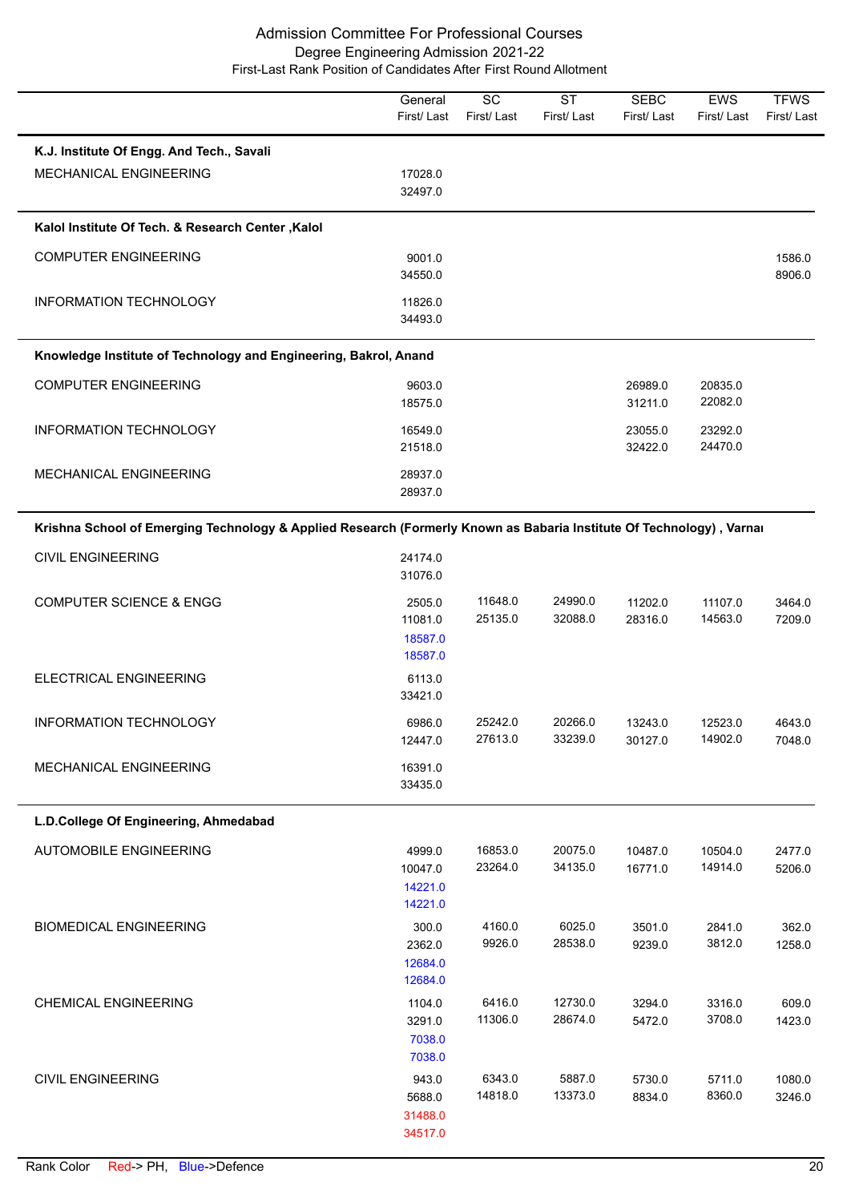# Admission Committee For Professional Courses

## Degree Engineering Admission 2021-22

### First-Last Rank Position of Candidates After First Round Allotment

| | General First/ Last | SC First/ Last | ST First/ Last | SEBC First/ Last | EWS First/ Last | TFWS First/ Last |
|---|---|---|---|---|---|---|
| **K.J. Institute Of Engg. And Tech., Savali** | | | | | | |
| MECHANICAL ENGINEERING | 17028.0<br>32497.0 | | | | | |
| **Kalol Institute Of Tech. & Research Center ,Kalol** | | | | | | |
| COMPUTER ENGINEERING | 9001.0<br>34550.0 | | | | | 1586.0<br>8906.0 |
| INFORMATION TECHNOLOGY | 11826.0<br>34493.0 | | | | | |
| **Knowledge Institute of Technology and Engineering, Bakrol, Anand** | | | | | | |
| COMPUTER ENGINEERING | 9603.0<br>18575.0 | | | 26989.0<br>31211.0 | 20835.0<br>22082.0 | |
| INFORMATION TECHNOLOGY | 16549.0<br>21518.0 | | | 23055.0<br>32422.0 | 23292.0<br>24470.0 | |
| MECHANICAL ENGINEERING | 28937.0<br>28937.0 | | | | | |
| **Krishna School of Emerging Technology & Applied Research (Formerly Known as Babaria Institute Of Technology) , Varnai** | | | | | | |
| CIVIL ENGINEERING | 24174.0<br>31076.0 | | | | | |
| COMPUTER SCIENCE & ENGG | 2505.0<br>11081.0<br>18587.0 (Defence)<br>18587.0 (Defence) | 11648.0<br>25135.0 | 24990.0<br>32088.0 | 11202.0<br>28316.0 | 11107.0<br>14563.0 | 3464.0<br>7209.0 |
| ELECTRICAL ENGINEERING | 6113.0<br>33421.0 | | | | | |
| INFORMATION TECHNOLOGY | 6986.0<br>12447.0 | 25242.0<br>27613.0 | 20266.0<br>33239.0 | 13243.0<br>30127.0 | 12523.0<br>14902.0 | 4643.0<br>7048.0 |
| MECHANICAL ENGINEERING | 16391.0<br>33435.0 | | | | | |
| **L.D.College Of Engineering, Ahmedabad** | | | | | | |
| AUTOMOBILE ENGINEERING | 4999.0<br>10047.0<br>14221.0 (Defence)<br>14221.0 (Defence) | 16853.0<br>23264.0 | 20075.0<br>34135.0 | 10487.0<br>16771.0 | 10504.0<br>14914.0 | 2477.0<br>5206.0 |
| BIOMEDICAL ENGINEERING | 300.0<br>2362.0<br>12684.0 (Defence)<br>12684.0 (Defence) | 4160.0<br>9926.0 | 6025.0<br>28538.0 | 3501.0<br>9239.0 | 2841.0<br>3812.0 | 362.0<br>1258.0 |
| CHEMICAL ENGINEERING | 1104.0<br>3291.0<br>7038.0 (Defence)<br>7038.0 (Defence) | 6416.0<br>11306.0 | 12730.0<br>28674.0 | 3294.0<br>5472.0 | 3316.0<br>3708.0 | 609.0<br>1423.0 |
| CIVIL ENGINEERING | 943.0<br>5688.0<br>31488.0 (PH)<br>34517.0 (PH) | 6343.0<br>14818.0 | 5887.0<br>13373.0 | 5730.0<br>8834.0 | 5711.0<br>8360.0 | 1080.0<br>3246.0 |

Rank Color Red-> PH, Blue->Defence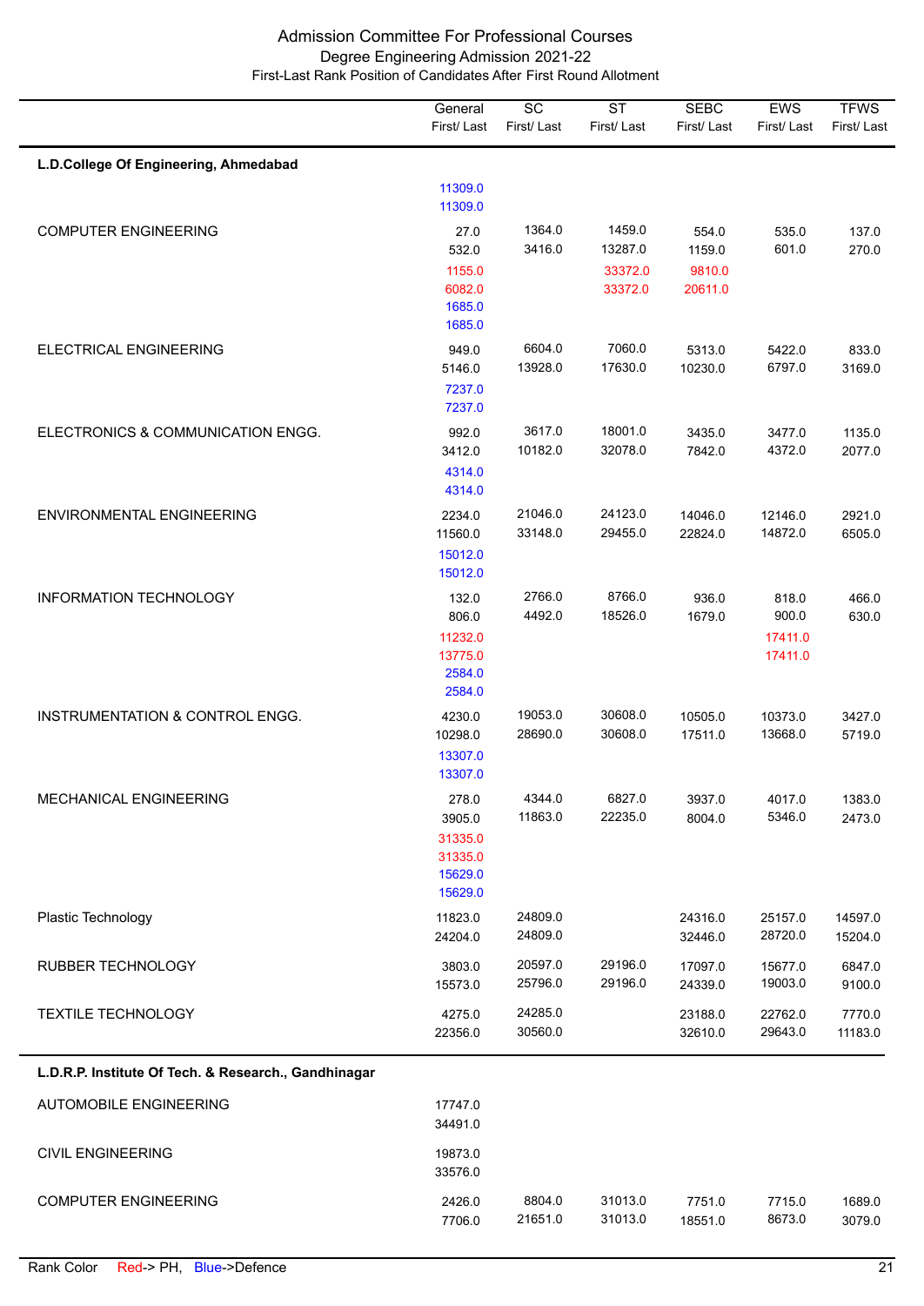# Admission Committee For Professional Courses

## Degree Engineering Admission 2021-22

### First-Last Rank Position of Candidates After First Round Allotment

| | General First/ Last | SC First/ Last | ST First/ Last | SEBC First/ Last | EWS First/ Last | TFWS First/ Last |
|---|---|---|---|---|---|---|
| **L.D.College Of Engineering, Ahmedabad** | | | | | | |
| | 11309.0 11309.0 (Defence) | | | | | |
| COMPUTER ENGINEERING | 27.0 532.0 | 1364.0 3416.0 | 1459.0 13287.0 | 554.0 1159.0 | 535.0 601.0 | 137.0 270.0 |
| | 1155.0 6082.0 (PH) | | 33372.0 33372.0 (PH) | 9810.0 20611.0 (PH) | | |
| | 1685.0 1685.0 (Defence) | | | | | |
| ELECTRICAL ENGINEERING | 949.0 5146.0 | 6604.0 13928.0 | 7060.0 17630.0 | 5313.0 10230.0 | 5422.0 6797.0 | 833.0 3169.0 |
| | 7237.0 7237.0 (Defence) | | | | | |
| ELECTRONICS & COMMUNICATION ENGG. | 992.0 3412.0 | 3617.0 10182.0 | 18001.0 32078.0 | 3435.0 7842.0 | 3477.0 4372.0 | 1135.0 2077.0 |
| | 4314.0 4314.0 (Defence) | | | | | |
| ENVIRONMENTAL ENGINEERING | 2234.0 11560.0 | 21046.0 33148.0 | 24123.0 29455.0 | 14046.0 22824.0 | 12146.0 14872.0 | 2921.0 6505.0 |
| | 15012.0 15012.0 (Defence) | | | | | |
| INFORMATION TECHNOLOGY | 132.0 806.0 | 2766.0 4492.0 | 8766.0 18526.0 | 936.0 1679.0 | 818.0 900.0 | 466.0 630.0 |
| | 11232.0 13775.0 (PH) | | | | 17411.0 17411.0 (PH) | |
| | 2584.0 2584.0 (Defence) | | | | | |
| INSTRUMENTATION & CONTROL ENGG. | 4230.0 10298.0 | 19053.0 28690.0 | 30608.0 30608.0 | 10505.0 17511.0 | 10373.0 13668.0 | 3427.0 5719.0 |
| | 13307.0 13307.0 (Defence) | | | | | |
| MECHANICAL ENGINEERING | 278.0 3905.0 | 4344.0 11863.0 | 6827.0 22235.0 | 3937.0 8004.0 | 4017.0 5346.0 | 1383.0 2473.0 |
| | 31335.0 31335.0 (PH) | | | | | |
| | 15629.0 15629.0 (Defence) | | | | | |
| Plastic Technology | 11823.0 24204.0 | 24809.0 24809.0 | | 24316.0 32446.0 | 25157.0 28720.0 | 14597.0 15204.0 |
| RUBBER TECHNOLOGY | 3803.0 15573.0 | 20597.0 25796.0 | 29196.0 29196.0 | 17097.0 24339.0 | 15677.0 19003.0 | 6847.0 9100.0 |
| TEXTILE TECHNOLOGY | 4275.0 22356.0 | 24285.0 30560.0 | | 23188.0 32610.0 | 22762.0 29643.0 | 7770.0 11183.0 |
| **L.D.R.P. Institute Of Tech. & Research., Gandhinagar** | | | | | | |
| AUTOMOBILE ENGINEERING | 17747.0 34491.0 | | | | | |
| CIVIL ENGINEERING | 19873.0 33576.0 | | | | | |
| COMPUTER ENGINEERING | 2426.0 7706.0 | 8804.0 21651.0 | 31013.0 31013.0 | 7751.0 18551.0 | 7715.0 8673.0 | 1689.0 3079.0 |

Rank Color Red-> PH, Blue->Defence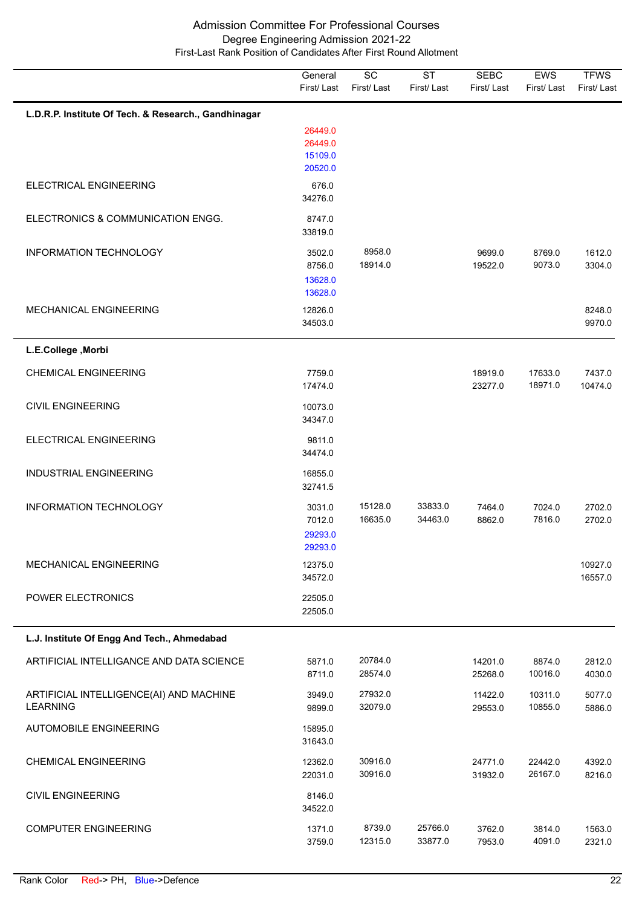# Admission Committee For Professional Courses

## Degree Engineering Admission 2021-22

### First-Last Rank Position of Candidates After First Round Allotment

| | General First/ Last | SC First/ Last | ST First/ Last | SEBC First/ Last | EWS First/ Last | TFWS First/ Last |
|---|---|---|---|---|---|---|
| **L.D.R.P. Institute Of Tech. & Research., Gandhinagar** | | | | | | |
| | 26449.0 26449.0 15109.0 20520.0 | | | | | |
| ELECTRICAL ENGINEERING | 676.0 34276.0 | | | | | |
| ELECTRONICS & COMMUNICATION ENGG. | 8747.0 33819.0 | | | | | |
| INFORMATION TECHNOLOGY | 3502.0 8756.0 13628.0 13628.0 | 8958.0 18914.0 | | 9699.0 19522.0 | 8769.0 9073.0 | 1612.0 3304.0 |
| MECHANICAL ENGINEERING | 12826.0 34503.0 | | | | | 8248.0 9970.0 |
| **L.E.College ,Morbi** | | | | | | |
| CHEMICAL ENGINEERING | 7759.0 17474.0 | | | 18919.0 23277.0 | 17633.0 18971.0 | 7437.0 10474.0 |
| CIVIL ENGINEERING | 10073.0 34347.0 | | | | | |
| ELECTRICAL ENGINEERING | 9811.0 34474.0 | | | | | |
| INDUSTRIAL ENGINEERING | 16855.0 32741.5 | | | | | |
| INFORMATION TECHNOLOGY | 3031.0 7012.0 29293.0 29293.0 | 15128.0 16635.0 | 33833.0 34463.0 | 7464.0 8862.0 | 7024.0 7816.0 | 2702.0 2702.0 |
| MECHANICAL ENGINEERING | 12375.0 34572.0 | | | | | 10927.0 16557.0 |
| POWER ELECTRONICS | 22505.0 22505.0 | | | | | |
| **L.J. Institute Of Engg And Tech., Ahmedabad** | | | | | | |
| ARTIFICIAL INTELLIGANCE AND DATA SCIENCE | 5871.0 8711.0 | 20784.0 28574.0 | | 14201.0 25268.0 | 8874.0 10016.0 | 2812.0 4030.0 |
| ARTIFICIAL INTELLIGENCE(AI) AND MACHINE LEARNING | 3949.0 9899.0 | 27932.0 32079.0 | | 11422.0 29553.0 | 10311.0 10855.0 | 5077.0 5886.0 |
| AUTOMOBILE ENGINEERING | 15895.0 31643.0 | | | | | |
| CHEMICAL ENGINEERING | 12362.0 22031.0 | 30916.0 30916.0 | | 24771.0 31932.0 | 22442.0 26167.0 | 4392.0 8216.0 |
| CIVIL ENGINEERING | 8146.0 34522.0 | | | | | |
| COMPUTER ENGINEERING | 1371.0 3759.0 | 8739.0 12315.0 | 25766.0 33877.0 | 3762.0 7953.0 | 3814.0 4091.0 | 1563.0 2321.0 |

Rank Color Red-> PH, Blue->Defence

(Note: In the L.D.R.P. unnamed row, 26449.0 26449.0 are PH (red) and 15109.0 20520.0 are Defence (blue); in Information Technology rows, 13628.0 13628.0 and 29293.0 29293.0 are Defence (blue).)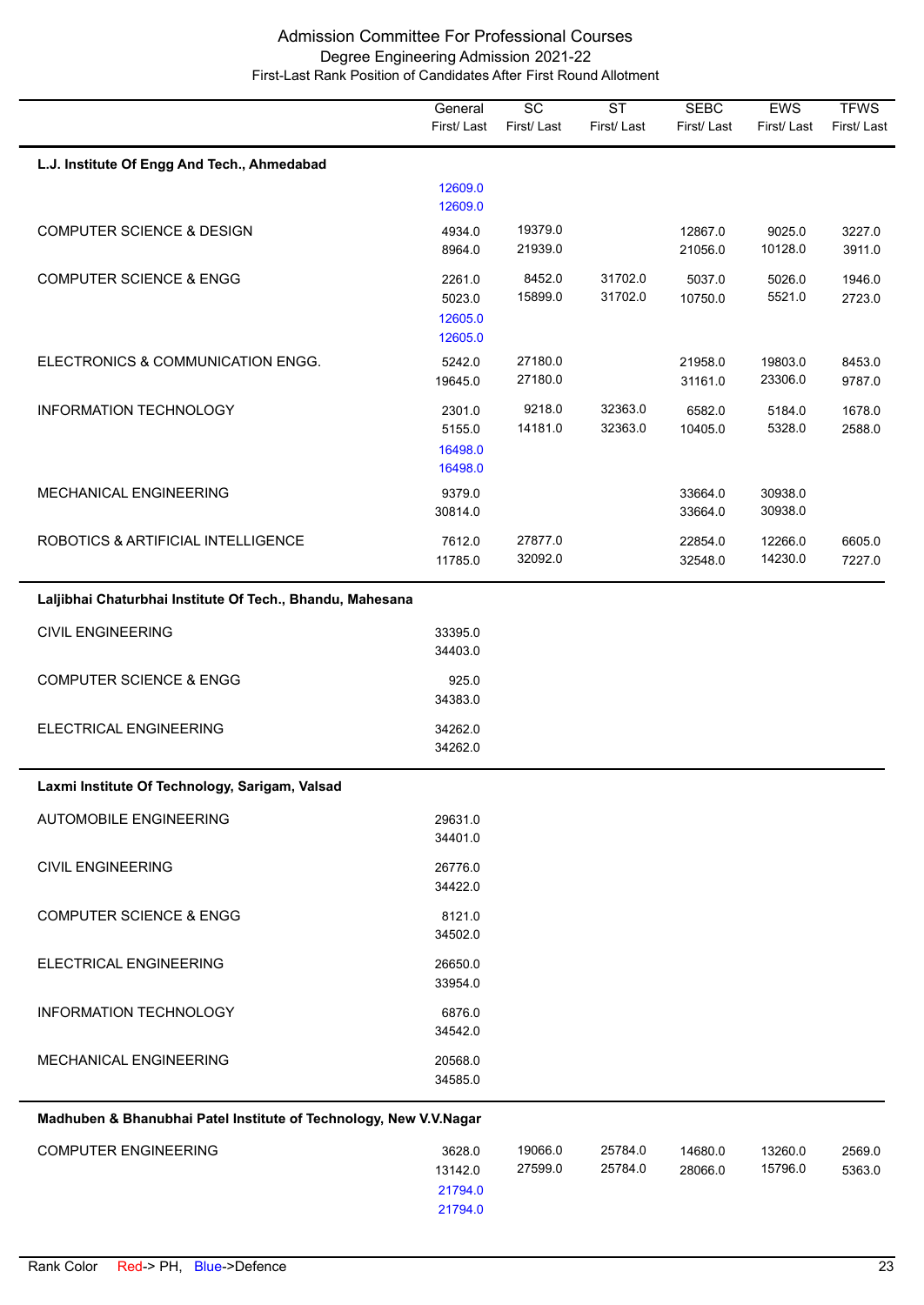# Admission Committee For Professional Courses

## Degree Engineering Admission 2021-22

### First-Last Rank Position of Candidates After First Round Allotment

| | General<br>First/ Last | SC<br>First/ Last | ST<br>First/ Last | SEBC<br>First/ Last | EWS<br>First/ Last | TFWS<br>First/ Last |
|---|---|---|---|---|---|---|
| **L.J. Institute Of Engg And Tech., Ahmedabad** | | | | | | |
| | 12609.0<br>12609.0 | | | | | |
| COMPUTER SCIENCE & DESIGN | 4934.0<br>8964.0 | 19379.0<br>21939.0 | | 12867.0<br>21056.0 | 9025.0<br>10128.0 | 3227.0<br>3911.0 |
| COMPUTER SCIENCE & ENGG | 2261.0<br>5023.0<br>12605.0<br>12605.0 | 8452.0<br>15899.0 | 31702.0<br>31702.0 | 5037.0<br>10750.0 | 5026.0<br>5521.0 | 1946.0<br>2723.0 |
| ELECTRONICS & COMMUNICATION ENGG. | 5242.0<br>19645.0 | 27180.0<br>27180.0 | | 21958.0<br>31161.0 | 19803.0<br>23306.0 | 8453.0<br>9787.0 |
| INFORMATION TECHNOLOGY | 2301.0<br>5155.0<br>16498.0<br>16498.0 | 9218.0<br>14181.0 | 32363.0<br>32363.0 | 6582.0<br>10405.0 | 5184.0<br>5328.0 | 1678.0<br>2588.0 |
| MECHANICAL ENGINEERING | 9379.0<br>30814.0 | | | 33664.0<br>33664.0 | 30938.0<br>30938.0 | |
| ROBOTICS & ARTIFICIAL INTELLIGENCE | 7612.0<br>11785.0 | 27877.0<br>32092.0 | | 22854.0<br>32548.0 | 12266.0<br>14230.0 | 6605.0<br>7227.0 |
| **Laljibhai Chaturbhai Institute Of Tech., Bhandu, Mahesana** | | | | | | |
| CIVIL ENGINEERING | 33395.0<br>34403.0 | | | | | |
| COMPUTER SCIENCE & ENGG | 925.0<br>34383.0 | | | | | |
| ELECTRICAL ENGINEERING | 34262.0<br>34262.0 | | | | | |
| **Laxmi Institute Of Technology, Sarigam, Valsad** | | | | | | |
| AUTOMOBILE ENGINEERING | 29631.0<br>34401.0 | | | | | |
| CIVIL ENGINEERING | 26776.0<br>34422.0 | | | | | |
| COMPUTER SCIENCE & ENGG | 8121.0<br>34502.0 | | | | | |
| ELECTRICAL ENGINEERING | 26650.0<br>33954.0 | | | | | |
| INFORMATION TECHNOLOGY | 6876.0<br>34542.0 | | | | | |
| MECHANICAL ENGINEERING | 20568.0<br>34585.0 | | | | | |
| **Madhuben & Bhanubhai Patel Institute of Technology, New V.V.Nagar** | | | | | | |
| COMPUTER ENGINEERING | 3628.0<br>13142.0<br>21794.0<br>21794.0 | 19066.0<br>27599.0 | 25784.0<br>25784.0 | 14680.0<br>28066.0 | 13260.0<br>15796.0 | 2569.0<br>5363.0 |

Rank Color Red-> PH, Blue->Defence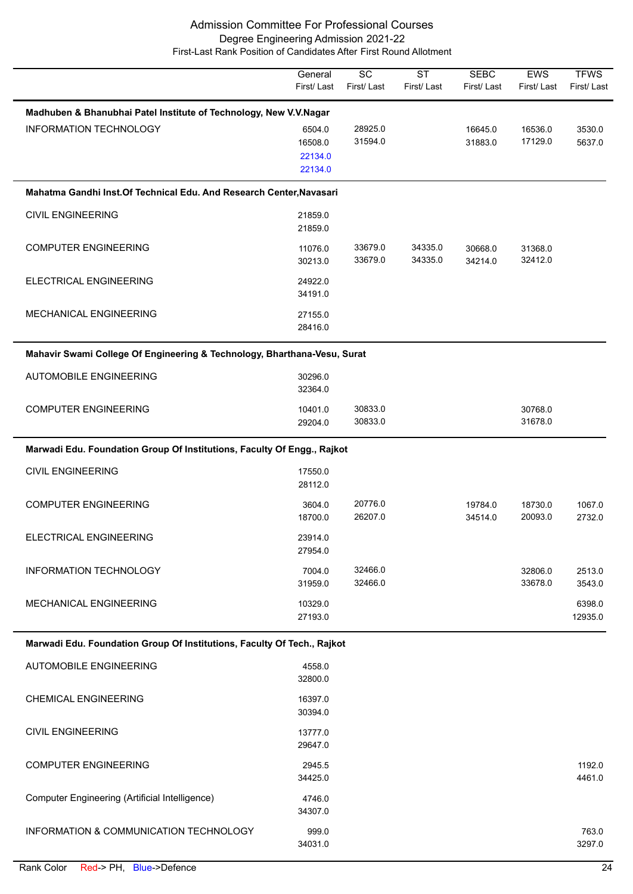# Admission Committee For Professional Courses

## Degree Engineering Admission 2021-22

### First-Last Rank Position of Candidates After First Round Allotment

| | General First/ Last | SC First/ Last | ST First/ Last | SEBC First/ Last | EWS First/ Last | TFWS First/ Last |
|---|---|---|---|---|---|---|
| **Madhuben & Bhanubhai Patel Institute of Technology, New V.V.Nagar** | | | | | | |
| INFORMATION TECHNOLOGY | 6504.0<br>16508.0<br>22134.0<br>22134.0 | 28925.0<br>31594.0 | | 16645.0<br>31883.0 | 16536.0<br>17129.0 | 3530.0<br>5637.0 |
| **Mahatma Gandhi Inst.Of Technical Edu. And Research Center,Navasari** | | | | | | |
| CIVIL ENGINEERING | 21859.0<br>21859.0 | | | | | |
| COMPUTER ENGINEERING | 11076.0<br>30213.0 | 33679.0<br>33679.0 | 34335.0<br>34335.0 | 30668.0<br>34214.0 | 31368.0<br>32412.0 | |
| ELECTRICAL ENGINEERING | 24922.0<br>34191.0 | | | | | |
| MECHANICAL ENGINEERING | 27155.0<br>28416.0 | | | | | |
| **Mahavir Swami College Of Engineering & Technology, Bharthana-Vesu, Surat** | | | | | | |
| AUTOMOBILE ENGINEERING | 30296.0<br>32364.0 | | | | | |
| COMPUTER ENGINEERING | 10401.0<br>29204.0 | 30833.0<br>30833.0 | | | 30768.0<br>31678.0 | |
| **Marwadi Edu. Foundation Group Of Institutions, Faculty Of Engg., Rajkot** | | | | | | |
| CIVIL ENGINEERING | 17550.0<br>28112.0 | | | | | |
| COMPUTER ENGINEERING | 3604.0<br>18700.0 | 20776.0<br>26207.0 | | 19784.0<br>34514.0 | 18730.0<br>20093.0 | 1067.0<br>2732.0 |
| ELECTRICAL ENGINEERING | 23914.0<br>27954.0 | | | | | |
| INFORMATION TECHNOLOGY | 7004.0<br>31959.0 | 32466.0<br>32466.0 | | | 32806.0<br>33678.0 | 2513.0<br>3543.0 |
| MECHANICAL ENGINEERING | 10329.0<br>27193.0 | | | | | 6398.0<br>12935.0 |
| **Marwadi Edu. Foundation Group Of Institutions, Faculty Of Tech., Rajkot** | | | | | | |
| AUTOMOBILE ENGINEERING | 4558.0<br>32800.0 | | | | | |
| CHEMICAL ENGINEERING | 16397.0<br>30394.0 | | | | | |
| CIVIL ENGINEERING | 13777.0<br>29647.0 | | | | | |
| COMPUTER ENGINEERING | 2945.5<br>34425.0 | | | | | 1192.0<br>4461.0 |
| Computer Engineering (Artificial Intelligence) | 4746.0<br>34307.0 | | | | | |
| INFORMATION & COMMUNICATION TECHNOLOGY | 999.0<br>34031.0 | | | | | 763.0<br>3297.0 |

Rank Color Red-> PH, Blue->Defence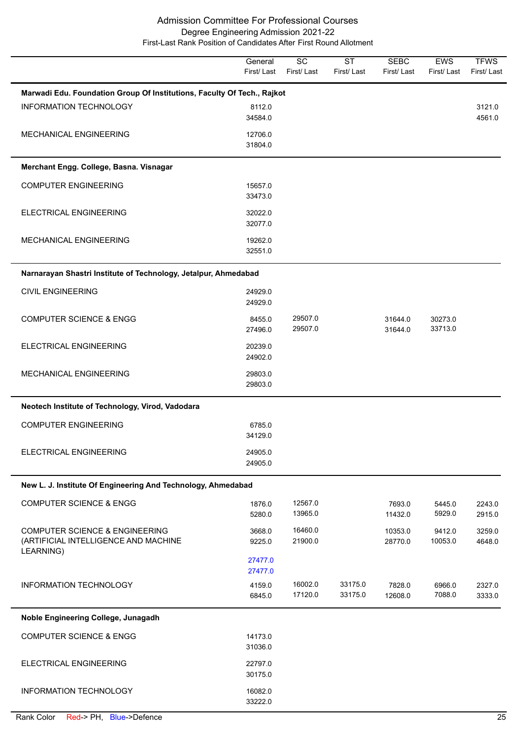# Admission Committee For Professional Courses

## Degree Engineering Admission 2021-22

### First-Last Rank Position of Candidates After First Round Allotment

| | General First/ Last | SC First/ Last | ST First/ Last | SEBC First/ Last | EWS First/ Last | TFWS First/ Last |
|---|---|---|---|---|---|---|
| **Marwadi Edu. Foundation Group Of Institutions, Faculty Of Tech., Rajkot** | | | | | | |
| INFORMATION TECHNOLOGY | 8112.0<br>34584.0 | | | | | 3121.0<br>4561.0 |
| MECHANICAL ENGINEERING | 12706.0<br>31804.0 | | | | | |
| **Merchant Engg. College, Basna. Visnagar** | | | | | | |
| COMPUTER ENGINEERING | 15657.0<br>33473.0 | | | | | |
| ELECTRICAL ENGINEERING | 32022.0<br>32077.0 | | | | | |
| MECHANICAL ENGINEERING | 19262.0<br>32551.0 | | | | | |
| **Narnarayan Shastri Institute of Technology, Jetalpur, Ahmedabad** | | | | | | |
| CIVIL ENGINEERING | 24929.0<br>24929.0 | | | | | |
| COMPUTER SCIENCE & ENGG | 8455.0<br>27496.0 | 29507.0<br>29507.0 | | 31644.0<br>31644.0 | 30273.0<br>33713.0 | |
| ELECTRICAL ENGINEERING | 20239.0<br>24902.0 | | | | | |
| MECHANICAL ENGINEERING | 29803.0<br>29803.0 | | | | | |
| **Neotech Institute of Technology, Virod, Vadodara** | | | | | | |
| COMPUTER ENGINEERING | 6785.0<br>34129.0 | | | | | |
| ELECTRICAL ENGINEERING | 24905.0<br>24905.0 | | | | | |
| **New L. J. Institute Of Engineering And Technology, Ahmedabad** | | | | | | |
| COMPUTER SCIENCE & ENGG | 1876.0<br>5280.0 | 12567.0<br>13965.0 | | 7693.0<br>11432.0 | 5445.0<br>5929.0 | 2243.0<br>2915.0 |
| COMPUTER SCIENCE & ENGINEERING (ARTIFICIAL INTELLIGENCE AND MACHINE LEARNING) | 3668.0<br>9225.0<br>27477.0 (Defence)<br>27477.0 (Defence) | 16460.0<br>21900.0 | | 10353.0<br>28770.0 | 9412.0<br>10053.0 | 3259.0<br>4648.0 |
| INFORMATION TECHNOLOGY | 4159.0<br>6845.0 | 16002.0<br>17120.0 | 33175.0<br>33175.0 | 7828.0<br>12608.0 | 6966.0<br>7088.0 | 2327.0<br>3333.0 |
| **Noble Engineering College, Junagadh** | | | | | | |
| COMPUTER SCIENCE & ENGG | 14173.0<br>31036.0 | | | | | |
| ELECTRICAL ENGINEERING | 22797.0<br>30175.0 | | | | | |
| INFORMATION TECHNOLOGY | 16082.0<br>33222.0 | | | | | |

Rank Color Red-> PH, Blue->Defence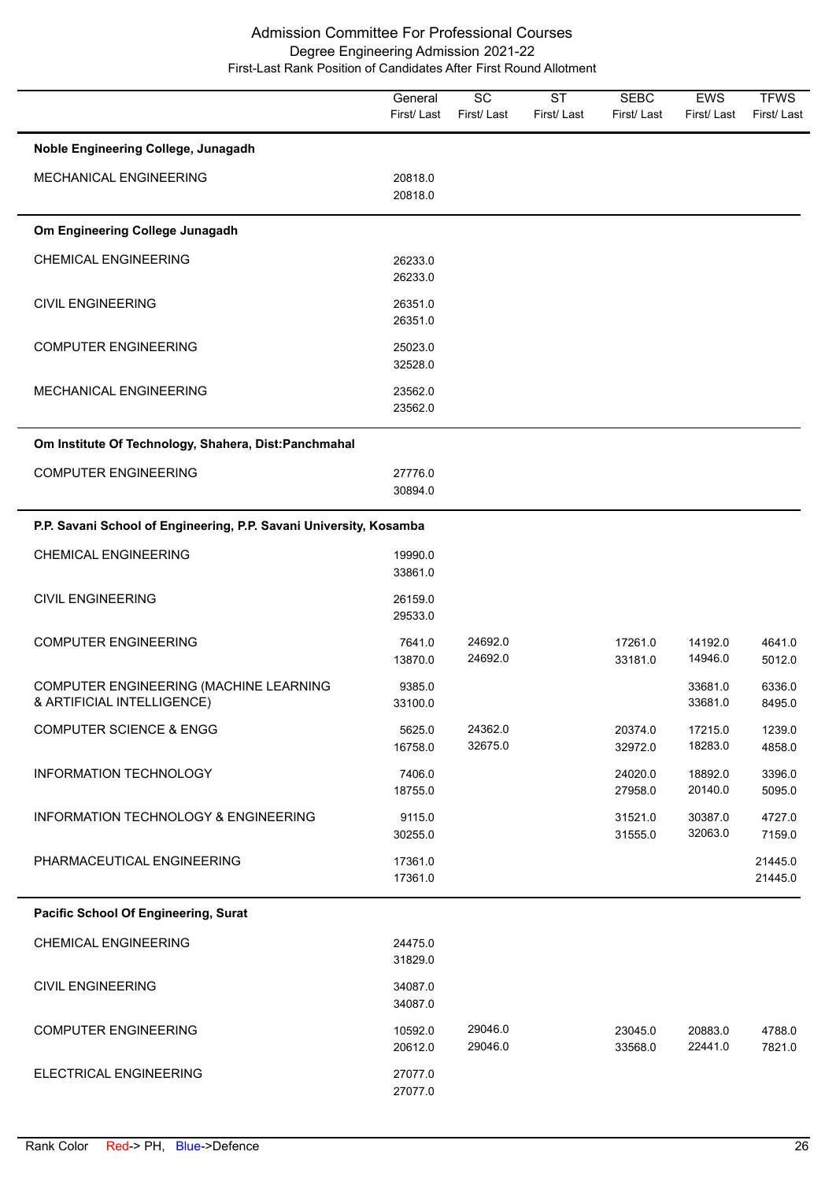# Admission Committee For Professional Courses

## Degree Engineering Admission 2021-22

### First-Last Rank Position of Candidates After First Round Allotment

| | General First/ Last | SC First/ Last | ST First/ Last | SEBC First/ Last | EWS First/ Last | TFWS First/ Last |
|---|---|---|---|---|---|---|
| **Noble Engineering College, Junagadh** | | | | | | |
| MECHANICAL ENGINEERING | 20818.0<br>20818.0 | | | | | |
| **Om Engineering College Junagadh** | | | | | | |
| CHEMICAL ENGINEERING | 26233.0<br>26233.0 | | | | | |
| CIVIL ENGINEERING | 26351.0<br>26351.0 | | | | | |
| COMPUTER ENGINEERING | 25023.0<br>32528.0 | | | | | |
| MECHANICAL ENGINEERING | 23562.0<br>23562.0 | | | | | |
| **Om Institute Of Technology, Shahera, Dist:Panchmahal** | | | | | | |
| COMPUTER ENGINEERING | 27776.0<br>30894.0 | | | | | |
| **P.P. Savani School of Engineering, P.P. Savani University, Kosamba** | | | | | | |
| CHEMICAL ENGINEERING | 19990.0<br>33861.0 | | | | | |
| CIVIL ENGINEERING | 26159.0<br>29533.0 | | | | | |
| COMPUTER ENGINEERING | 7641.0<br>13870.0 | 24692.0<br>24692.0 | | 17261.0<br>33181.0 | 14192.0<br>14946.0 | 4641.0<br>5012.0 |
| COMPUTER ENGINEERING (MACHINE LEARNING & ARTIFICIAL INTELLIGENCE) | 9385.0<br>33100.0 | | | | 33681.0<br>33681.0 | 6336.0<br>8495.0 |
| COMPUTER SCIENCE & ENGG | 5625.0<br>16758.0 | 24362.0<br>32675.0 | | 20374.0<br>32972.0 | 17215.0<br>18283.0 | 1239.0<br>4858.0 |
| INFORMATION TECHNOLOGY | 7406.0<br>18755.0 | | | 24020.0<br>27958.0 | 18892.0<br>20140.0 | 3396.0<br>5095.0 |
| INFORMATION TECHNOLOGY & ENGINEERING | 9115.0<br>30255.0 | | | 31521.0<br>31555.0 | 30387.0<br>32063.0 | 4727.0<br>7159.0 |
| PHARMACEUTICAL ENGINEERING | 17361.0<br>17361.0 | | | | | 21445.0<br>21445.0 |
| **Pacific School Of Engineering, Surat** | | | | | | |
| CHEMICAL ENGINEERING | 24475.0<br>31829.0 | | | | | |
| CIVIL ENGINEERING | 34087.0<br>34087.0 | | | | | |
| COMPUTER ENGINEERING | 10592.0<br>20612.0 | 29046.0<br>29046.0 | | 23045.0<br>33568.0 | 20883.0<br>22441.0 | 4788.0<br>7821.0 |
| ELECTRICAL ENGINEERING | 27077.0<br>27077.0 | | | | | |

Rank Color Red-> PH, Blue->Defence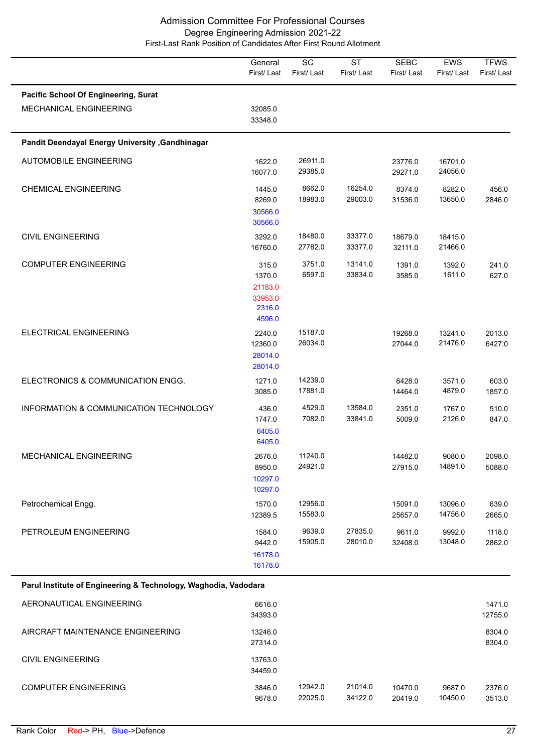Admission Committee For Professional Courses

Degree Engineering Admission 2021-22

First-Last Rank Position of Candidates After First Round Allotment

| | General First/ Last | SC First/ Last | ST First/ Last | SEBC First/ Last | EWS First/ Last | TFWS First/ Last |
|---|---|---|---|---|---|---|
| **Pacific School Of Engineering, Surat** | | | | | | |
| MECHANICAL ENGINEERING | 32085.0 / 33348.0 | | | | | |
| **Pandit Deendayal Energy University ,Gandhinagar** | | | | | | |
| AUTOMOBILE ENGINEERING | 1622.0 / 16077.0 | 26911.0 / 29385.0 | | 23776.0 / 29271.0 | 16701.0 / 24056.0 | |
| CHEMICAL ENGINEERING | 1445.0 / 8269.0<br>30566.0 / 30566.0 (Defence) | 8662.0 / 18983.0 | 16254.0 / 29003.0 | 8374.0 / 31536.0 | 8282.0 / 13650.0 | 456.0 / 2846.0 |
| CIVIL ENGINEERING | 3292.0 / 16760.0 | 18480.0 / 27782.0 | 33377.0 / 33377.0 | 18679.0 / 32111.0 | 18415.0 / 21466.0 | |
| COMPUTER ENGINEERING | 315.0 / 1370.0<br>21183.0 / 33953.0 (PH)<br>2316.0 / 4596.0 (Defence) | 3751.0 / 6597.0 | 13141.0 / 33834.0 | 1391.0 / 3585.0 | 1392.0 / 1611.0 | 241.0 / 627.0 |
| ELECTRICAL ENGINEERING | 2240.0 / 12360.0<br>28014.0 / 28014.0 (Defence) | 15187.0 / 26034.0 | | 19268.0 / 27044.0 | 13241.0 / 21476.0 | 2013.0 / 6427.0 |
| ELECTRONICS & COMMUNICATION ENGG. | 1271.0 / 3085.0 | 14239.0 / 17881.0 | | 6428.0 / 14464.0 | 3571.0 / 4879.0 | 603.0 / 1857.0 |
| INFORMATION & COMMUNICATION TECHNOLOGY | 436.0 / 1747.0<br>6405.0 / 6405.0 (Defence) | 4529.0 / 7082.0 | 13584.0 / 33841.0 | 2351.0 / 5009.0 | 1767.0 / 2126.0 | 510.0 / 847.0 |
| MECHANICAL ENGINEERING | 2676.0 / 8950.0<br>10297.0 / 10297.0 (Defence) | 11240.0 / 24921.0 | | 14482.0 / 27915.0 | 9080.0 / 14891.0 | 2098.0 / 5088.0 |
| Petrochemical Engg. | 1570.0 / 12389.5 | 12956.0 / 15583.0 | | 15091.0 / 25657.0 | 13096.0 / 14756.0 | 639.0 / 2665.0 |
| PETROLEUM ENGINEERING | 1584.0 / 9442.0<br>16178.0 / 16178.0 (Defence) | 9639.0 / 15905.0 | 27835.0 / 28010.0 | 9611.0 / 32408.0 | 9992.0 / 13048.0 | 1118.0 / 2862.0 |
| **Parul Institute of Engineering & Technology, Waghodia, Vadodara** | | | | | | |
| AERONAUTICAL ENGINEERING | 6616.0 / 34393.0 | | | | | 1471.0 / 12755.0 |
| AIRCRAFT MAINTENANCE ENGINEERING | 13246.0 / 27314.0 | | | | | 8304.0 / 8304.0 |
| CIVIL ENGINEERING | 13763.0 / 34459.0 | | | | | |
| COMPUTER ENGINEERING | 3846.0 / 9678.0 | 12942.0 / 22025.0 | 21014.0 / 34122.0 | 10470.0 / 20419.0 | 9687.0 / 10450.0 | 2376.0 / 3513.0 |

Rank Color Red-> PH, Blue->Defence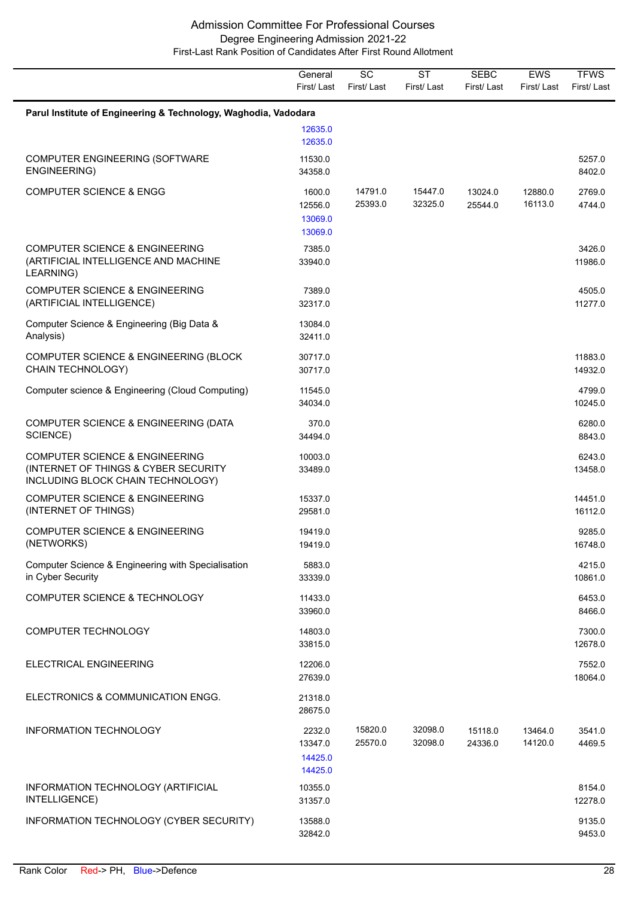# Admission Committee For Professional Courses

## Degree Engineering Admission 2021-22

### First-Last Rank Position of Candidates After First Round Allotment

| | General First/ Last | SC First/ Last | ST First/ Last | SEBC First/ Last | EWS First/ Last | TFWS First/ Last |
|---|---|---|---|---|---|---|
| **Parul Institute of Engineering & Technology, Waghodia, Vadodara** | | | | | | |
| | 12635.0<br>12635.0 | | | | | |
| COMPUTER ENGINEERING (SOFTWARE ENGINEERING) | 11530.0<br>34358.0 | | | | | 5257.0<br>8402.0 |
| COMPUTER SCIENCE & ENGG | 1600.0<br>12556.0<br>13069.0<br>13069.0 | 14791.0<br>25393.0 | 15447.0<br>32325.0 | 13024.0<br>25544.0 | 12880.0<br>16113.0 | 2769.0<br>4744.0 |
| COMPUTER SCIENCE & ENGINEERING (ARTIFICIAL INTELLIGENCE AND MACHINE LEARNING) | 7385.0<br>33940.0 | | | | | 3426.0<br>11986.0 |
| COMPUTER SCIENCE & ENGINEERING (ARTIFICIAL INTELLIGENCE) | 7389.0<br>32317.0 | | | | | 4505.0<br>11277.0 |
| Computer Science & Engineering (Big Data & Analysis) | 13084.0<br>32411.0 | | | | | |
| COMPUTER SCIENCE & ENGINEERING (BLOCK CHAIN TECHNOLOGY) | 30717.0<br>30717.0 | | | | | 11883.0<br>14932.0 |
| Computer science & Engineering (Cloud Computing) | 11545.0<br>34034.0 | | | | | 4799.0<br>10245.0 |
| COMPUTER SCIENCE & ENGINEERING (DATA SCIENCE) | 370.0<br>34494.0 | | | | | 6280.0<br>8843.0 |
| COMPUTER SCIENCE & ENGINEERING (INTERNET OF THINGS & CYBER SECURITY INCLUDING BLOCK CHAIN TECHNOLOGY) | 10003.0<br>33489.0 | | | | | 6243.0<br>13458.0 |
| COMPUTER SCIENCE & ENGINEERING (INTERNET OF THINGS) | 15337.0<br>29581.0 | | | | | 14451.0<br>16112.0 |
| COMPUTER SCIENCE & ENGINEERING (NETWORKS) | 19419.0<br>19419.0 | | | | | 9285.0<br>16748.0 |
| Computer Science & Engineering with Specialisation in Cyber Security | 5883.0<br>33339.0 | | | | | 4215.0<br>10861.0 |
| COMPUTER SCIENCE & TECHNOLOGY | 11433.0<br>33960.0 | | | | | 6453.0<br>8466.0 |
| COMPUTER TECHNOLOGY | 14803.0<br>33815.0 | | | | | 7300.0<br>12678.0 |
| ELECTRICAL ENGINEERING | 12206.0<br>27639.0 | | | | | 7552.0<br>18064.0 |
| ELECTRONICS & COMMUNICATION ENGG. | 21318.0<br>28675.0 | | | | | |
| INFORMATION TECHNOLOGY | 2232.0<br>13347.0<br>14425.0<br>14425.0 | 15820.0<br>25570.0 | 32098.0<br>32098.0 | 15118.0<br>24336.0 | 13464.0<br>14120.0 | 3541.0<br>4469.5 |
| INFORMATION TECHNOLOGY (ARTIFICIAL INTELLIGENCE) | 10355.0<br>31357.0 | | | | | 8154.0<br>12278.0 |
| INFORMATION TECHNOLOGY (CYBER SECURITY) | 13588.0<br>32842.0 | | | | | 9135.0<br>9453.0 |

Rank Color Red-> PH, Blue->Defence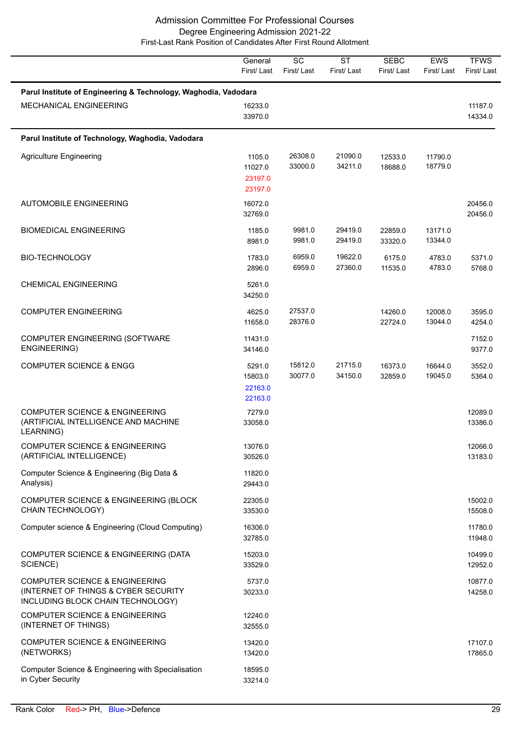# Admission Committee For Professional Courses

## Degree Engineering Admission 2021-22

### First-Last Rank Position of Candidates After First Round Allotment

| | General First/ Last | SC First/ Last | ST First/ Last | SEBC First/ Last | EWS First/ Last | TFWS First/ Last |
|---|---|---|---|---|---|---|
| **Parul Institute of Engineering & Technology, Waghodia, Vadodara** | | | | | | |
| MECHANICAL ENGINEERING | 16233.0<br>33970.0 | | | | | 11187.0<br>14334.0 |
| **Parul Institute of Technology, Waghodia, Vadodara** | | | | | | |
| Agriculture Engineering | 1105.0<br>11027.0<br>23197.0<br>23197.0 | 26308.0<br>33000.0 | 21090.0<br>34211.0 | 12533.0<br>18688.0 | 11790.0<br>18779.0 | |
| AUTOMOBILE ENGINEERING | 16072.0<br>32769.0 | | | | | 20456.0<br>20456.0 |
| BIOMEDICAL ENGINEERING | 1185.0<br>8981.0 | 9981.0<br>9981.0 | 29419.0<br>29419.0 | 22859.0<br>33320.0 | 13171.0<br>13344.0 | |
| BIO-TECHNOLOGY | 1783.0<br>2896.0 | 6959.0<br>6959.0 | 19622.0<br>27360.0 | 6175.0<br>11535.0 | 4783.0<br>4783.0 | 5371.0<br>5768.0 |
| CHEMICAL ENGINEERING | 5261.0<br>34250.0 | | | | | |
| COMPUTER ENGINEERING | 4625.0<br>11658.0 | 27537.0<br>28376.0 | | 14260.0<br>22724.0 | 12008.0<br>13044.0 | 3595.0<br>4254.0 |
| COMPUTER ENGINEERING (SOFTWARE ENGINEERING) | 11431.0<br>34146.0 | | | | | 7152.0<br>9377.0 |
| COMPUTER SCIENCE & ENGG | 5291.0<br>15803.0<br>22163.0<br>22163.0 | 15812.0<br>30077.0 | 21715.0<br>34150.0 | 16373.0<br>32859.0 | 16644.0<br>19045.0 | 3552.0<br>5364.0 |
| COMPUTER SCIENCE & ENGINEERING (ARTIFICIAL INTELLIGENCE AND MACHINE LEARNING) | 7279.0<br>33058.0 | | | | | 12089.0<br>13386.0 |
| COMPUTER SCIENCE & ENGINEERING (ARTIFICIAL INTELLIGENCE) | 13076.0<br>30526.0 | | | | | 12066.0<br>13183.0 |
| Computer Science & Engineering (Big Data & Analysis) | 11820.0<br>29443.0 | | | | | |
| COMPUTER SCIENCE & ENGINEERING (BLOCK CHAIN TECHNOLOGY) | 22305.0<br>33530.0 | | | | | 15002.0<br>15508.0 |
| Computer science & Engineering (Cloud Computing) | 16306.0<br>32785.0 | | | | | 11780.0<br>11948.0 |
| COMPUTER SCIENCE & ENGINEERING (DATA SCIENCE) | 15203.0<br>33529.0 | | | | | 10499.0<br>12952.0 |
| COMPUTER SCIENCE & ENGINEERING (INTERNET OF THINGS & CYBER SECURITY INCLUDING BLOCK CHAIN TECHNOLOGY) | 5737.0<br>30233.0 | | | | | 10877.0<br>14258.0 |
| COMPUTER SCIENCE & ENGINEERING (INTERNET OF THINGS) | 12240.0<br>32555.0 | | | | | |
| COMPUTER SCIENCE & ENGINEERING (NETWORKS) | 13420.0<br>13420.0 | | | | | 17107.0<br>17865.0 |
| Computer Science & Engineering with Specialisation in Cyber Security | 18595.0<br>33214.0 | | | | | |

Rank Color Red-> PH, Blue->Defence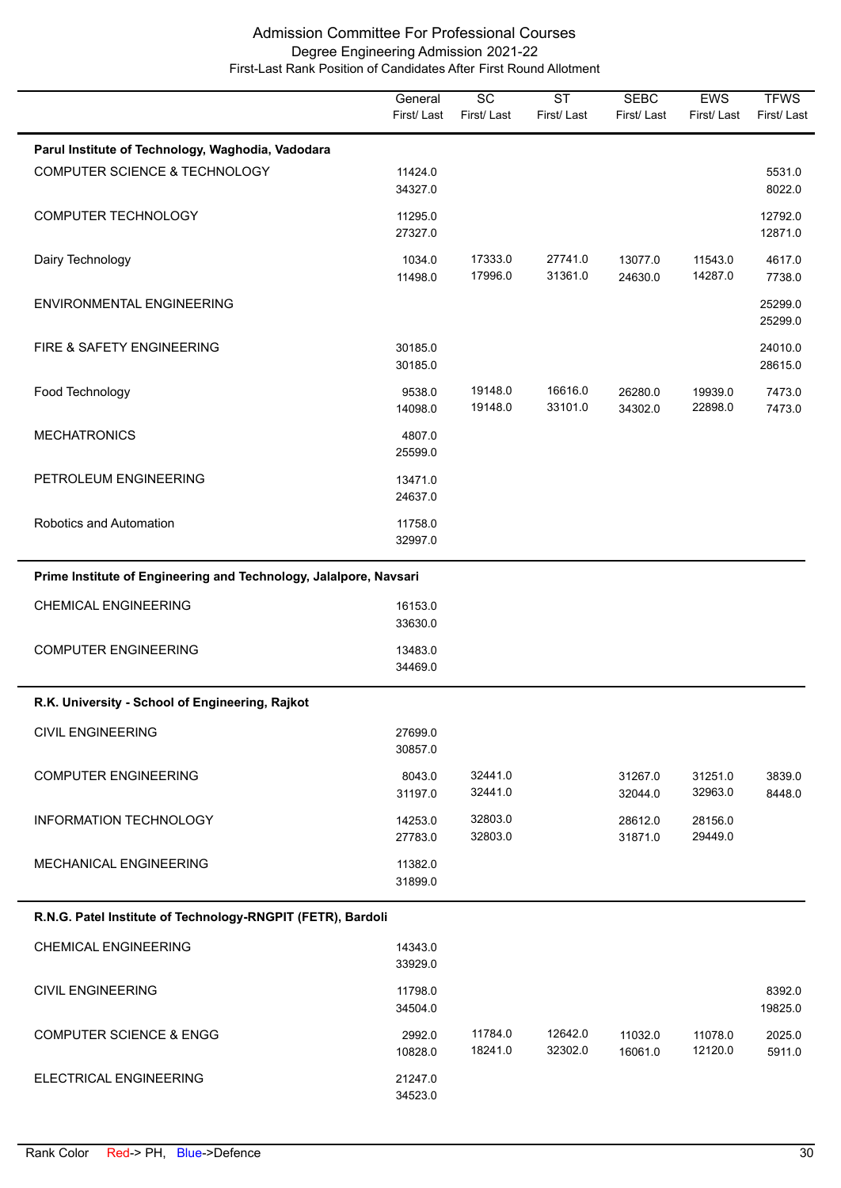# Admission Committee For Professional Courses

## Degree Engineering Admission 2021-22

### First-Last Rank Position of Candidates After First Round Allotment

| | General First/ Last | SC First/ Last | ST First/ Last | SEBC First/ Last | EWS First/ Last | TFWS First/ Last |
|---|---|---|---|---|---|---|
| **Parul Institute of Technology, Waghodia, Vadodara** | | | | | | |
| COMPUTER SCIENCE & TECHNOLOGY | 11424.0<br>34327.0 | | | | | 5531.0<br>8022.0 |
| COMPUTER TECHNOLOGY | 11295.0<br>27327.0 | | | | | 12792.0<br>12871.0 |
| Dairy Technology | 1034.0<br>11498.0 | 17333.0<br>17996.0 | 27741.0<br>31361.0 | 13077.0<br>24630.0 | 11543.0<br>14287.0 | 4617.0<br>7738.0 |
| ENVIRONMENTAL ENGINEERING | | | | | | 25299.0<br>25299.0 |
| FIRE & SAFETY ENGINEERING | 30185.0<br>30185.0 | | | | | 24010.0<br>28615.0 |
| Food Technology | 9538.0<br>14098.0 | 19148.0<br>19148.0 | 16616.0<br>33101.0 | 26280.0<br>34302.0 | 19939.0<br>22898.0 | 7473.0<br>7473.0 |
| MECHATRONICS | 4807.0<br>25599.0 | | | | | |
| PETROLEUM ENGINEERING | 13471.0<br>24637.0 | | | | | |
| Robotics and Automation | 11758.0<br>32997.0 | | | | | |
| **Prime Institute of Engineering and Technology, Jalalpore, Navsari** | | | | | | |
| CHEMICAL ENGINEERING | 16153.0<br>33630.0 | | | | | |
| COMPUTER ENGINEERING | 13483.0<br>34469.0 | | | | | |
| **R.K. University - School of Engineering, Rajkot** | | | | | | |
| CIVIL ENGINEERING | 27699.0<br>30857.0 | | | | | |
| COMPUTER ENGINEERING | 8043.0<br>31197.0 | 32441.0<br>32441.0 | | 31267.0<br>32044.0 | 31251.0<br>32963.0 | 3839.0<br>8448.0 |
| INFORMATION TECHNOLOGY | 14253.0<br>27783.0 | 32803.0<br>32803.0 | | 28612.0<br>31871.0 | 28156.0<br>29449.0 | |
| MECHANICAL ENGINEERING | 11382.0<br>31899.0 | | | | | |
| **R.N.G. Patel Institute of Technology-RNGPIT (FETR), Bardoli** | | | | | | |
| CHEMICAL ENGINEERING | 14343.0<br>33929.0 | | | | | |
| CIVIL ENGINEERING | 11798.0<br>34504.0 | | | | | 8392.0<br>19825.0 |
| COMPUTER SCIENCE & ENGG | 2992.0<br>10828.0 | 11784.0<br>18241.0 | 12642.0<br>32302.0 | 11032.0<br>16061.0 | 11078.0<br>12120.0 | 2025.0<br>5911.0 |
| ELECTRICAL ENGINEERING | 21247.0<br>34523.0 | | | | | |

Rank Color Red-> PH, Blue->Defence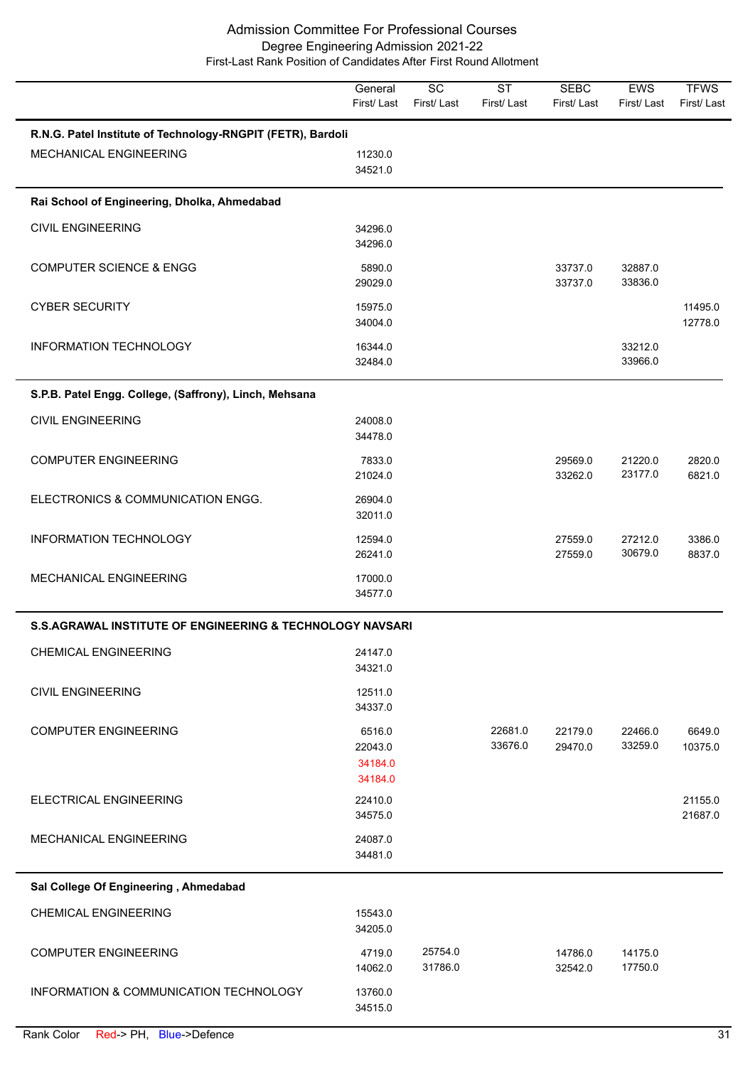# Admission Committee For Professional Courses

## Degree Engineering Admission 2021-22

### First-Last Rank Position of Candidates After First Round Allotment

| | General First/ Last | SC First/ Last | ST First/ Last | SEBC First/ Last | EWS First/ Last | TFWS First/ Last |
|---|---|---|---|---|---|---|
| **R.N.G. Patel Institute of Technology-RNGPIT (FETR), Bardoli** | | | | | | |
| MECHANICAL ENGINEERING | 11230.0<br>34521.0 | | | | | |
| **Rai School of Engineering, Dholka, Ahmedabad** | | | | | | |
| CIVIL ENGINEERING | 34296.0<br>34296.0 | | | | | |
| COMPUTER SCIENCE & ENGG | 5890.0<br>29029.0 | | | 33737.0<br>33737.0 | 32887.0<br>33836.0 | |
| CYBER SECURITY | 15975.0<br>34004.0 | | | | | 11495.0<br>12778.0 |
| INFORMATION TECHNOLOGY | 16344.0<br>32484.0 | | | | 33212.0<br>33966.0 | |
| **S.P.B. Patel Engg. College, (Saffrony), Linch, Mehsana** | | | | | | |
| CIVIL ENGINEERING | 24008.0<br>34478.0 | | | | | |
| COMPUTER ENGINEERING | 7833.0<br>21024.0 | | | 29569.0<br>33262.0 | 21220.0<br>23177.0 | 2820.0<br>6821.0 |
| ELECTRONICS & COMMUNICATION ENGG. | 26904.0<br>32011.0 | | | | | |
| INFORMATION TECHNOLOGY | 12594.0<br>26241.0 | | | 27559.0<br>27559.0 | 27212.0<br>30679.0 | 3386.0<br>8837.0 |
| MECHANICAL ENGINEERING | 17000.0<br>34577.0 | | | | | |
| **S.S.AGRAWAL INSTITUTE OF ENGINEERING & TECHNOLOGY NAVSARI** | | | | | | |
| CHEMICAL ENGINEERING | 24147.0<br>34321.0 | | | | | |
| CIVIL ENGINEERING | 12511.0<br>34337.0 | | | | | |
| COMPUTER ENGINEERING | 6516.0<br>22043.0<br>34184.0 (PH)<br>34184.0 (PH) | | 22681.0<br>33676.0 | 22179.0<br>29470.0 | 22466.0<br>33259.0 | 6649.0<br>10375.0 |
| ELECTRICAL ENGINEERING | 22410.0<br>34575.0 | | | | | 21155.0<br>21687.0 |
| MECHANICAL ENGINEERING | 24087.0<br>34481.0 | | | | | |
| **Sal College Of Engineering , Ahmedabad** | | | | | | |
| CHEMICAL ENGINEERING | 15543.0<br>34205.0 | | | | | |
| COMPUTER ENGINEERING | 4719.0<br>14062.0 | 25754.0<br>31786.0 | | 14786.0<br>32542.0 | 14175.0<br>17750.0 | |
| INFORMATION & COMMUNICATION TECHNOLOGY | 13760.0<br>34515.0 | | | | | |

Rank Color Red-> PH, Blue->Defence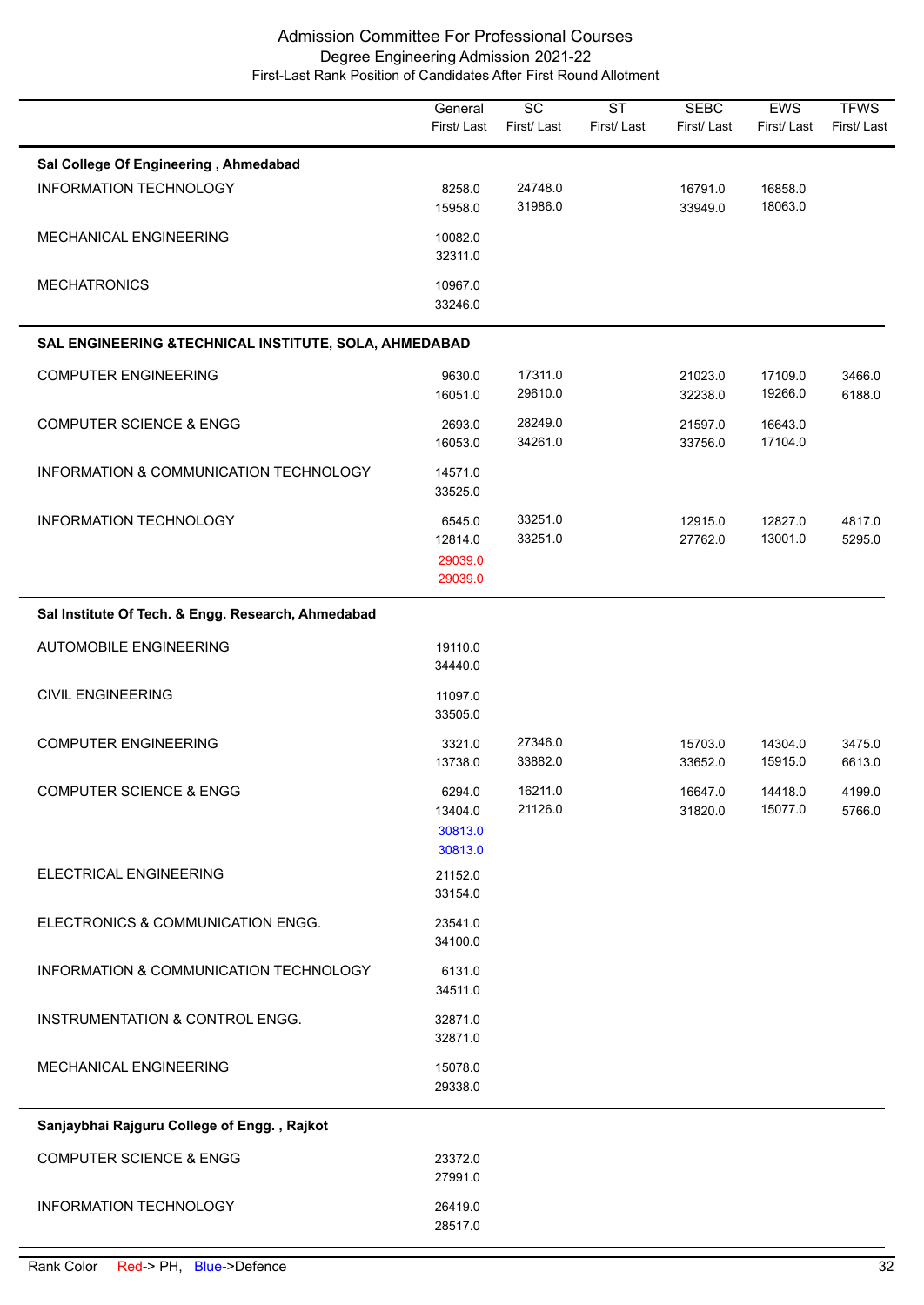# Admission Committee For Professional Courses

## Degree Engineering Admission 2021-22

### First-Last Rank Position of Candidates After First Round Allotment

| | General First/ Last | SC First/ Last | ST First/ Last | SEBC First/ Last | EWS First/ Last | TFWS First/ Last |
|---|---|---|---|---|---|---|
| **Sal College Of Engineering , Ahmedabad** | | | | | | |
| INFORMATION TECHNOLOGY | 8258.0 15958.0 | 24748.0 31986.0 | | 16791.0 33949.0 | 16858.0 18063.0 | |
| MECHANICAL ENGINEERING | 10082.0 32311.0 | | | | | |
| MECHATRONICS | 10967.0 33246.0 | | | | | |
| **SAL ENGINEERING &TECHNICAL INSTITUTE, SOLA, AHMEDABAD** | | | | | | |
| COMPUTER ENGINEERING | 9630.0 16051.0 | 17311.0 29610.0 | | 21023.0 32238.0 | 17109.0 19266.0 | 3466.0 6188.0 |
| COMPUTER SCIENCE & ENGG | 2693.0 16053.0 | 28249.0 34261.0 | | 21597.0 33756.0 | 16643.0 17104.0 | |
| INFORMATION & COMMUNICATION TECHNOLOGY | 14571.0 33525.0 | | | | | |
| INFORMATION TECHNOLOGY | 6545.0 12814.0 29039.0 (PH) 29039.0 (PH) | 33251.0 33251.0 | | 12915.0 27762.0 | 12827.0 13001.0 | 4817.0 5295.0 |
| **Sal Institute Of Tech. & Engg. Research, Ahmedabad** | | | | | | |
| AUTOMOBILE ENGINEERING | 19110.0 34440.0 | | | | | |
| CIVIL ENGINEERING | 11097.0 33505.0 | | | | | |
| COMPUTER ENGINEERING | 3321.0 13738.0 | 27346.0 33882.0 | | 15703.0 33652.0 | 14304.0 15915.0 | 3475.0 6613.0 |
| COMPUTER SCIENCE & ENGG | 6294.0 13404.0 30813.0 (Defence) 30813.0 (Defence) | 16211.0 21126.0 | | 16647.0 31820.0 | 14418.0 15077.0 | 4199.0 5766.0 |
| ELECTRICAL ENGINEERING | 21152.0 33154.0 | | | | | |
| ELECTRONICS & COMMUNICATION ENGG. | 23541.0 34100.0 | | | | | |
| INFORMATION & COMMUNICATION TECHNOLOGY | 6131.0 34511.0 | | | | | |
| INSTRUMENTATION & CONTROL ENGG. | 32871.0 32871.0 | | | | | |
| MECHANICAL ENGINEERING | 15078.0 29338.0 | | | | | |
| **Sanjaybhai Rajguru College of Engg. , Rajkot** | | | | | | |
| COMPUTER SCIENCE & ENGG | 23372.0 27991.0 | | | | | |
| INFORMATION TECHNOLOGY | 26419.0 28517.0 | | | | | |

Rank Color Red-> PH, Blue->Defence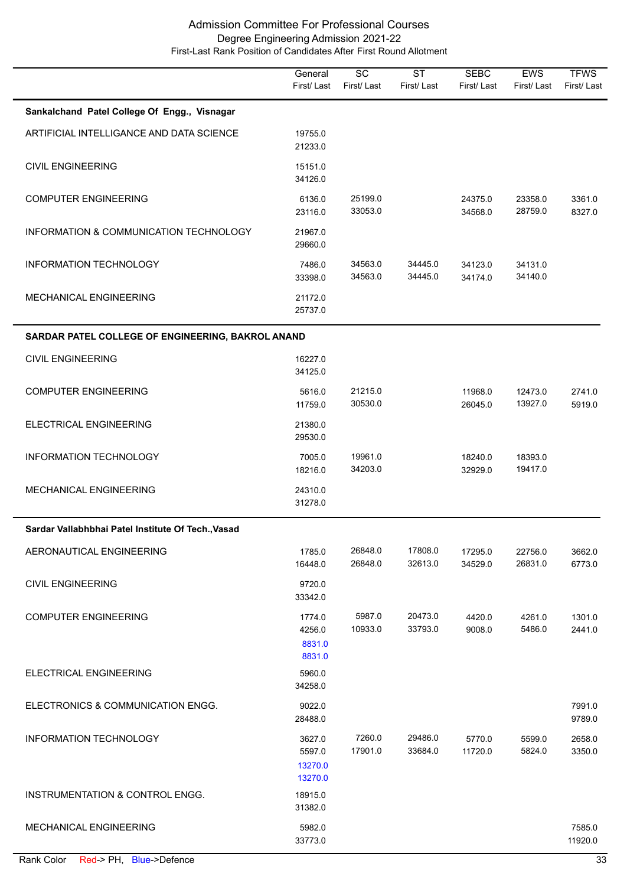# Admission Committee For Professional Courses

## Degree Engineering Admission 2021-22

### First-Last Rank Position of Candidates After First Round Allotment

| | General First/ Last | SC First/ Last | ST First/ Last | SEBC First/ Last | EWS First/ Last | TFWS First/ Last |
|---|---|---|---|---|---|---|
| **Sankalchand Patel College Of Engg., Visnagar** | | | | | | |
| ARTIFICIAL INTELLIGANCE AND DATA SCIENCE | 19755.0<br>21233.0 | | | | | |
| CIVIL ENGINEERING | 15151.0<br>34126.0 | | | | | |
| COMPUTER ENGINEERING | 6136.0<br>23116.0 | 25199.0<br>33053.0 | | 24375.0<br>34568.0 | 23358.0<br>28759.0 | 3361.0<br>8327.0 |
| INFORMATION & COMMUNICATION TECHNOLOGY | 21967.0<br>29660.0 | | | | | |
| INFORMATION TECHNOLOGY | 7486.0<br>33398.0 | 34563.0<br>34563.0 | 34445.0<br>34445.0 | 34123.0<br>34174.0 | 34131.0<br>34140.0 | |
| MECHANICAL ENGINEERING | 21172.0<br>25737.0 | | | | | |
| **SARDAR PATEL COLLEGE OF ENGINEERING, BAKROL ANAND** | | | | | | |
| CIVIL ENGINEERING | 16227.0<br>34125.0 | | | | | |
| COMPUTER ENGINEERING | 5616.0<br>11759.0 | 21215.0<br>30530.0 | | 11968.0<br>26045.0 | 12473.0<br>13927.0 | 2741.0<br>5919.0 |
| ELECTRICAL ENGINEERING | 21380.0<br>29530.0 | | | | | |
| INFORMATION TECHNOLOGY | 7005.0<br>18216.0 | 19961.0<br>34203.0 | | 18240.0<br>32929.0 | 18393.0<br>19417.0 | |
| MECHANICAL ENGINEERING | 24310.0<br>31278.0 | | | | | |
| **Sardar Vallabhbhai Patel Institute Of Tech.,Vasad** | | | | | | |
| AERONAUTICAL ENGINEERING | 1785.0<br>16448.0 | 26848.0<br>26848.0 | 17808.0<br>32613.0 | 17295.0<br>34529.0 | 22756.0<br>26831.0 | 3662.0<br>6773.0 |
| CIVIL ENGINEERING | 9720.0<br>33342.0 | | | | | |
| COMPUTER ENGINEERING | 1774.0<br>4256.0<br>8831.0<br>8831.0 | 5987.0<br>10933.0 | 20473.0<br>33793.0 | 4420.0<br>9008.0 | 4261.0<br>5486.0 | 1301.0<br>2441.0 |
| ELECTRICAL ENGINEERING | 5960.0<br>34258.0 | | | | | |
| ELECTRONICS & COMMUNICATION ENGG. | 9022.0<br>28488.0 | | | | | 7991.0<br>9789.0 |
| INFORMATION TECHNOLOGY | 3627.0<br>5597.0<br>13270.0<br>13270.0 | 7260.0<br>17901.0 | 29486.0<br>33684.0 | 5770.0<br>11720.0 | 5599.0<br>5824.0 | 2658.0<br>3350.0 |
| INSTRUMENTATION & CONTROL ENGG. | 18915.0<br>31382.0 | | | | | |
| MECHANICAL ENGINEERING | 5982.0<br>33773.0 | | | | | 7585.0<br>11920.0 |

Rank Color Red-> PH, Blue->Defence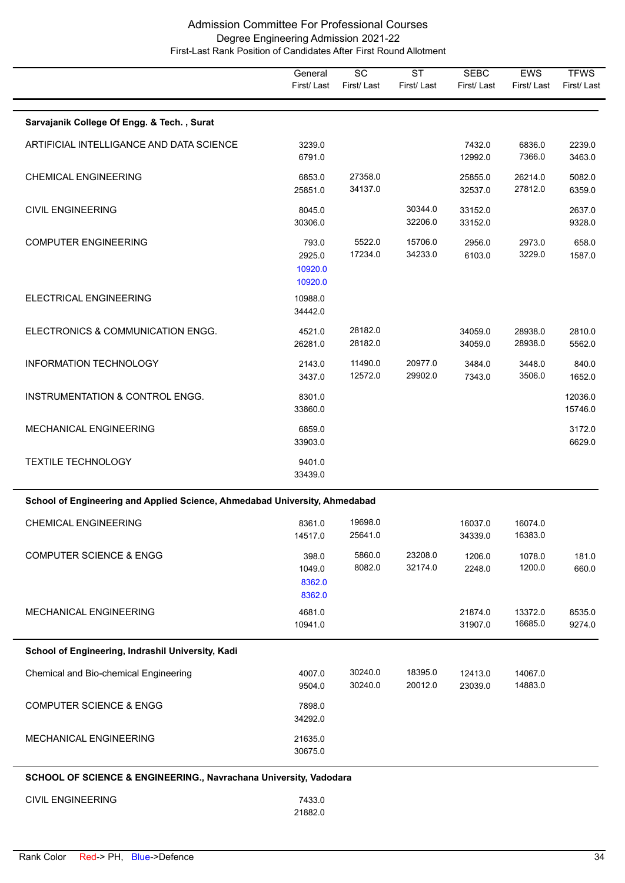# Admission Committee For Professional Courses

## Degree Engineering Admission 2021-22

### First-Last Rank Position of Candidates After First Round Allotment

| | General First/ Last | SC First/ Last | ST First/ Last | SEBC First/ Last | EWS First/ Last | TFWS First/ Last |
|---|---|---|---|---|---|---|
| **Sarvajanik College Of Engg. & Tech. , Surat** | | | | | | |
| ARTIFICIAL INTELLIGANCE AND DATA SCIENCE | 3239.0 6791.0 | | | 7432.0 12992.0 | 6836.0 7366.0 | 2239.0 3463.0 |
| CHEMICAL ENGINEERING | 6853.0 25851.0 | 27358.0 34137.0 | | 25855.0 32537.0 | 26214.0 27812.0 | 5082.0 6359.0 |
| CIVIL ENGINEERING | 8045.0 30306.0 | | 30344.0 32206.0 | 33152.0 33152.0 | | 2637.0 9328.0 |
| COMPUTER ENGINEERING | 793.0 2925.0 10920.0 10920.0 | 5522.0 17234.0 | 15706.0 34233.0 | 2956.0 6103.0 | 2973.0 3229.0 | 658.0 1587.0 |
| ELECTRICAL ENGINEERING | 10988.0 34442.0 | | | | | |
| ELECTRONICS & COMMUNICATION ENGG. | 4521.0 26281.0 | 28182.0 28182.0 | | 34059.0 34059.0 | 28938.0 28938.0 | 2810.0 5562.0 |
| INFORMATION TECHNOLOGY | 2143.0 3437.0 | 11490.0 12572.0 | 20977.0 29902.0 | 3484.0 7343.0 | 3448.0 3506.0 | 840.0 1652.0 |
| INSTRUMENTATION & CONTROL ENGG. | 8301.0 33860.0 | | | | | 12036.0 15746.0 |
| MECHANICAL ENGINEERING | 6859.0 33903.0 | | | | | 3172.0 6629.0 |
| TEXTILE TECHNOLOGY | 9401.0 33439.0 | | | | | |
| **School of Engineering and Applied Science, Ahmedabad University, Ahmedabad** | | | | | | |
| CHEMICAL ENGINEERING | 8361.0 14517.0 | 19698.0 25641.0 | | 16037.0 34339.0 | 16074.0 16383.0 | |
| COMPUTER SCIENCE & ENGG | 398.0 1049.0 8362.0 8362.0 | 5860.0 8082.0 | 23208.0 32174.0 | 1206.0 2248.0 | 1078.0 1200.0 | 181.0 660.0 |
| MECHANICAL ENGINEERING | 4681.0 10941.0 | | | 21874.0 31907.0 | 13372.0 16685.0 | 8535.0 9274.0 |
| **School of Engineering, Indrashil University, Kadi** | | | | | | |
| Chemical and Bio-chemical Engineering | 4007.0 9504.0 | 30240.0 30240.0 | 18395.0 20012.0 | 12413.0 23039.0 | 14067.0 14883.0 | |
| COMPUTER SCIENCE & ENGG | 7898.0 34292.0 | | | | | |
| MECHANICAL ENGINEERING | 21635.0 30675.0 | | | | | |
| **SCHOOL OF SCIENCE & ENGINEERING., Navrachana University, Vadodara** | | | | | | |
| CIVIL ENGINEERING | 7433.0 21882.0 | | | | | |

Rank Color Red-> PH, Blue->Defence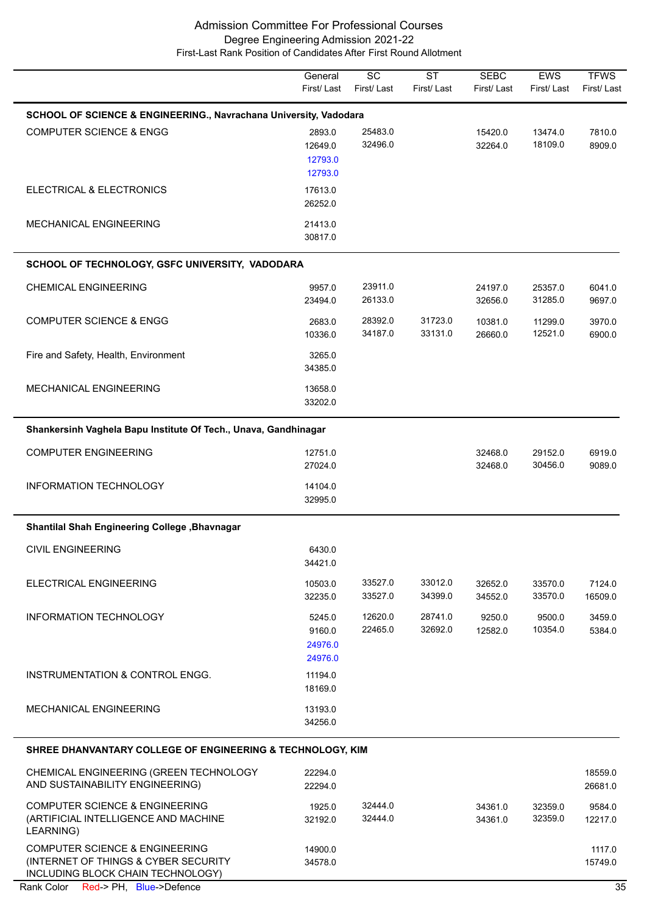# Admission Committee For Professional Courses
## Degree Engineering Admission 2021-22
### First-Last Rank Position of Candidates After First Round Allotment

| | General First/ Last | SC First/ Last | ST First/ Last | SEBC First/ Last | EWS First/ Last | TFWS First/ Last |
|---|---|---|---|---|---|---|
| **SCHOOL OF SCIENCE & ENGINEERING., Navrachana University, Vadodara** | | | | | | |
| COMPUTER SCIENCE & ENGG | 2893.0<br>12649.0<br>12793.0<br>12793.0 | 25483.0<br>32496.0 | | 15420.0<br>32264.0 | 13474.0<br>18109.0 | 7810.0<br>8909.0 |
| ELECTRICAL & ELECTRONICS | 17613.0<br>26252.0 | | | | | |
| MECHANICAL ENGINEERING | 21413.0<br>30817.0 | | | | | |
| **SCHOOL OF TECHNOLOGY, GSFC UNIVERSITY, VADODARA** | | | | | | |
| CHEMICAL ENGINEERING | 9957.0<br>23494.0 | 23911.0<br>26133.0 | | 24197.0<br>32656.0 | 25357.0<br>31285.0 | 6041.0<br>9697.0 |
| COMPUTER SCIENCE & ENGG | 2683.0<br>10336.0 | 28392.0<br>34187.0 | 31723.0<br>33131.0 | 10381.0<br>26660.0 | 11299.0<br>12521.0 | 3970.0<br>6900.0 |
| Fire and Safety, Health, Environment | 3265.0<br>34385.0 | | | | | |
| MECHANICAL ENGINEERING | 13658.0<br>33202.0 | | | | | |
| **Shankersinh Vaghela Bapu Institute Of Tech., Unava, Gandhinagar** | | | | | | |
| COMPUTER ENGINEERING | 12751.0<br>27024.0 | | | 32468.0<br>32468.0 | 29152.0<br>30456.0 | 6919.0<br>9089.0 |
| INFORMATION TECHNOLOGY | 14104.0<br>32995.0 | | | | | |
| **Shantilal Shah Engineering College ,Bhavnagar** | | | | | | |
| CIVIL ENGINEERING | 6430.0<br>34421.0 | | | | | |
| ELECTRICAL ENGINEERING | 10503.0<br>32235.0 | 33527.0<br>33527.0 | 33012.0<br>34399.0 | 32652.0<br>34552.0 | 33570.0<br>33570.0 | 7124.0<br>16509.0 |
| INFORMATION TECHNOLOGY | 5245.0<br>9160.0<br>24976.0<br>24976.0 | 12620.0<br>22465.0 | 28741.0<br>32692.0 | 9250.0<br>12582.0 | 9500.0<br>10354.0 | 3459.0<br>5384.0 |
| INSTRUMENTATION & CONTROL ENGG. | 11194.0<br>18169.0 | | | | | |
| MECHANICAL ENGINEERING | 13193.0<br>34256.0 | | | | | |
| **SHREE DHANVANTARY COLLEGE OF ENGINEERING & TECHNOLOGY, KIM** | | | | | | |
| CHEMICAL ENGINEERING (GREEN TECHNOLOGY AND SUSTAINABILITY ENGINEERING) | 22294.0<br>22294.0 | | | | | 18559.0<br>26681.0 |
| COMPUTER SCIENCE & ENGINEERING (ARTIFICIAL INTELLIGENCE AND MACHINE LEARNING) | 1925.0<br>32192.0 | 32444.0<br>32444.0 | | 34361.0<br>34361.0 | 32359.0<br>32359.0 | 9584.0<br>12217.0 |
| COMPUTER SCIENCE & ENGINEERING (INTERNET OF THINGS & CYBER SECURITY INCLUDING BLOCK CHAIN TECHNOLOGY) | 14900.0<br>34578.0 | | | | | 1117.0<br>15749.0 |

Rank Color Red-> PH, Blue->Defence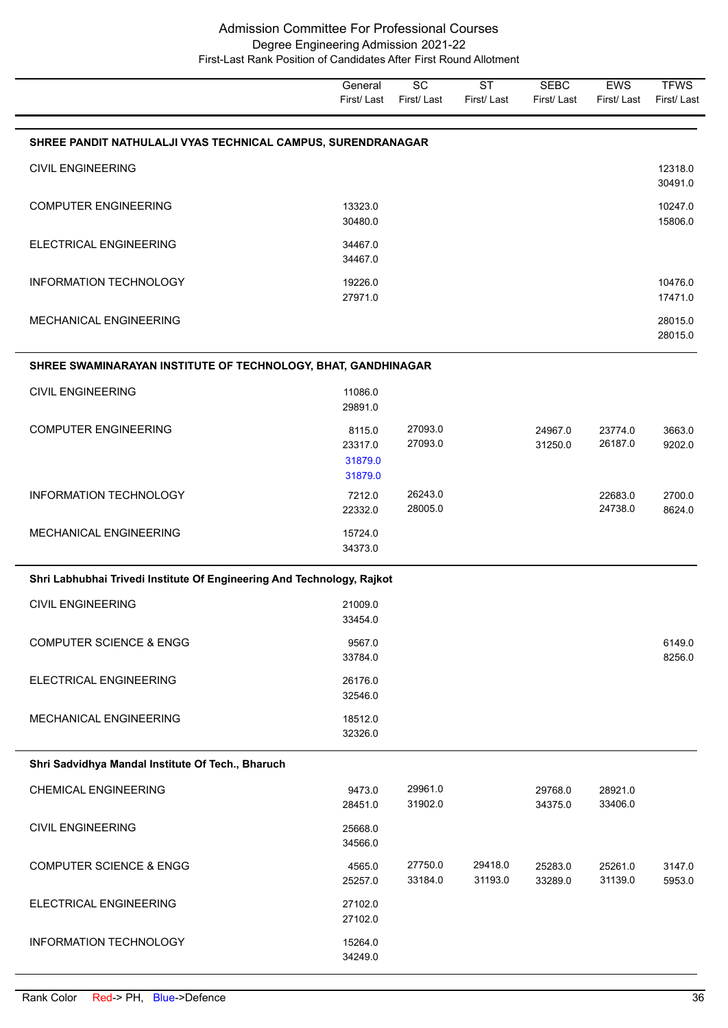# Admission Committee For Professional Courses

## Degree Engineering Admission 2021-22

### First-Last Rank Position of Candidates After First Round Allotment

| | General First/ Last | SC First/ Last | ST First/ Last | SEBC First/ Last | EWS First/ Last | TFWS First/ Last |
|---|---|---|---|---|---|---|
| **SHREE PANDIT NATHULALJI VYAS TECHNICAL CAMPUS, SURENDRANAGAR** | | | | | | |
| CIVIL ENGINEERING | | | | | | 12318.0<br>30491.0 |
| COMPUTER ENGINEERING | 13323.0<br>30480.0 | | | | | 10247.0<br>15806.0 |
| ELECTRICAL ENGINEERING | 34467.0<br>34467.0 | | | | | |
| INFORMATION TECHNOLOGY | 19226.0<br>27971.0 | | | | | 10476.0<br>17471.0 |
| MECHANICAL ENGINEERING | | | | | | 28015.0<br>28015.0 |
| **SHREE SWAMINARAYAN INSTITUTE OF TECHNOLOGY, BHAT, GANDHINAGAR** | | | | | | |
| CIVIL ENGINEERING | 11086.0<br>29891.0 | | | | | |
| COMPUTER ENGINEERING | 8115.0<br>23317.0<br>31879.0<br>31879.0 | 27093.0<br>27093.0 | | 24967.0<br>31250.0 | 23774.0<br>26187.0 | 3663.0<br>9202.0 |
| INFORMATION TECHNOLOGY | 7212.0<br>22332.0 | 26243.0<br>28005.0 | | | 22683.0<br>24738.0 | 2700.0<br>8624.0 |
| MECHANICAL ENGINEERING | 15724.0<br>34373.0 | | | | | |
| **Shri Labhubhai Trivedi Institute Of Engineering And Technology, Rajkot** | | | | | | |
| CIVIL ENGINEERING | 21009.0<br>33454.0 | | | | | |
| COMPUTER SCIENCE & ENGG | 9567.0<br>33784.0 | | | | | 6149.0<br>8256.0 |
| ELECTRICAL ENGINEERING | 26176.0<br>32546.0 | | | | | |
| MECHANICAL ENGINEERING | 18512.0<br>32326.0 | | | | | |
| **Shri Sadvidhya Mandal Institute Of Tech., Bharuch** | | | | | | |
| CHEMICAL ENGINEERING | 9473.0<br>28451.0 | 29961.0<br>31902.0 | | 29768.0<br>34375.0 | 28921.0<br>33406.0 | |
| CIVIL ENGINEERING | 25668.0<br>34566.0 | | | | | |
| COMPUTER SCIENCE & ENGG | 4565.0<br>25257.0 | 27750.0<br>33184.0 | 29418.0<br>31193.0 | 25283.0<br>33289.0 | 25261.0<br>31139.0 | 3147.0<br>5953.0 |
| ELECTRICAL ENGINEERING | 27102.0<br>27102.0 | | | | | |
| INFORMATION TECHNOLOGY | 15264.0<br>34249.0 | | | | | |

Rank Color Red-> PH, Blue->Defence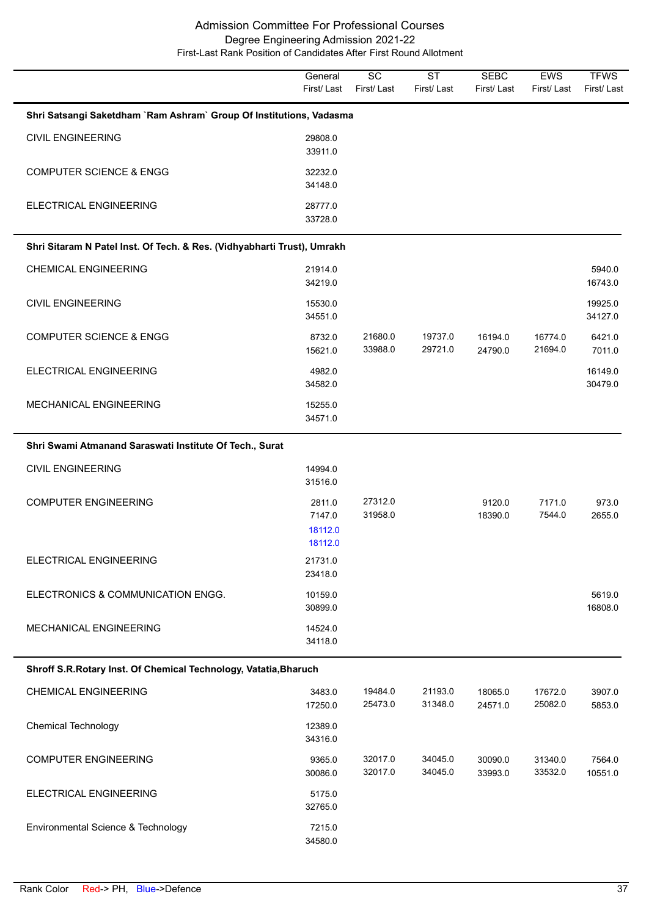# Admission Committee For Professional Courses

## Degree Engineering Admission 2021-22

### First-Last Rank Position of Candidates After First Round Allotment

| | General First/ Last | SC First/ Last | ST First/ Last | SEBC First/ Last | EWS First/ Last | TFWS First/ Last |
|---|---|---|---|---|---|---|
| **Shri Satsangi Saketdham `Ram Ashram` Group Of Institutions, Vadasma** | | | | | | |
| CIVIL ENGINEERING | 29808.0<br>33911.0 | | | | | |
| COMPUTER SCIENCE & ENGG | 32232.0<br>34148.0 | | | | | |
| ELECTRICAL ENGINEERING | 28777.0<br>33728.0 | | | | | |
| **Shri Sitaram N Patel Inst. Of Tech. & Res. (Vidhyabharti Trust), Umrakh** | | | | | | |
| CHEMICAL ENGINEERING | 21914.0<br>34219.0 | | | | | 5940.0<br>16743.0 |
| CIVIL ENGINEERING | 15530.0<br>34551.0 | | | | | 19925.0<br>34127.0 |
| COMPUTER SCIENCE & ENGG | 8732.0<br>15621.0 | 21680.0<br>33988.0 | 19737.0<br>29721.0 | 16194.0<br>24790.0 | 16774.0<br>21694.0 | 6421.0<br>7011.0 |
| ELECTRICAL ENGINEERING | 4982.0<br>34582.0 | | | | | 16149.0<br>30479.0 |
| MECHANICAL ENGINEERING | 15255.0<br>34571.0 | | | | | |
| **Shri Swami Atmanand Saraswati Institute Of Tech., Surat** | | | | | | |
| CIVIL ENGINEERING | 14994.0<br>31516.0 | | | | | |
| COMPUTER ENGINEERING | 2811.0<br>7147.0<br>18112.0 (Defence)<br>18112.0 (Defence) | 27312.0<br>31958.0 | | 9120.0<br>18390.0 | 7171.0<br>7544.0 | 973.0<br>2655.0 |
| ELECTRICAL ENGINEERING | 21731.0<br>23418.0 | | | | | |
| ELECTRONICS & COMMUNICATION ENGG. | 10159.0<br>30899.0 | | | | | 5619.0<br>16808.0 |
| MECHANICAL ENGINEERING | 14524.0<br>34118.0 | | | | | |
| **Shroff S.R.Rotary Inst. Of Chemical Technology, Vatatia,Bharuch** | | | | | | |
| CHEMICAL ENGINEERING | 3483.0<br>17250.0 | 19484.0<br>25473.0 | 21193.0<br>31348.0 | 18065.0<br>24571.0 | 17672.0<br>25082.0 | 3907.0<br>5853.0 |
| Chemical Technology | 12389.0<br>34316.0 | | | | | |
| COMPUTER ENGINEERING | 9365.0<br>30086.0 | 32017.0<br>32017.0 | 34045.0<br>34045.0 | 30090.0<br>33993.0 | 31340.0<br>33532.0 | 7564.0<br>10551.0 |
| ELECTRICAL ENGINEERING | 5175.0<br>32765.0 | | | | | |
| Environmental Science & Technology | 7215.0<br>34580.0 | | | | | |

Rank Color Red-> PH, Blue->Defence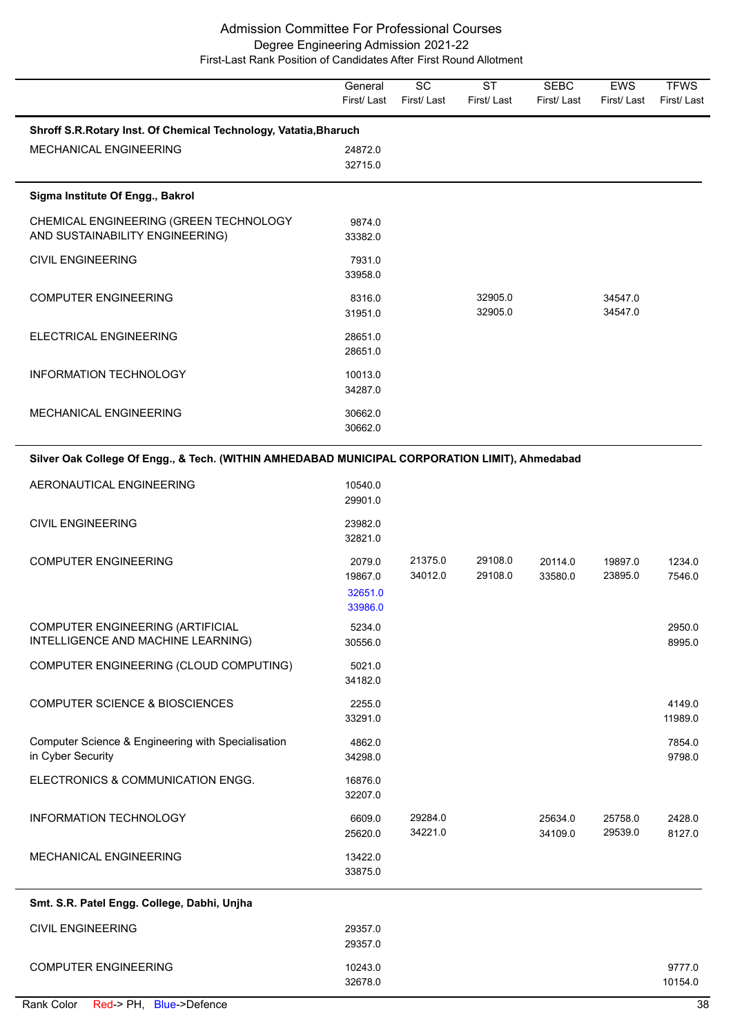# Admission Committee For Professional Courses

## Degree Engineering Admission 2021-22

### First-Last Rank Position of Candidates After First Round Allotment

| | General First/ Last | SC First/ Last | ST First/ Last | SEBC First/ Last | EWS First/ Last | TFWS First/ Last |
|---|---|---|---|---|---|---|
| **Shroff S.R.Rotary Inst. Of Chemical Technology, Vatatia,Bharuch** | | | | | | |
| MECHANICAL ENGINEERING | 24872.0<br>32715.0 | | | | | |
| **Sigma Institute Of Engg., Bakrol** | | | | | | |
| CHEMICAL ENGINEERING (GREEN TECHNOLOGY AND SUSTAINABILITY ENGINEERING) | 9874.0<br>33382.0 | | | | | |
| CIVIL ENGINEERING | 7931.0<br>33958.0 | | | | | |
| COMPUTER ENGINEERING | 8316.0<br>31951.0 | | 32905.0<br>32905.0 | | 34547.0<br>34547.0 | |
| ELECTRICAL ENGINEERING | 28651.0<br>28651.0 | | | | | |
| INFORMATION TECHNOLOGY | 10013.0<br>34287.0 | | | | | |
| MECHANICAL ENGINEERING | 30662.0<br>30662.0 | | | | | |
| **Silver Oak College Of Engg., & Tech. (WITHIN AMHEDABAD MUNICIPAL CORPORATION LIMIT), Ahmedabad** | | | | | | |
| AERONAUTICAL ENGINEERING | 10540.0<br>29901.0 | | | | | |
| CIVIL ENGINEERING | 23982.0<br>32821.0 | | | | | |
| COMPUTER ENGINEERING | 2079.0<br>19867.0<br>32651.0 (Defence)<br>33986.0 (Defence) | 21375.0<br>34012.0 | 29108.0<br>29108.0 | 20114.0<br>33580.0 | 19897.0<br>23895.0 | 1234.0<br>7546.0 |
| COMPUTER ENGINEERING (ARTIFICIAL INTELLIGENCE AND MACHINE LEARNING) | 5234.0<br>30556.0 | | | | | 2950.0<br>8995.0 |
| COMPUTER ENGINEERING (CLOUD COMPUTING) | 5021.0<br>34182.0 | | | | | |
| COMPUTER SCIENCE & BIOSCIENCES | 2255.0<br>33291.0 | | | | | 4149.0<br>11989.0 |
| Computer Science & Engineering with Specialisation in Cyber Security | 4862.0<br>34298.0 | | | | | 7854.0<br>9798.0 |
| ELECTRONICS & COMMUNICATION ENGG. | 16876.0<br>32207.0 | | | | | |
| INFORMATION TECHNOLOGY | 6609.0<br>25620.0 | 29284.0<br>34221.0 | | 25634.0<br>34109.0 | 25758.0<br>29539.0 | 2428.0<br>8127.0 |
| MECHANICAL ENGINEERING | 13422.0<br>33875.0 | | | | | |
| **Smt. S.R. Patel Engg. College, Dabhi, Unjha** | | | | | | |
| CIVIL ENGINEERING | 29357.0<br>29357.0 | | | | | |
| COMPUTER ENGINEERING | 10243.0<br>32678.0 | | | | | 9777.0<br>10154.0 |

Rank Color Red-> PH, Blue->Defence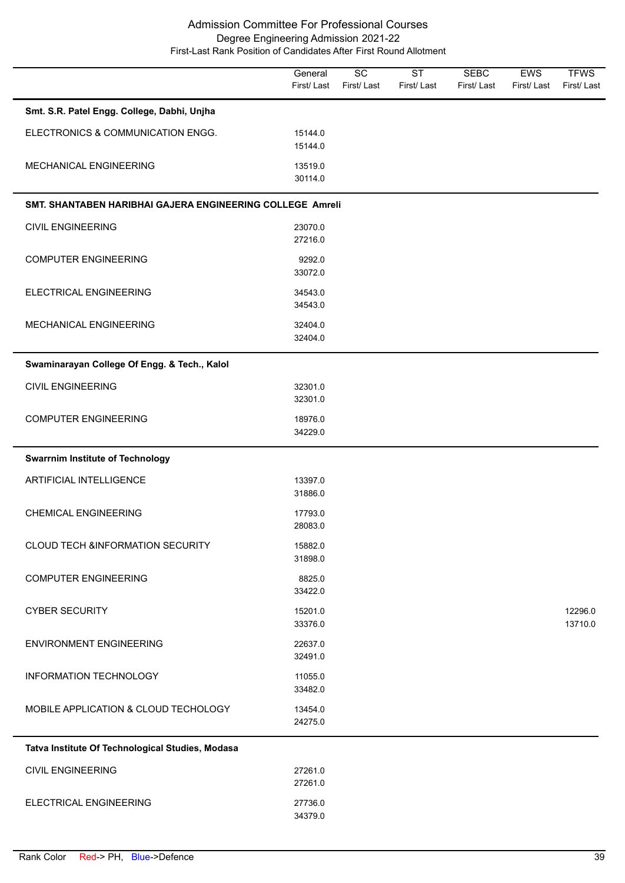# Admission Committee For Professional Courses

## Degree Engineering Admission 2021-22

### First-Last Rank Position of Candidates After First Round Allotment

| | General First/ Last | SC First/ Last | ST First/ Last | SEBC First/ Last | EWS First/ Last | TFWS First/ Last |
|---|---|---|---|---|---|---|
| **Smt. S.R. Patel Engg. College, Dabhi, Unjha** | | | | | | |
| ELECTRONICS & COMMUNICATION ENGG. | 15144.0<br>15144.0 | | | | | |
| MECHANICAL ENGINEERING | 13519.0<br>30114.0 | | | | | |
| **SMT. SHANTABEN HARIBHAI GAJERA ENGINEERING COLLEGE Amreli** | | | | | | |
| CIVIL ENGINEERING | 23070.0<br>27216.0 | | | | | |
| COMPUTER ENGINEERING | 9292.0<br>33072.0 | | | | | |
| ELECTRICAL ENGINEERING | 34543.0<br>34543.0 | | | | | |
| MECHANICAL ENGINEERING | 32404.0<br>32404.0 | | | | | |
| **Swaminarayan College Of Engg. & Tech., Kalol** | | | | | | |
| CIVIL ENGINEERING | 32301.0<br>32301.0 | | | | | |
| COMPUTER ENGINEERING | 18976.0<br>34229.0 | | | | | |
| **Swarrnim Institute of Technology** | | | | | | |
| ARTIFICIAL INTELLIGENCE | 13397.0<br>31886.0 | | | | | |
| CHEMICAL ENGINEERING | 17793.0<br>28083.0 | | | | | |
| CLOUD TECH &INFORMATION SECURITY | 15882.0<br>31898.0 | | | | | |
| COMPUTER ENGINEERING | 8825.0<br>33422.0 | | | | | |
| CYBER SECURITY | 15201.0<br>33376.0 | | | | | 12296.0<br>13710.0 |
| ENVIRONMENT ENGINEERING | 22637.0<br>32491.0 | | | | | |
| INFORMATION TECHNOLOGY | 11055.0<br>33482.0 | | | | | |
| MOBILE APPLICATION & CLOUD TECHOLOGY | 13454.0<br>24275.0 | | | | | |
| **Tatva Institute Of Technological Studies, Modasa** | | | | | | |
| CIVIL ENGINEERING | 27261.0<br>27261.0 | | | | | |
| ELECTRICAL ENGINEERING | 27736.0<br>34379.0 | | | | | |

Rank Color Red-> PH, Blue->Defence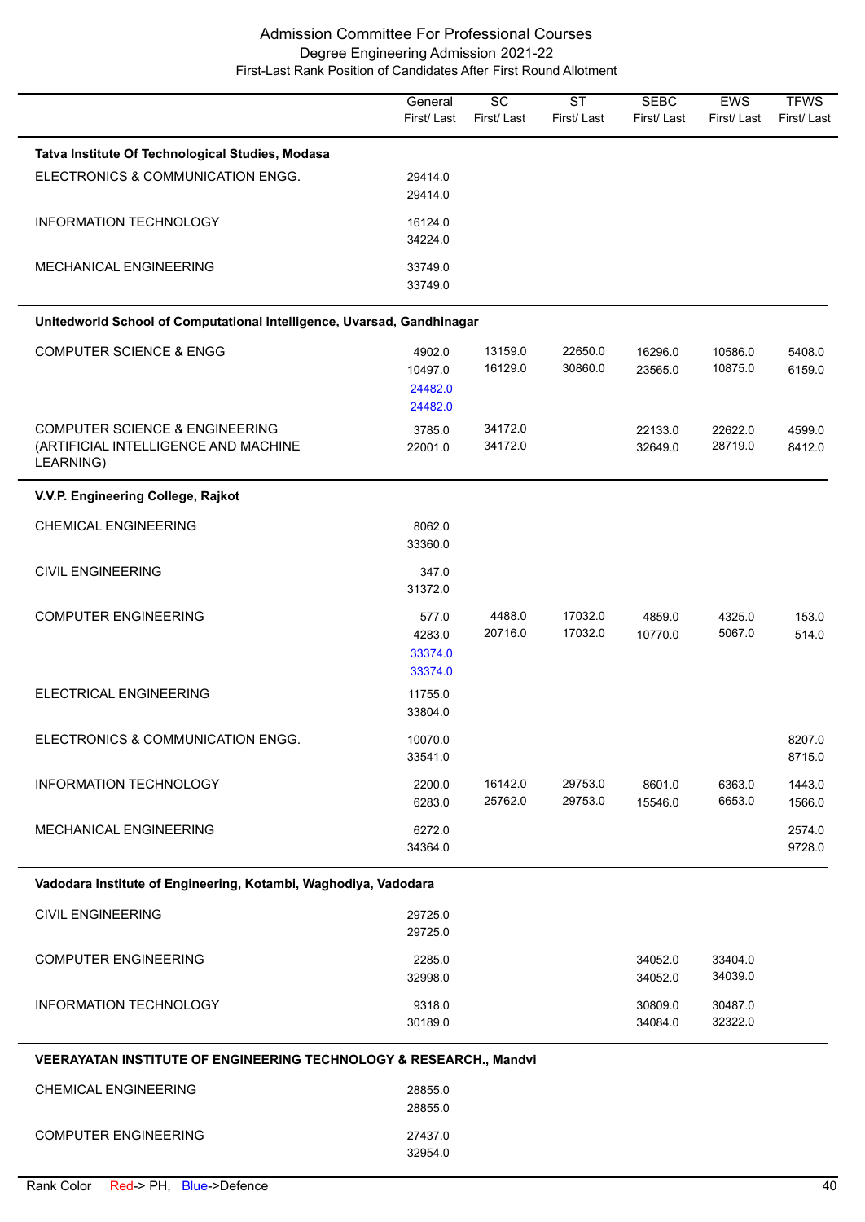# Admission Committee For Professional Courses

## Degree Engineering Admission 2021-22

### First-Last Rank Position of Candidates After First Round Allotment

| | General First/ Last | SC First/ Last | ST First/ Last | SEBC First/ Last | EWS First/ Last | TFWS First/ Last |
|---|---|---|---|---|---|---|
| **Tatva Institute Of Technological Studies, Modasa** | | | | | | |
| ELECTRONICS & COMMUNICATION ENGG. | 29414.0<br>29414.0 | | | | | |
| INFORMATION TECHNOLOGY | 16124.0<br>34224.0 | | | | | |
| MECHANICAL ENGINEERING | 33749.0<br>33749.0 | | | | | |
| **Unitedworld School of Computational Intelligence, Uvarsad, Gandhinagar** | | | | | | |
| COMPUTER SCIENCE & ENGG | 4902.0<br>10497.0<br>24482.0<br>24482.0 | 13159.0<br>16129.0 | 22650.0<br>30860.0 | 16296.0<br>23565.0 | 10586.0<br>10875.0 | 5408.0<br>6159.0 |
| COMPUTER SCIENCE & ENGINEERING (ARTIFICIAL INTELLIGENCE AND MACHINE LEARNING) | 3785.0<br>22001.0 | 34172.0<br>34172.0 | | 22133.0<br>32649.0 | 22622.0<br>28719.0 | 4599.0<br>8412.0 |
| **V.V.P. Engineering College, Rajkot** | | | | | | |
| CHEMICAL ENGINEERING | 8062.0<br>33360.0 | | | | | |
| CIVIL ENGINEERING | 347.0<br>31372.0 | | | | | |
| COMPUTER ENGINEERING | 577.0<br>4283.0<br>33374.0<br>33374.0 | 4488.0<br>20716.0 | 17032.0<br>17032.0 | 4859.0<br>10770.0 | 4325.0<br>5067.0 | 153.0<br>514.0 |
| ELECTRICAL ENGINEERING | 11755.0<br>33804.0 | | | | | |
| ELECTRONICS & COMMUNICATION ENGG. | 10070.0<br>33541.0 | | | | | 8207.0<br>8715.0 |
| INFORMATION TECHNOLOGY | 2200.0<br>6283.0 | 16142.0<br>25762.0 | 29753.0<br>29753.0 | 8601.0<br>15546.0 | 6363.0<br>6653.0 | 1443.0<br>1566.0 |
| MECHANICAL ENGINEERING | 6272.0<br>34364.0 | | | | | 2574.0<br>9728.0 |
| **Vadodara Institute of Engineering, Kotambi, Waghodiya, Vadodara** | | | | | | |
| CIVIL ENGINEERING | 29725.0<br>29725.0 | | | | | |
| COMPUTER ENGINEERING | 2285.0<br>32998.0 | | | 34052.0<br>34052.0 | 33404.0<br>34039.0 | |
| INFORMATION TECHNOLOGY | 9318.0<br>30189.0 | | | 30809.0<br>34084.0 | 30487.0<br>32322.0 | |
| **VEERAYATAN INSTITUTE OF ENGINEERING TECHNOLOGY & RESEARCH., Mandvi** | | | | | | |
| CHEMICAL ENGINEERING | 28855.0<br>28855.0 | | | | | |
| COMPUTER ENGINEERING | 27437.0<br>32954.0 | | | | | |

Rank Color Red-> PH, Blue->Defence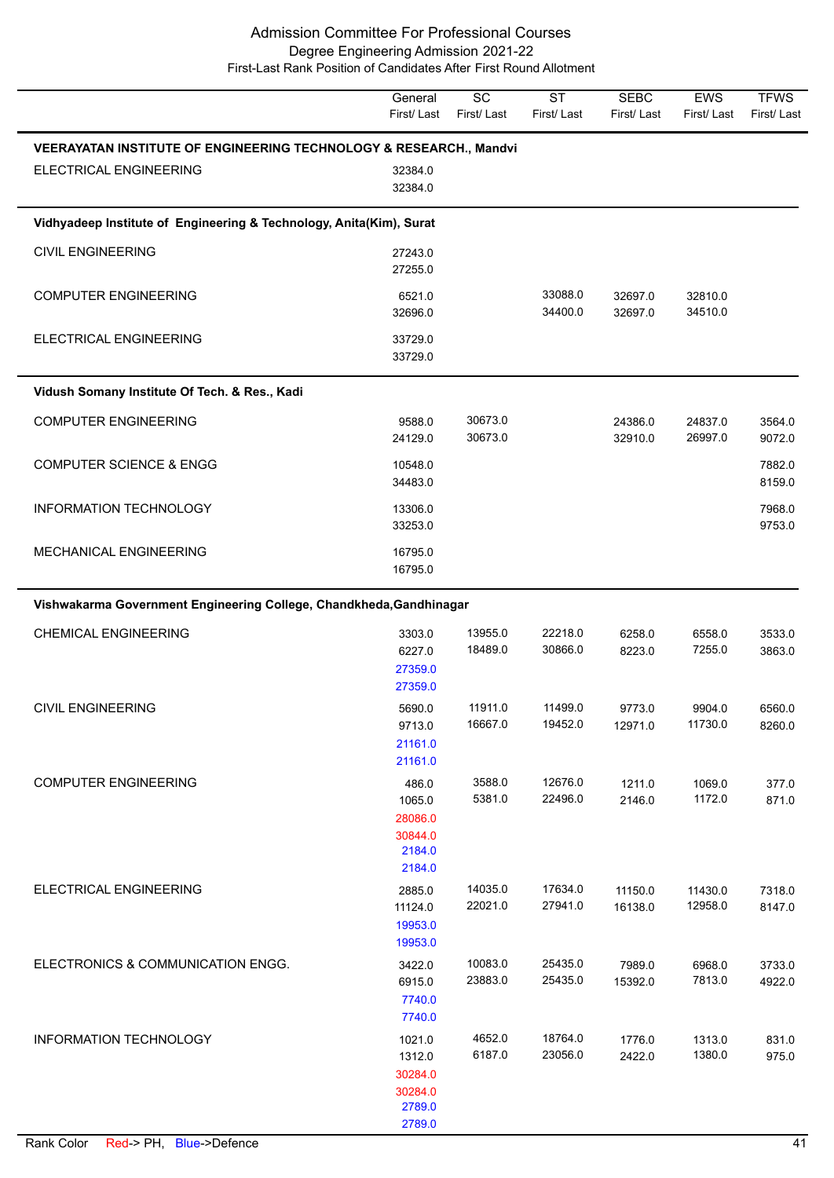# Admission Committee For Professional Courses
## Degree Engineering Admission 2021-22
### First-Last Rank Position of Candidates After First Round Allotment

| | General First/ Last | SC First/ Last | ST First/ Last | SEBC First/ Last | EWS First/ Last | TFWS First/ Last |
|---|---|---|---|---|---|---|
| **VEERAYATAN INSTITUTE OF ENGINEERING TECHNOLOGY & RESEARCH., Mandvi** | | | | | | |
| ELECTRICAL ENGINEERING | 32384.0 / 32384.0 | | | | | |
| **Vidhyadeep Institute of Engineering & Technology, Anita(Kim), Surat** | | | | | | |
| CIVIL ENGINEERING | 27243.0 / 27255.0 | | | | | |
| COMPUTER ENGINEERING | 6521.0 / 32696.0 | | 33088.0 / 34400.0 | 32697.0 / 32697.0 | 32810.0 / 34510.0 | |
| ELECTRICAL ENGINEERING | 33729.0 / 33729.0 | | | | | |
| **Vidush Somany Institute Of Tech. & Res., Kadi** | | | | | | |
| COMPUTER ENGINEERING | 9588.0 / 24129.0 | 30673.0 / 30673.0 | | 24386.0 / 32910.0 | 24837.0 / 26997.0 | 3564.0 / 9072.0 |
| COMPUTER SCIENCE & ENGG | 10548.0 / 34483.0 | | | | | 7882.0 / 8159.0 |
| INFORMATION TECHNOLOGY | 13306.0 / 33253.0 | | | | | 7968.0 / 9753.0 |
| MECHANICAL ENGINEERING | 16795.0 / 16795.0 | | | | | |
| **Vishwakarma Government Engineering College, Chandkheda,Gandhinagar** | | | | | | |
| CHEMICAL ENGINEERING | 3303.0 / 6227.0 / Defence: 27359.0 / 27359.0 | 13955.0 / 18489.0 | 22218.0 / 30866.0 | 6258.0 / 8223.0 | 6558.0 / 7255.0 | 3533.0 / 3863.0 |
| CIVIL ENGINEERING | 5690.0 / 9713.0 / Defence: 21161.0 / 21161.0 | 11911.0 / 16667.0 | 11499.0 / 19452.0 | 9773.0 / 12971.0 | 9904.0 / 11730.0 | 6560.0 / 8260.0 |
| COMPUTER ENGINEERING | 486.0 / 1065.0 / PH: 28086.0 / 30844.0 / Defence: 2184.0 / 2184.0 | 3588.0 / 5381.0 | 12676.0 / 22496.0 | 1211.0 / 2146.0 | 1069.0 / 1172.0 | 377.0 / 871.0 |
| ELECTRICAL ENGINEERING | 2885.0 / 11124.0 / Defence: 19953.0 / 19953.0 | 14035.0 / 22021.0 | 17634.0 / 27941.0 | 11150.0 / 16138.0 | 11430.0 / 12958.0 | 7318.0 / 8147.0 |
| ELECTRONICS & COMMUNICATION ENGG. | 3422.0 / 6915.0 / Defence: 7740.0 / 7740.0 | 10083.0 / 23883.0 | 25435.0 / 25435.0 | 7989.0 / 15392.0 | 6968.0 / 7813.0 | 3733.0 / 4922.0 |
| INFORMATION TECHNOLOGY | 1021.0 / 1312.0 / PH: 30284.0 / 30284.0 / Defence: 2789.0 / 2789.0 | 4652.0 / 6187.0 | 18764.0 / 23056.0 | 1776.0 / 2422.0 | 1313.0 / 1380.0 | 831.0 / 975.0 |

Rank Color Red-> PH, Blue->Defence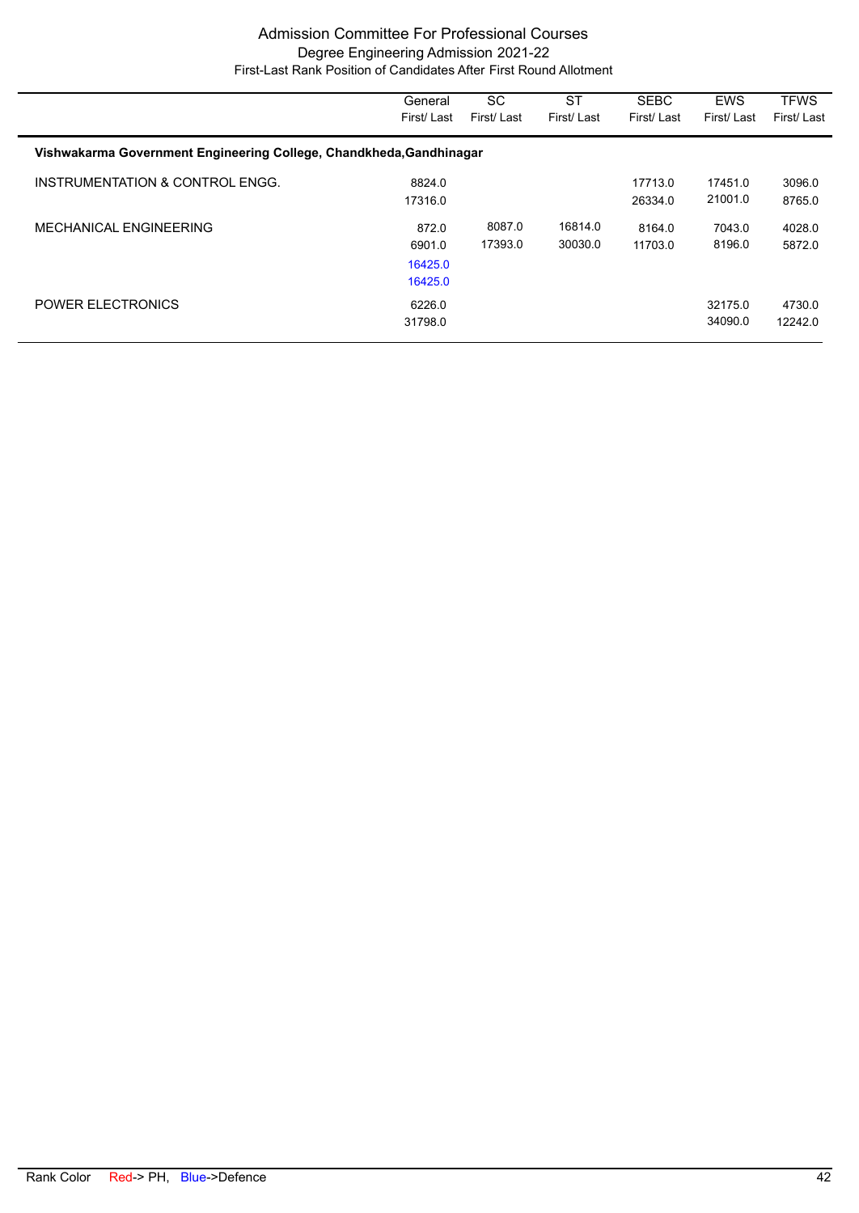# Admission Committee For Professional Courses

## Degree Engineering Admission 2021-22

### First-Last Rank Position of Candidates After First Round Allotment

| | General First/ Last | SC First/ Last | ST First/ Last | SEBC First/ Last | EWS First/ Last | TFWS First/ Last |
|---|---|---|---|---|---|---|
| **Vishwakarma Government Engineering College, Chandkheda,Gandhinagar** | | | | | | |
| INSTRUMENTATION & CONTROL ENGG. | 8824.0<br>17316.0 | | | 17713.0<br>26334.0 | 17451.0<br>21001.0 | 3096.0<br>8765.0 |
| MECHANICAL ENGINEERING | 872.0<br>6901.0<br>16425.0<br>16425.0 | 8087.0<br>17393.0 | 16814.0<br>30030.0 | 8164.0<br>11703.0 | 7043.0<br>8196.0 | 4028.0<br>5872.0 |
| POWER ELECTRONICS | 6226.0<br>31798.0 | | | | 32175.0<br>34090.0 | 4730.0<br>12242.0 |

Rank Color Red-> PH, Blue->Defence